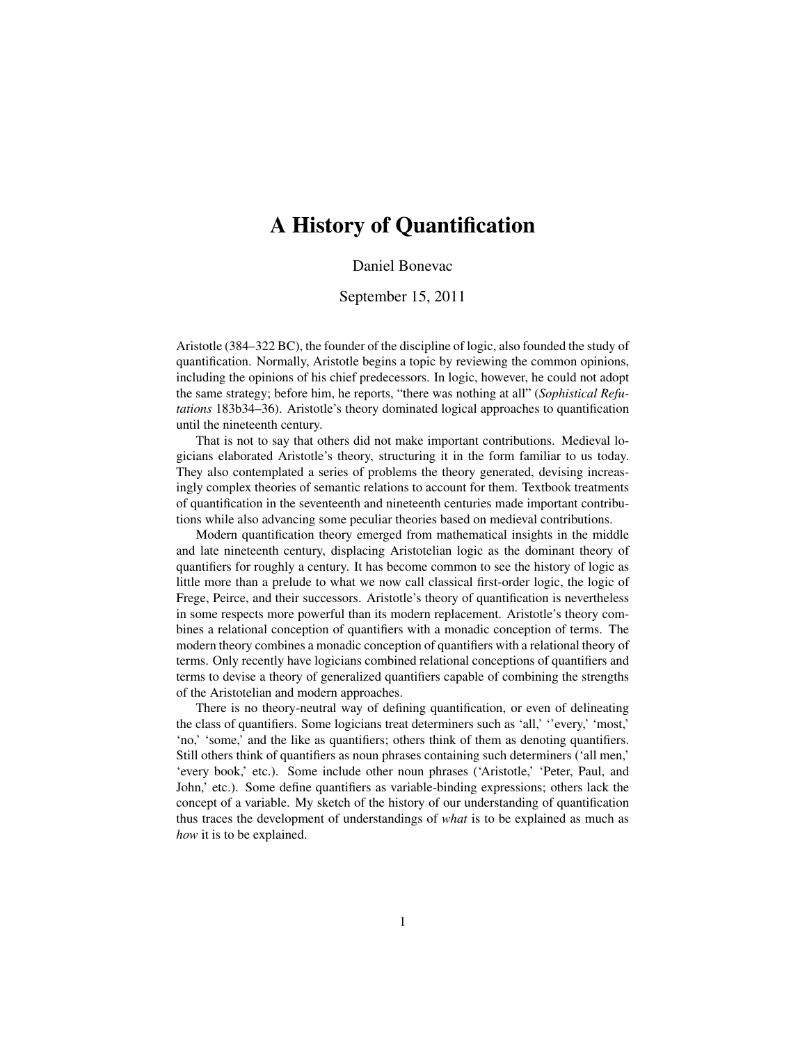# A History of Quantification

Daniel Bonevac

September 15, 2011

Aristotle (384–322 BC), the founder of the discipline of logic, also founded the study of quantification. Normally, Aristotle begins a topic by reviewing the common opinions, including the opinions of his chief predecessors. In logic, however, he could not adopt the same strategy; before him, he reports, "there was nothing at all" (*Sophistical Refutations* 183b34–36). Aristotle's theory dominated logical approaches to quantification until the nineteenth century.

That is not to say that others did not make important contributions. Medieval logicians elaborated Aristotle's theory, structuring it in the form familiar to us today. They also contemplated a series of problems the theory generated, devising increasingly complex theories of semantic relations to account for them. Textbook treatments of quantification in the seventeenth and nineteenth centuries made important contributions while also advancing some peculiar theories based on medieval contributions.

Modern quantification theory emerged from mathematical insights in the middle and late nineteenth century, displacing Aristotelian logic as the dominant theory of quantifiers for roughly a century. It has become common to see the history of logic as little more than a prelude to what we now call classical first-order logic, the logic of Frege, Peirce, and their successors. Aristotle's theory of quantification is nevertheless in some respects more powerful than its modern replacement. Aristotle's theory combines a relational conception of quantifiers with a monadic conception of terms. The modern theory combines a monadic conception of quantifiers with a relational theory of terms. Only recently have logicians combined relational conceptions of quantifiers and terms to devise a theory of generalized quantifiers capable of combining the strengths of the Aristotelian and modern approaches.

There is no theory-neutral way of defining quantification, or even of delineating the class of quantifiers. Some logicians treat determiners such as 'all,' ''every,' 'most,' 'no,' 'some,' and the like as quantifiers; others think of them as denoting quantifiers. Still others think of quantifiers as noun phrases containing such determiners ('all men,' 'every book,' etc.). Some include other noun phrases ('Aristotle,' 'Peter, Paul, and John,' etc.). Some define quantifiers as variable-binding expressions; others lack the concept of a variable. My sketch of the history of our understanding of quantification thus traces the development of understandings of *what* is to be explained as much as *how* it is to be explained.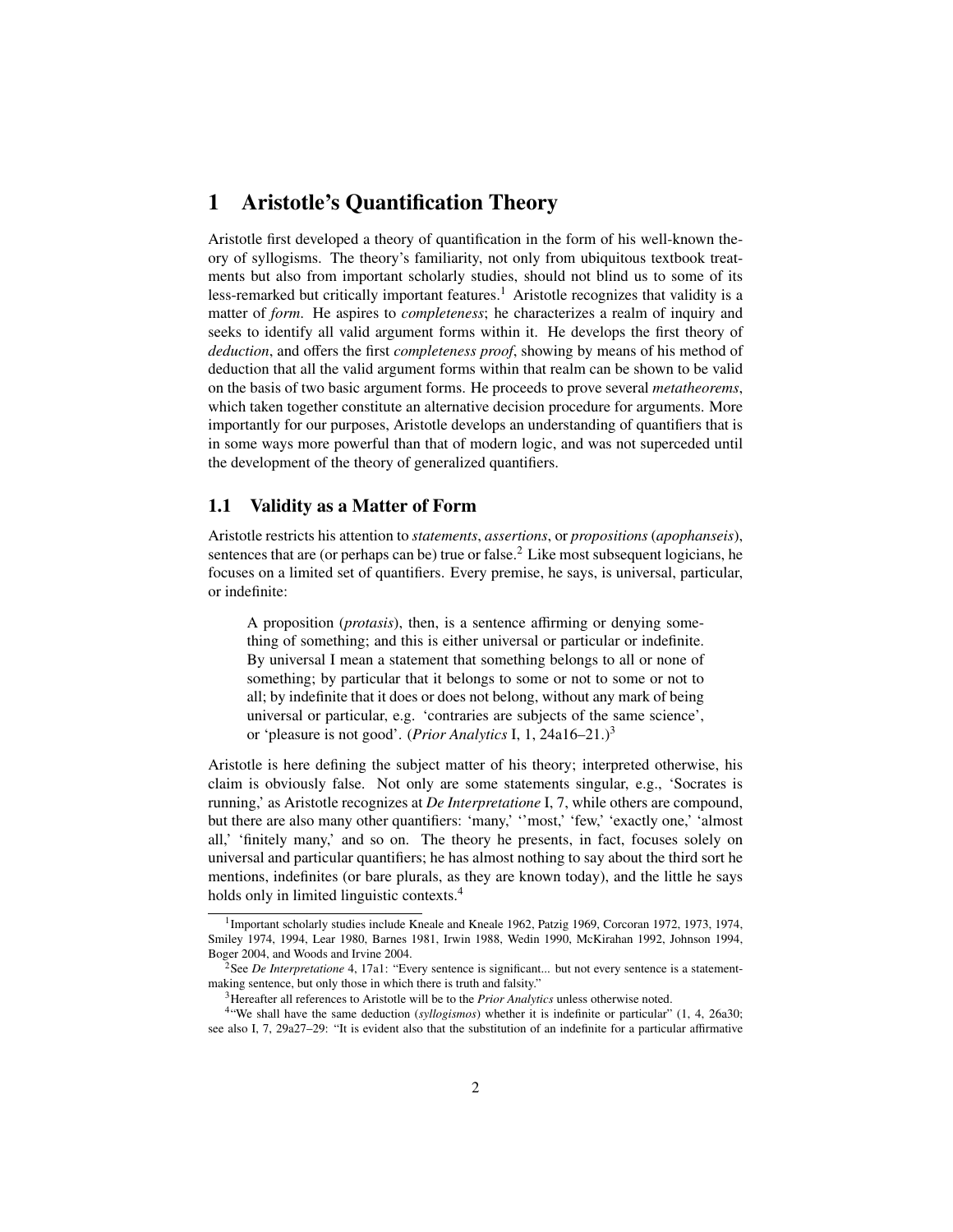# 1 Aristotle's Quantification Theory

Aristotle first developed a theory of quantification in the form of his well-known theory of syllogisms. The theory's familiarity, not only from ubiquitous textbook treatments but also from important scholarly studies, should not blind us to some of its less-remarked but critically important features.[1] Aristotle recognizes that validity is a matter of *form*. He aspires to *completeness*; he characterizes a realm of inquiry and seeks to identify all valid argument forms within it. He develops the first theory of *deduction*, and offers the first *completeness proof*, showing by means of his method of deduction that all the valid argument forms within that realm can be shown to be valid on the basis of two basic argument forms. He proceeds to prove several *metatheorems*, which taken together constitute an alternative decision procedure for arguments. More importantly for our purposes, Aristotle develops an understanding of quantifiers that is in some ways more powerful than that of modern logic, and was not superceded until the development of the theory of generalized quantifiers.

## 1.1 Validity as a Matter of Form

Aristotle restricts his attention to *statements*, *assertions*, or *propositions* (*apophanseis*), sentences that are (or perhaps can be) true or false.[2] Like most subsequent logicians, he focuses on a limited set of quantifiers. Every premise, he says, is universal, particular, or indefinite:

> A proposition (*protasis*), then, is a sentence affirming or denying something of something; and this is either universal or particular or indefinite. By universal I mean a statement that something belongs to all or none of something; by particular that it belongs to some or not to some or not to all; by indefinite that it does or does not belong, without any mark of being universal or particular, e.g. 'contraries are subjects of the same science', or 'pleasure is not good'. (*Prior Analytics* I, 1, 24a16–21.)[3]

Aristotle is here defining the subject matter of his theory; interpreted otherwise, his claim is obviously false. Not only are some statements singular, e.g., 'Socrates is running,' as Aristotle recognizes at *De Interpretatione* I, 7, while others are compound, but there are also many other quantifiers: 'many,' ''most,' 'few,' 'exactly one,' 'almost all,' 'finitely many,' and so on. The theory he presents, in fact, focuses solely on universal and particular quantifiers; he has almost nothing to say about the third sort he mentions, indefinites (or bare plurals, as they are known today), and the little he says holds only in limited linguistic contexts.[4]

---

[1] Important scholarly studies include Kneale and Kneale 1962, Patzig 1969, Corcoran 1972, 1973, 1974, Smiley 1974, 1994, Lear 1980, Barnes 1981, Irwin 1988, Wedin 1990, McKirahan 1992, Johnson 1994, Boger 2004, and Woods and Irvine 2004.

[2] See *De Interpretatione* 4, 17a1: "Every sentence is significant... but not every sentence is a statement-making sentence, but only those in which there is truth and falsity."

[3] Hereafter all references to Aristotle will be to the *Prior Analytics* unless otherwise noted.

[4] "We shall have the same deduction (*syllogismos*) whether it is indefinite or particular" (1, 4, 26a30; see also I, 7, 29a27–29: "It is evident also that the substitution of an indefinite for a particular affirmative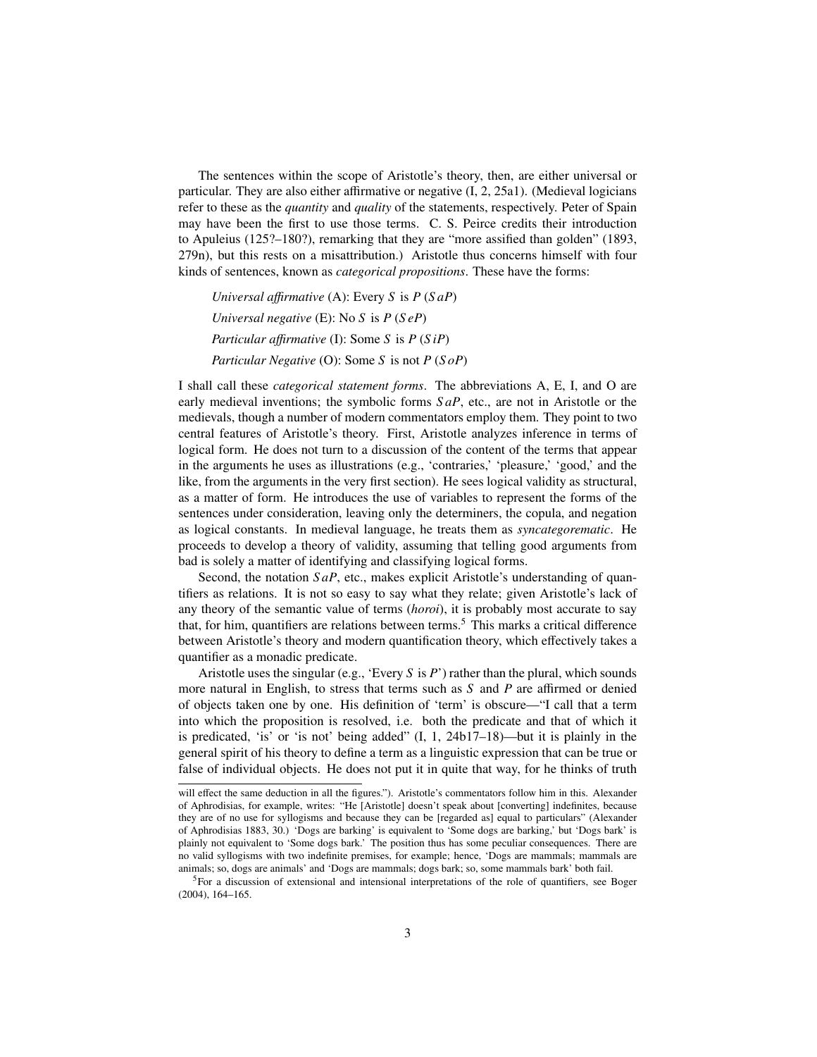The sentences within the scope of Aristotle's theory, then, are either universal or particular. They are also either affirmative or negative (I, 2, 25a1). (Medieval logicians refer to these as the *quantity* and *quality* of the statements, respectively. Peter of Spain may have been the first to use those terms. C. S. Peirce credits their introduction to Apuleius (125?–180?), remarking that they are "more assified than golden" (1893, 279n), but this rests on a misattribution.) Aristotle thus concerns himself with four kinds of sentences, known as *categorical propositions*. These have the forms:

*Universal affirmative* (A): Every $S$ is $P$ ($SaP$)

*Universal negative* (E): No $S$ is $P$ ($SeP$)

*Particular affirmative* (I): Some $S$ is $P$ ($SiP$)

*Particular Negative* (O): Some $S$ is not $P$ ($SoP$)

I shall call these *categorical statement forms*. The abbreviations A, E, I, and O are early medieval inventions; the symbolic forms $SaP$, etc., are not in Aristotle or the medievals, though a number of modern commentators employ them. They point to two central features of Aristotle's theory. First, Aristotle analyzes inference in terms of logical form. He does not turn to a discussion of the content of the terms that appear in the arguments he uses as illustrations (e.g., 'contraries,' 'pleasure,' 'good,' and the like, from the arguments in the very first section). He sees logical validity as structural, as a matter of form. He introduces the use of variables to represent the forms of the sentences under consideration, leaving only the determiners, the copula, and negation as logical constants. In medieval language, he treats them as *syncategorematic*. He proceeds to develop a theory of validity, assuming that telling good arguments from bad is solely a matter of identifying and classifying logical forms.

Second, the notation $SaP$, etc., makes explicit Aristotle's understanding of quantifiers as relations. It is not so easy to say what they relate; given Aristotle's lack of any theory of the semantic value of terms (*horoi*), it is probably most accurate to say that, for him, quantifiers are relations between terms.[5] This marks a critical difference between Aristotle's theory and modern quantification theory, which effectively takes a quantifier as a monadic predicate.

Aristotle uses the singular (e.g., 'Every $S$ is $P$') rather than the plural, which sounds more natural in English, to stress that terms such as $S$ and $P$ are affirmed or denied of objects taken one by one. His definition of 'term' is obscure—"I call that a term into which the proposition is resolved, i.e. both the predicate and that of which it is predicated, 'is' or 'is not' being added" (I, 1, 24b17–18)—but it is plainly in the general spirit of his theory to define a term as a linguistic expression that can be true or false of individual objects. He does not put it in quite that way, for he thinks of truth

---

will effect the same deduction in all the figures."). Aristotle's commentators follow him in this. Alexander of Aphrodisias, for example, writes: "He [Aristotle] doesn't speak about [converting] indefinites, because they are of no use for syllogisms and because they can be [regarded as] equal to particulars" (Alexander of Aphrodisias 1883, 30.) 'Dogs are barking' is equivalent to 'Some dogs are barking,' but 'Dogs bark' is plainly not equivalent to 'Some dogs bark.' The position thus has some peculiar consequences. There are no valid syllogisms with two indefinite premises, for example; hence, 'Dogs are mammals; mammals are animals; so, dogs are animals' and 'Dogs are mammals; dogs bark; so, some mammals bark' both fail.

[5] For a discussion of extensional and intensional interpretations of the role of quantifiers, see Boger (2004), 164–165.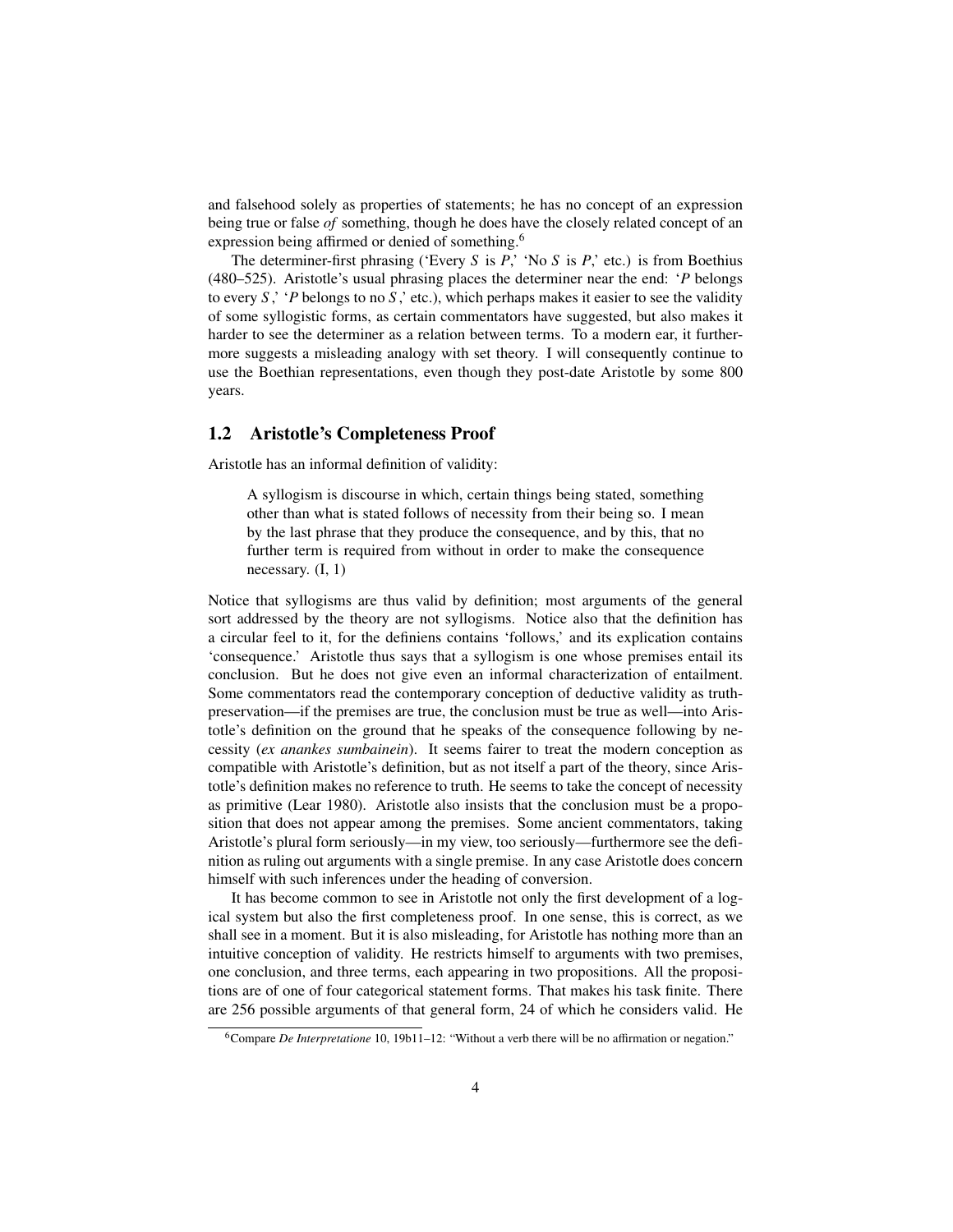and falsehood solely as properties of statements; he has no concept of an expression being true or false *of* something, though he does have the closely related concept of an expression being affirmed or denied of something.[6]

The determiner-first phrasing ('Every $S$ is $P$,' 'No $S$ is $P$,' etc.) is from Boethius (480–525). Aristotle's usual phrasing places the determiner near the end: '$P$ belongs to every $S$,' '$P$ belongs to no $S$,' etc.), which perhaps makes it easier to see the validity of some syllogistic forms, as certain commentators have suggested, but also makes it harder to see the determiner as a relation between terms. To a modern ear, it furthermore suggests a misleading analogy with set theory. I will consequently continue to use the Boethian representations, even though they post-date Aristotle by some 800 years.

## 1.2 Aristotle's Completeness Proof

Aristotle has an informal definition of validity:

> A syllogism is discourse in which, certain things being stated, something other than what is stated follows of necessity from their being so. I mean by the last phrase that they produce the consequence, and by this, that no further term is required from without in order to make the consequence necessary. (I, 1)

Notice that syllogisms are thus valid by definition; most arguments of the general sort addressed by the theory are not syllogisms. Notice also that the definition has a circular feel to it, for the definiens contains 'follows,' and its explication contains 'consequence.' Aristotle thus says that a syllogism is one whose premises entail its conclusion. But he does not give even an informal characterization of entailment. Some commentators read the contemporary conception of deductive validity as truth-preservation—if the premises are true, the conclusion must be true as well—into Aristotle's definition on the ground that he speaks of the consequence following by necessity (*ex anankes sumbainein*). It seems fairer to treat the modern conception as compatible with Aristotle's definition, but as not itself a part of the theory, since Aristotle's definition makes no reference to truth. He seems to take the concept of necessity as primitive (Lear 1980). Aristotle also insists that the conclusion must be a proposition that does not appear among the premises. Some ancient commentators, taking Aristotle's plural form seriously—in my view, too seriously—furthermore see the definition as ruling out arguments with a single premise. In any case Aristotle does concern himself with such inferences under the heading of conversion.

It has become common to see in Aristotle not only the first development of a logical system but also the first completeness proof. In one sense, this is correct, as we shall see in a moment. But it is also misleading, for Aristotle has nothing more than an intuitive conception of validity. He restricts himself to arguments with two premises, one conclusion, and three terms, each appearing in two propositions. All the propositions are of one of four categorical statement forms. That makes his task finite. There are 256 possible arguments of that general form, 24 of which he considers valid. He

[6] Compare *De Interpretatione* 10, 19b11–12: "Without a verb there will be no affirmation or negation."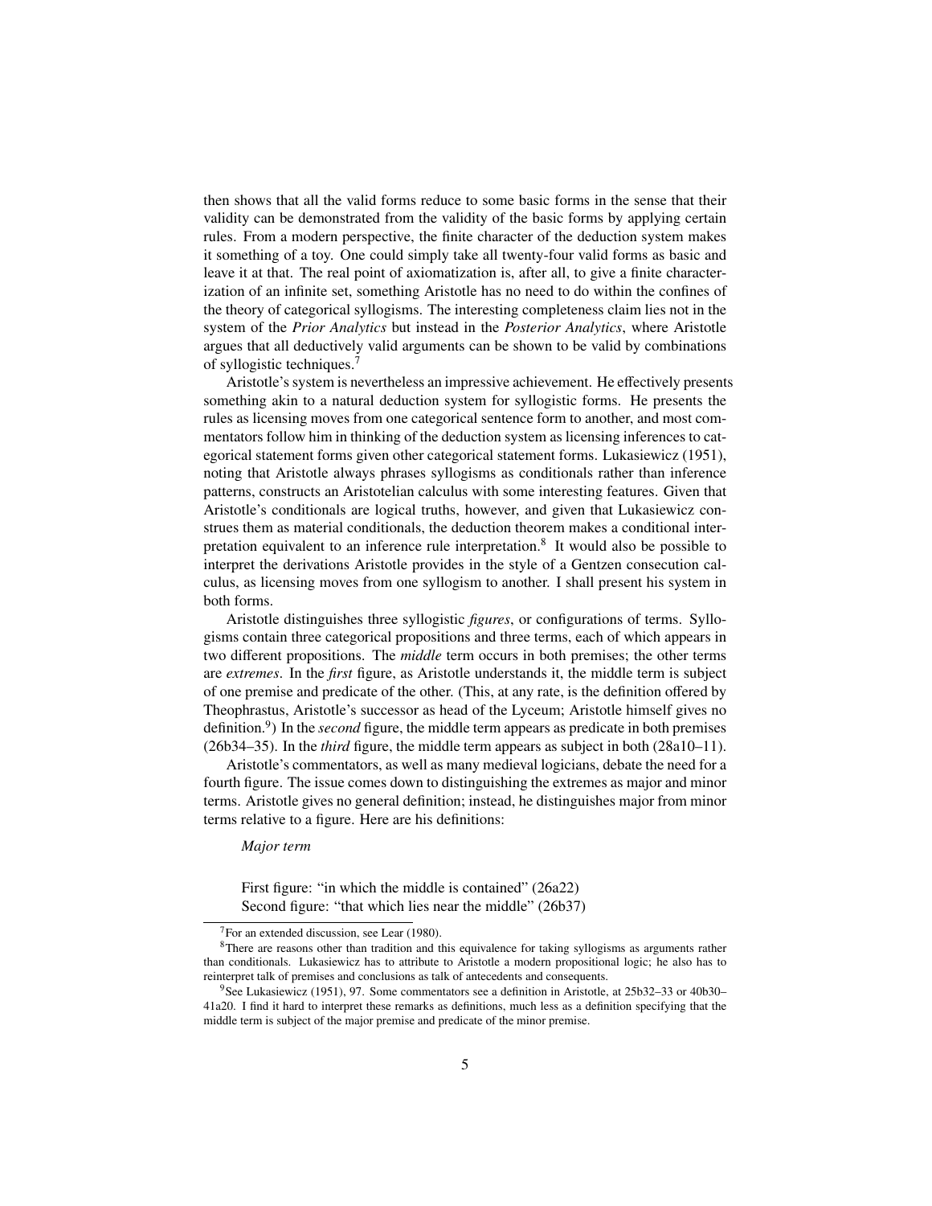then shows that all the valid forms reduce to some basic forms in the sense that their validity can be demonstrated from the validity of the basic forms by applying certain rules. From a modern perspective, the finite character of the deduction system makes it something of a toy. One could simply take all twenty-four valid forms as basic and leave it at that. The real point of axiomatization is, after all, to give a finite characterization of an infinite set, something Aristotle has no need to do within the confines of the theory of categorical syllogisms. The interesting completeness claim lies not in the system of the *Prior Analytics* but instead in the *Posterior Analytics*, where Aristotle argues that all deductively valid arguments can be shown to be valid by combinations of syllogistic techniques.[7]

Aristotle's system is nevertheless an impressive achievement. He effectively presents something akin to a natural deduction system for syllogistic forms. He presents the rules as licensing moves from one categorical sentence form to another, and most commentators follow him in thinking of the deduction system as licensing inferences to categorical statement forms given other categorical statement forms. Lukasiewicz (1951), noting that Aristotle always phrases syllogisms as conditionals rather than inference patterns, constructs an Aristotelian calculus with some interesting features. Given that Aristotle's conditionals are logical truths, however, and given that Lukasiewicz construes them as material conditionals, the deduction theorem makes a conditional interpretation equivalent to an inference rule interpretation.[8] It would also be possible to interpret the derivations Aristotle provides in the style of a Gentzen consecution calculus, as licensing moves from one syllogism to another. I shall present his system in both forms.

Aristotle distinguishes three syllogistic *figures*, or configurations of terms. Syllogisms contain three categorical propositions and three terms, each of which appears in two different propositions. The *middle* term occurs in both premises; the other terms are *extremes*. In the *first* figure, as Aristotle understands it, the middle term is subject of one premise and predicate of the other. (This, at any rate, is the definition offered by Theophrastus, Aristotle's successor as head of the Lyceum; Aristotle himself gives no definition.[9]) In the *second* figure, the middle term appears as predicate in both premises (26b34–35). In the *third* figure, the middle term appears as subject in both (28a10–11).

Aristotle's commentators, as well as many medieval logicians, debate the need for a fourth figure. The issue comes down to distinguishing the extremes as major and minor terms. Aristotle gives no general definition; instead, he distinguishes major from minor terms relative to a figure. Here are his definitions:

> *Major term*
>
> First figure: "in which the middle is contained" (26a22)
> Second figure: "that which lies near the middle" (26b37)

---

[7] For an extended discussion, see Lear (1980).

[8] There are reasons other than tradition and this equivalence for taking syllogisms as arguments rather than conditionals. Lukasiewicz has to attribute to Aristotle a modern propositional logic; he also has to reinterpret talk of premises and conclusions as talk of antecedents and consequents.

[9] See Lukasiewicz (1951), 97. Some commentators see a definition in Aristotle, at 25b32–33 or 40b30–41a20. I find it hard to interpret these remarks as definitions, much less as a definition specifying that the middle term is subject of the major premise and predicate of the minor premise.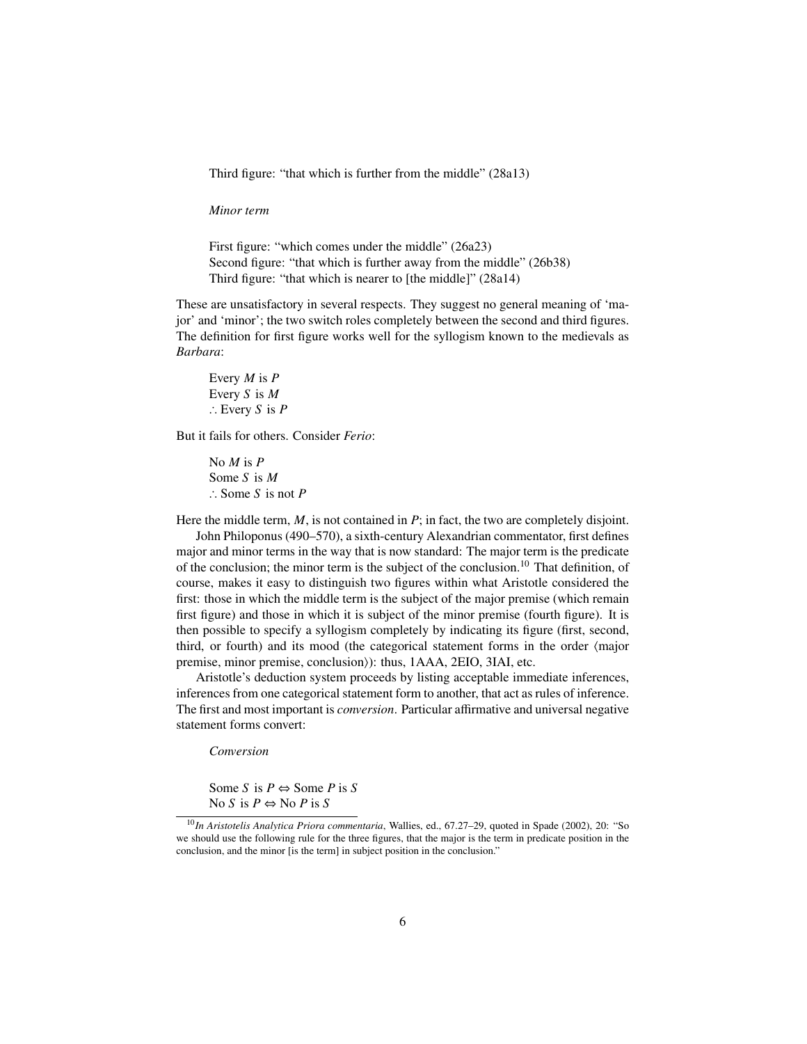Third figure: "that which is further from the middle" (28a13)

*Minor term*

First figure: "which comes under the middle" (26a23)
Second figure: "that which is further away from the middle" (26b38)
Third figure: "that which is nearer to [the middle]" (28a14)

These are unsatisfactory in several respects. They suggest no general meaning of 'major' and 'minor'; the two switch roles completely between the second and third figures. The definition for first figure works well for the syllogism known to the medievals as *Barbara*:

Every $M$ is $P$
Every $S$ is $M$
$\therefore$ Every $S$ is $P$

But it fails for others. Consider *Ferio*:

No $M$ is $P$
Some $S$ is $M$
$\therefore$ Some $S$ is not $P$

Here the middle term, $M$, is not contained in $P$; in fact, the two are completely disjoint.

John Philoponus (490–570), a sixth-century Alexandrian commentator, first defines major and minor terms in the way that is now standard: The major term is the predicate of the conclusion; the minor term is the subject of the conclusion.[10] That definition, of course, makes it easy to distinguish two figures within what Aristotle considered the first: those in which the middle term is the subject of the major premise (which remain first figure) and those in which it is subject of the minor premise (fourth figure). It is then possible to specify a syllogism completely by indicating its figure (first, second, third, or fourth) and its mood (the categorical statement forms in the order $\langle$major premise, minor premise, conclusion$\rangle$): thus, 1AAA, 2EIO, 3IAI, etc.

Aristotle's deduction system proceeds by listing acceptable immediate inferences, inferences from one categorical statement form to another, that act as rules of inference. The first and most important is *conversion*. Particular affirmative and universal negative statement forms convert:

*Conversion*

Some $S$ is $P \Leftrightarrow$ Some $P$ is $S$
No $S$ is $P \Leftrightarrow$ No $P$ is $S$

[10] *In Aristotelis Analytica Priora commentaria*, Wallies, ed., 67.27–29, quoted in Spade (2002), 20: "So we should use the following rule for the three figures, that the major is the term in predicate position in the conclusion, and the minor [is the term] in subject position in the conclusion."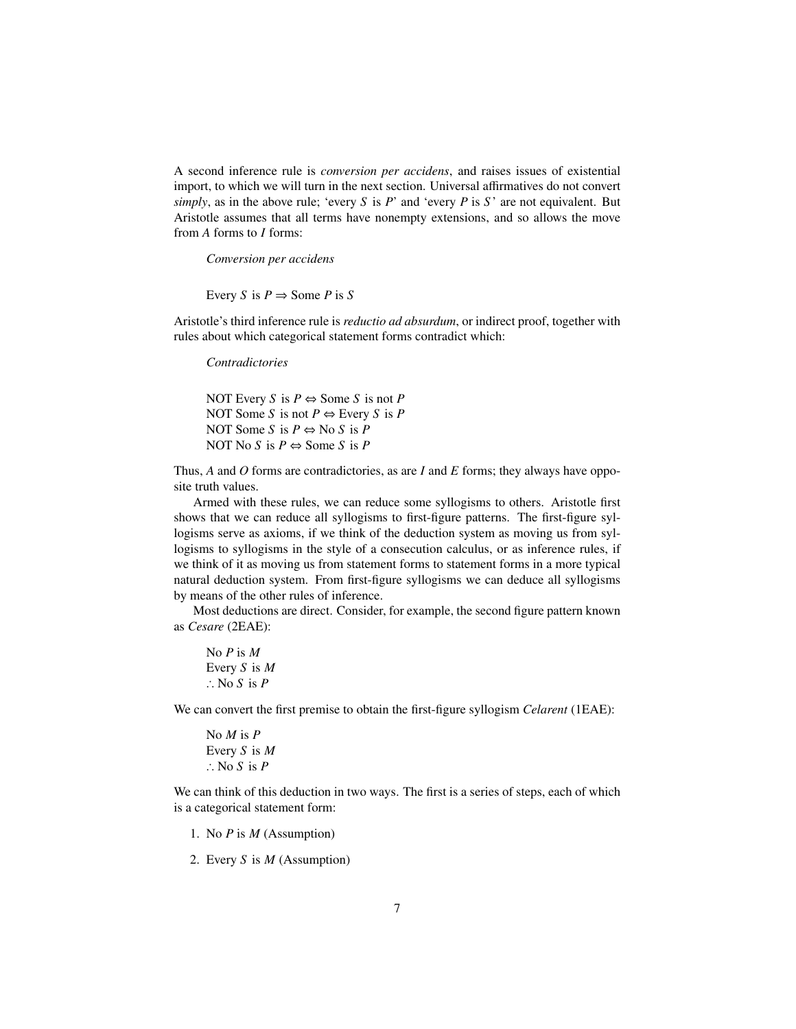A second inference rule is *conversion per accidens*, and raises issues of existential import, to which we will turn in the next section. Universal affirmatives do not convert *simply*, as in the above rule; 'every *S* is *P*' and 'every *P* is *S*' are not equivalent. But Aristotle assumes that all terms have nonempty extensions, and so allows the move from *A* forms to *I* forms:

> *Conversion per accidens*
>
> Every *S* is *P* $\Rightarrow$ Some *P* is *S*

Aristotle's third inference rule is *reductio ad absurdum*, or indirect proof, together with rules about which categorical statement forms contradict which:

> *Contradictories*
>
> NOT Every *S* is *P* $\Leftrightarrow$ Some *S* is not *P*
> NOT Some *S* is not *P* $\Leftrightarrow$ Every *S* is *P*
> NOT Some *S* is *P* $\Leftrightarrow$ No *S* is *P*
> NOT No *S* is *P* $\Leftrightarrow$ Some *S* is *P*

Thus, *A* and *O* forms are contradictories, as are *I* and *E* forms; they always have opposite truth values.

Armed with these rules, we can reduce some syllogisms to others. Aristotle first shows that we can reduce all syllogisms to first-figure patterns. The first-figure syllogisms serve as axioms, if we think of the deduction system as moving us from syllogisms to syllogisms in the style of a consecution calculus, or as inference rules, if we think of it as moving us from statement forms to statement forms in a more typical natural deduction system. From first-figure syllogisms we can deduce all syllogisms by means of the other rules of inference.

Most deductions are direct. Consider, for example, the second figure pattern known as *Cesare* (2EAE):

> No *P* is *M*
> Every *S* is *M*
> $\therefore$ No *S* is *P*

We can convert the first premise to obtain the first-figure syllogism *Celarent* (1EAE):

> No *M* is *P*
> Every *S* is *M*
> $\therefore$ No *S* is *P*

We can think of this deduction in two ways. The first is a series of steps, each of which is a categorical statement form:

1. No *P* is *M* (Assumption)
2. Every *S* is *M* (Assumption)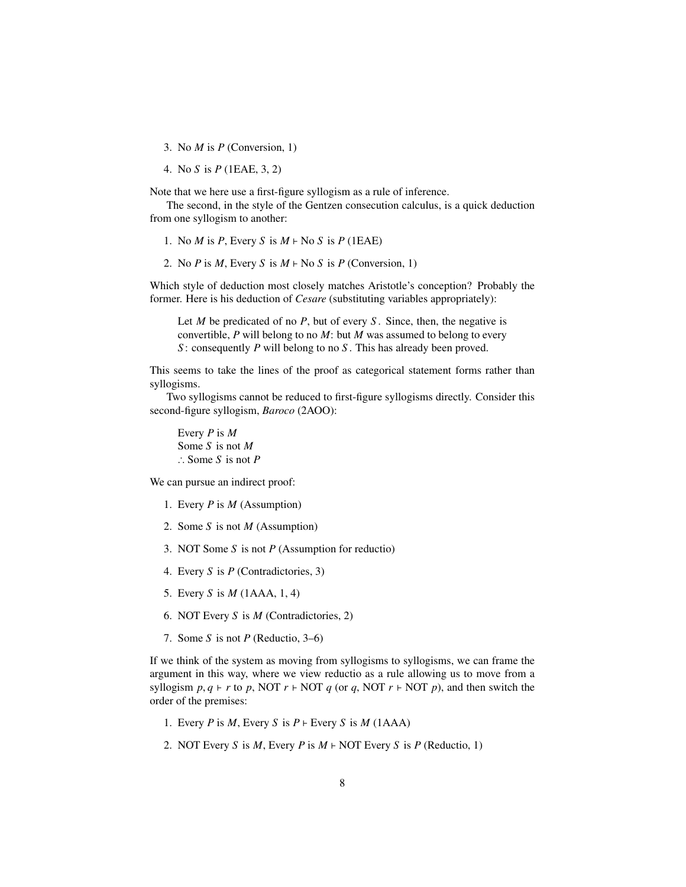3. No $M$ is $P$ (Conversion, 1)

4. No $S$ is $P$ (1EAE, 3, 2)

Note that we here use a first-figure syllogism as a rule of inference.

The second, in the style of the Gentzen consecution calculus, is a quick deduction from one syllogism to another:

1. No $M$ is $P$, Every $S$ is $M \vdash$ No $S$ is $P$ (1EAE)

2. No $P$ is $M$, Every $S$ is $M \vdash$ No $S$ is $P$ (Conversion, 1)

Which style of deduction most closely matches Aristotle's conception? Probably the former. Here is his deduction of *Cesare* (substituting variables appropriately):

> Let $M$ be predicated of no $P$, but of every $S$. Since, then, the negative is convertible, $P$ will belong to no $M$: but $M$ was assumed to belong to every $S$: consequently $P$ will belong to no $S$. This has already been proved.

This seems to take the lines of the proof as categorical statement forms rather than syllogisms.

Two syllogisms cannot be reduced to first-figure syllogisms directly. Consider this second-figure syllogism, *Baroco* (2AOO):

> Every $P$ is $M$
> Some $S$ is not $M$
> $\therefore$ Some $S$ is not $P$

We can pursue an indirect proof:

1. Every $P$ is $M$ (Assumption)

2. Some $S$ is not $M$ (Assumption)

3. NOT Some $S$ is not $P$ (Assumption for reductio)

4. Every $S$ is $P$ (Contradictories, 3)

5. Every $S$ is $M$ (1AAA, 1, 4)

6. NOT Every $S$ is $M$ (Contradictories, 2)

7. Some $S$ is not $P$ (Reductio, 3–6)

If we think of the system as moving from syllogisms to syllogisms, we can frame the argument in this way, where we view reductio as a rule allowing us to move from a syllogism $p, q \vdash r$ to $p$, NOT $r \vdash$ NOT $q$ (or $q$, NOT $r \vdash$ NOT $p$), and then switch the order of the premises:

1. Every $P$ is $M$, Every $S$ is $P \vdash$ Every $S$ is $M$ (1AAA)

2. NOT Every $S$ is $M$, Every $P$ is $M \vdash$ NOT Every $S$ is $P$ (Reductio, 1)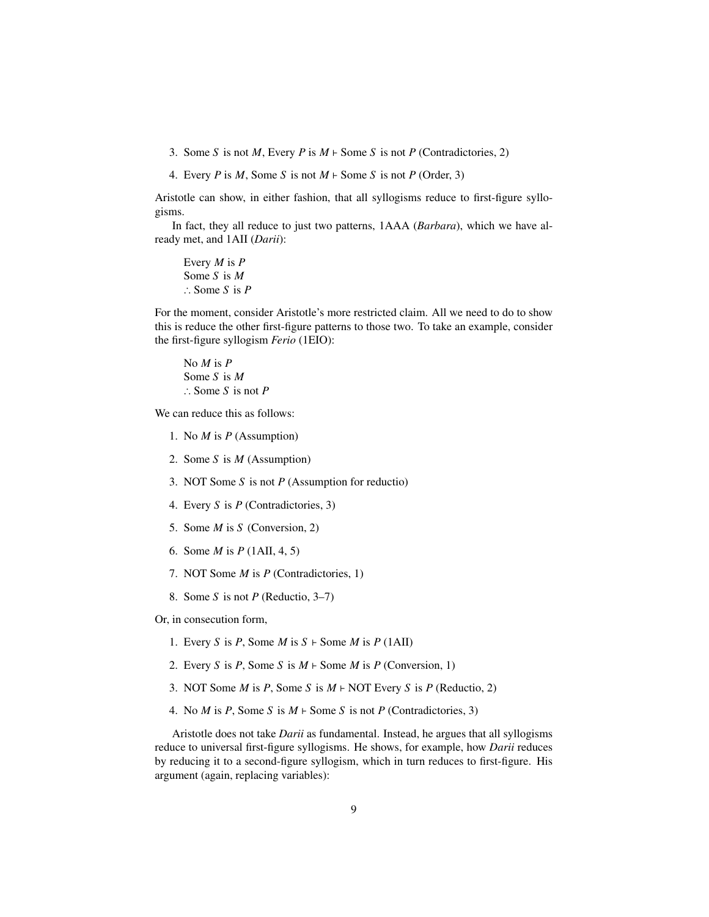3. Some *S* is not *M*, Every *P* is *M* ⊢ Some *S* is not *P* (Contradictories, 2)
4. Every *P* is *M*, Some *S* is not *M* ⊢ Some *S* is not *P* (Order, 3)

Aristotle can show, in either fashion, that all syllogisms reduce to first-figure syllogisms.

In fact, they all reduce to just two patterns, 1AAA (*Barbara*), which we have already met, and 1AII (*Darii*):

> Every *M* is *P*
> Some *S* is *M*
> ∴ Some *S* is *P*

For the moment, consider Aristotle's more restricted claim. All we need to do to show this is reduce the other first-figure patterns to those two. To take an example, consider the first-figure syllogism *Ferio* (1EIO):

> No *M* is *P*
> Some *S* is *M*
> ∴ Some *S* is not *P*

We can reduce this as follows:

1. No *M* is *P* (Assumption)
2. Some *S* is *M* (Assumption)
3. NOT Some *S* is not *P* (Assumption for reductio)
4. Every *S* is *P* (Contradictories, 3)
5. Some *M* is *S* (Conversion, 2)
6. Some *M* is *P* (1AII, 4, 5)
7. NOT Some *M* is *P* (Contradictories, 1)
8. Some *S* is not *P* (Reductio, 3–7)

Or, in consecution form,

1. Every *S* is *P*, Some *M* is *S* ⊢ Some *M* is *P* (1AII)
2. Every *S* is *P*, Some *S* is *M* ⊢ Some *M* is *P* (Conversion, 1)
3. NOT Some *M* is *P*, Some *S* is *M* ⊢ NOT Every *S* is *P* (Reductio, 2)
4. No *M* is *P*, Some *S* is *M* ⊢ Some *S* is not *P* (Contradictories, 3)

Aristotle does not take *Darii* as fundamental. Instead, he argues that all syllogisms reduce to universal first-figure syllogisms. He shows, for example, how *Darii* reduces by reducing it to a second-figure syllogism, which in turn reduces to first-figure. His argument (again, replacing variables):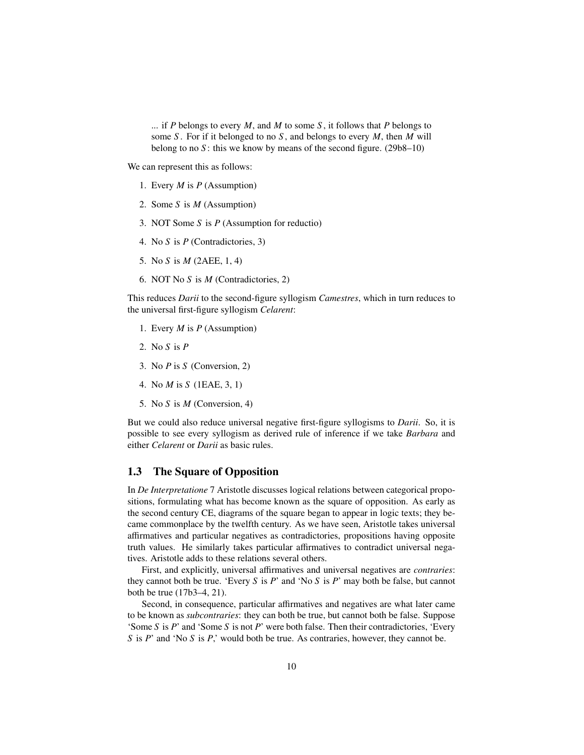> ... if *P* belongs to every *M*, and *M* to some *S*, it follows that *P* belongs to some *S*. For if it belonged to no *S*, and belongs to every *M*, then *M* will belong to no *S*: this we know by means of the second figure. (29b8–10)

We can represent this as follows:

1. Every *M* is *P* (Assumption)
2. Some *S* is *M* (Assumption)
3. NOT Some *S* is *P* (Assumption for reductio)
4. No *S* is *P* (Contradictories, 3)
5. No *S* is *M* (2AEE, 1, 4)
6. NOT No *S* is *M* (Contradictories, 2)

This reduces *Darii* to the second-figure syllogism *Camestres*, which in turn reduces to the universal first-figure syllogism *Celarent*:

1. Every *M* is *P* (Assumption)
2. No *S* is *P*
3. No *P* is *S* (Conversion, 2)
4. No *M* is *S* (1EAE, 3, 1)
5. No *S* is *M* (Conversion, 4)

But we could also reduce universal negative first-figure syllogisms to *Darii*. So, it is possible to see every syllogism as derived rule of inference if we take *Barbara* and either *Celarent* or *Darii* as basic rules.

## 1.3 The Square of Opposition

In *De Interpretatione* 7 Aristotle discusses logical relations between categorical propositions, formulating what has become known as the square of opposition. As early as the second century CE, diagrams of the square began to appear in logic texts; they became commonplace by the twelfth century. As we have seen, Aristotle takes universal affirmatives and particular negatives as contradictories, propositions having opposite truth values. He similarly takes particular affirmatives to contradict universal negatives. Aristotle adds to these relations several others.

First, and explicitly, universal affirmatives and universal negatives are *contraries*: they cannot both be true. 'Every *S* is *P*' and 'No *S* is *P*' may both be false, but cannot both be true (17b3–4, 21).

Second, in consequence, particular affirmatives and negatives are what later came to be known as *subcontraries*: they can both be true, but cannot both be false. Suppose 'Some *S* is *P*' and 'Some *S* is not *P*' were both false. Then their contradictories, 'Every *S* is *P*' and 'No *S* is *P*,' would both be true. As contraries, however, they cannot be.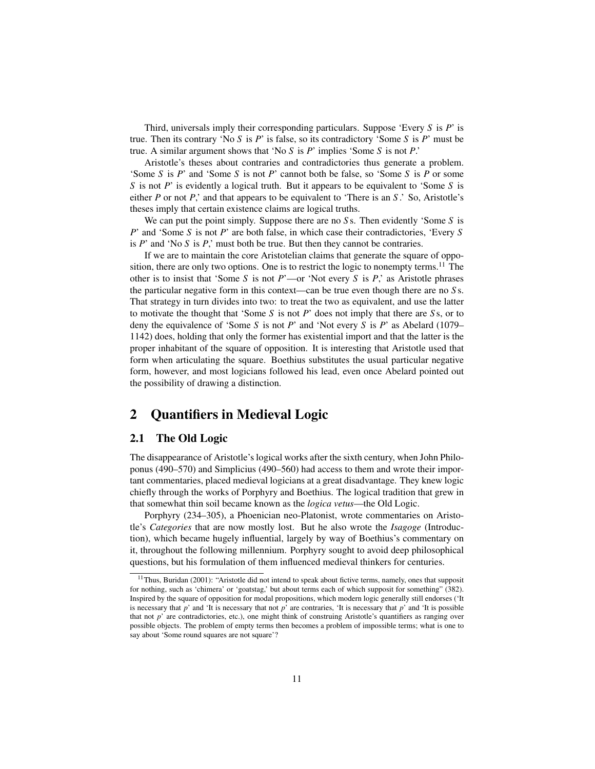Third, universals imply their corresponding particulars. Suppose 'Every *S* is *P*' is true. Then its contrary 'No *S* is *P*' is false, so its contradictory 'Some *S* is *P*' must be true. A similar argument shows that 'No *S* is *P*' implies 'Some *S* is not *P*.'

Aristotle's theses about contraries and contradictories thus generate a problem. 'Some *S* is *P*' and 'Some *S* is not *P*' cannot both be false, so 'Some *S* is *P* or some *S* is not *P*' is evidently a logical truth. But it appears to be equivalent to 'Some *S* is either *P* or not *P*,' and that appears to be equivalent to 'There is an *S*.' So, Aristotle's theses imply that certain existence claims are logical truths.

We can put the point simply. Suppose there are no *S*s. Then evidently 'Some *S* is *P*' and 'Some *S* is not *P*' are both false, in which case their contradictories, 'Every *S* is *P*' and 'No *S* is *P*,' must both be true. But then they cannot be contraries.

If we are to maintain the core Aristotelian claims that generate the square of opposition, there are only two options. One is to restrict the logic to nonempty terms.[11] The other is to insist that 'Some *S* is not *P*'—or 'Not every *S* is *P*,' as Aristotle phrases the particular negative form in this context—can be true even though there are no *S*s. That strategy in turn divides into two: to treat the two as equivalent, and use the latter to motivate the thought that 'Some *S* is not *P*' does not imply that there are *S*s, or to deny the equivalence of 'Some *S* is not *P*' and 'Not every *S* is *P*' as Abelard (1079–1142) does, holding that only the former has existential import and that the latter is the proper inhabitant of the square of opposition. It is interesting that Aristotle used that form when articulating the square. Boethius substitutes the usual particular negative form, however, and most logicians followed his lead, even once Abelard pointed out the possibility of drawing a distinction.

# 2 Quantifiers in Medieval Logic

## 2.1 The Old Logic

The disappearance of Aristotle's logical works after the sixth century, when John Philoponus (490–570) and Simplicius (490–560) had access to them and wrote their important commentaries, placed medieval logicians at a great disadvantage. They knew logic chiefly through the works of Porphyry and Boethius. The logical tradition that grew in that somewhat thin soil became known as the *logica vetus*—the Old Logic.

Porphyry (234–305), a Phoenician neo-Platonist, wrote commentaries on Aristotle's *Categories* that are now mostly lost. But he also wrote the *Isagoge* (Introduction), which became hugely influential, largely by way of Boethius's commentary on it, throughout the following millennium. Porphyry sought to avoid deep philosophical questions, but his formulation of them influenced medieval thinkers for centuries.

---

[11] Thus, Buridan (2001): "Aristotle did not intend to speak about fictive terms, namely, ones that supposit for nothing, such as 'chimera' or 'goatstag,' but about terms each of which supposit for something" (382). Inspired by the square of opposition for modal propositions, which modern logic generally still endorses ('It is necessary that *p*' and 'It is necessary that not *p*' are contraries, 'It is necessary that *p*' and 'It is possible that not *p*' are contradictories, etc.), one might think of construing Aristotle's quantifiers as ranging over possible objects. The problem of empty terms then becomes a problem of impossible terms; what is one to say about 'Some round squares are not square'?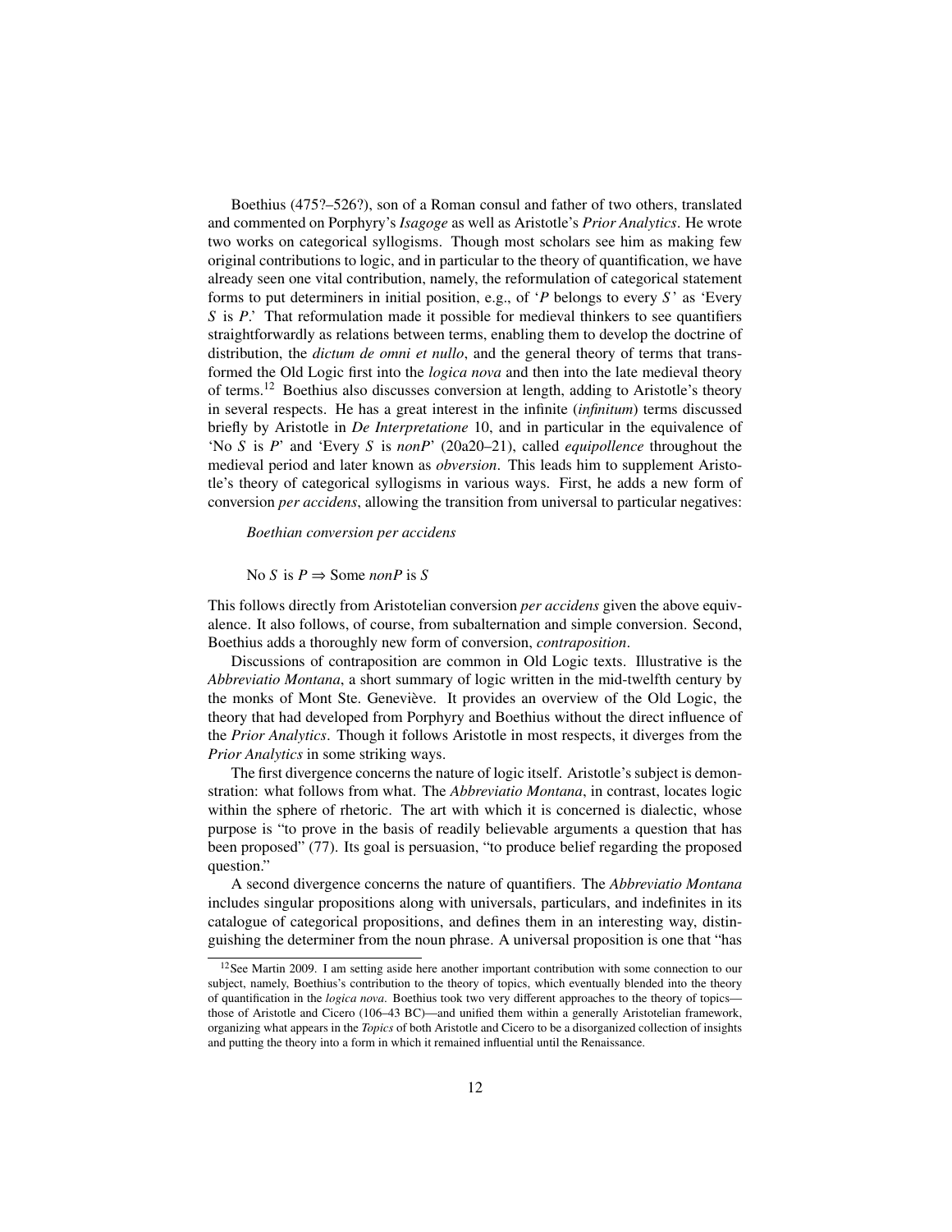Boethius (475?–526?), son of a Roman consul and father of two others, translated and commented on Porphyry's *Isagoge* as well as Aristotle's *Prior Analytics*. He wrote two works on categorical syllogisms. Though most scholars see him as making few original contributions to logic, and in particular to the theory of quantification, we have already seen one vital contribution, namely, the reformulation of categorical statement forms to put determiners in initial position, e.g., of '*P* belongs to every *S*' as 'Every *S* is *P*.' That reformulation made it possible for medieval thinkers to see quantifiers straightforwardly as relations between terms, enabling them to develop the doctrine of distribution, the *dictum de omni et nullo*, and the general theory of terms that transformed the Old Logic first into the *logica nova* and then into the late medieval theory of terms.[12] Boethius also discusses conversion at length, adding to Aristotle's theory in several respects. He has a great interest in the infinite (*infinitum*) terms discussed briefly by Aristotle in *De Interpretatione* 10, and in particular in the equivalence of 'No *S* is *P*' and 'Every *S* is *nonP*' (20a20–21), called *equipollence* throughout the medieval period and later known as *obversion*. This leads him to supplement Aristotle's theory of categorical syllogisms in various ways. First, he adds a new form of conversion *per accidens*, allowing the transition from universal to particular negatives:

*Boethian conversion per accidens*

No *S* is *P* ⇒ Some *nonP* is *S*

This follows directly from Aristotelian conversion *per accidens* given the above equivalence. It also follows, of course, from subalternation and simple conversion. Second, Boethius adds a thoroughly new form of conversion, *contraposition*.

Discussions of contraposition are common in Old Logic texts. Illustrative is the *Abbreviatio Montana*, a short summary of logic written in the mid-twelfth century by the monks of Mont Ste. Geneviève. It provides an overview of the Old Logic, the theory that had developed from Porphyry and Boethius without the direct influence of the *Prior Analytics*. Though it follows Aristotle in most respects, it diverges from the *Prior Analytics* in some striking ways.

The first divergence concerns the nature of logic itself. Aristotle's subject is demonstration: what follows from what. The *Abbreviatio Montana*, in contrast, locates logic within the sphere of rhetoric. The art with which it is concerned is dialectic, whose purpose is "to prove in the basis of readily believable arguments a question that has been proposed" (77). Its goal is persuasion, "to produce belief regarding the proposed question."

A second divergence concerns the nature of quantifiers. The *Abbreviatio Montana* includes singular propositions along with universals, particulars, and indefinites in its catalogue of categorical propositions, and defines them in an interesting way, distinguishing the determiner from the noun phrase. A universal proposition is one that "has

[12] See Martin 2009. I am setting aside here another important contribution with some connection to our subject, namely, Boethius's contribution to the theory of topics, which eventually blended into the theory of quantification in the *logica nova*. Boethius took two very different approaches to the theory of topics—those of Aristotle and Cicero (106–43 BC)—and unified them within a generally Aristotelian framework, organizing what appears in the *Topics* of both Aristotle and Cicero to be a disorganized collection of insights and putting the theory into a form in which it remained influential until the Renaissance.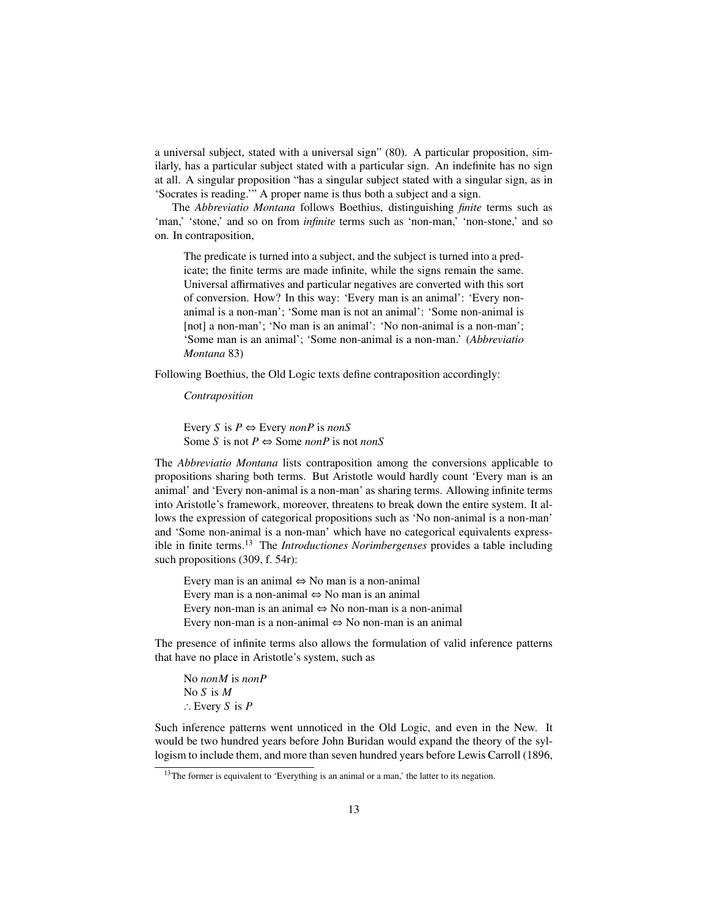a universal subject, stated with a universal sign" (80). A particular proposition, similarly, has a particular subject stated with a particular sign. An indefinite has no sign at all. A singular proposition "has a singular subject stated with a singular sign, as in 'Socrates is reading.'" A proper name is thus both a subject and a sign.

The *Abbreviatio Montana* follows Boethius, distinguishing *finite* terms such as 'man,' 'stone,' and so on from *infinite* terms such as 'non-man,' 'non-stone,' and so on. In contraposition,

> The predicate is turned into a subject, and the subject is turned into a predicate; the finite terms are made infinite, while the signs remain the same. Universal affirmatives and particular negatives are converted with this sort of conversion. How? In this way: 'Every man is an animal': 'Every non-animal is a non-man'; 'Some man is not an animal': 'Some non-animal is [not] a non-man'; 'No man is an animal': 'No non-animal is a non-man'; 'Some man is an animal'; 'Some non-animal is a non-man.' (*Abbreviatio Montana* 83)

Following Boethius, the Old Logic texts define contraposition accordingly:

*Contraposition*

Every $S$ is $P \Leftrightarrow$ Every $nonP$ is $nonS$
Some $S$ is not $P \Leftrightarrow$ Some $nonP$ is not $nonS$

The *Abbreviatio Montana* lists contraposition among the conversions applicable to propositions sharing both terms. But Aristotle would hardly count 'Every man is an animal' and 'Every non-animal is a non-man' as sharing terms. Allowing infinite terms into Aristotle's framework, moreover, threatens to break down the entire system. It allows the expression of categorical propositions such as 'No non-animal is a non-man' and 'Some non-animal is a non-man' which have no categorical equivalents expressible in finite terms.[13] The *Introductiones Norimbergenses* provides a table including such propositions (309, f. 54r):

Every man is an animal $\Leftrightarrow$ No man is a non-animal
Every man is a non-animal $\Leftrightarrow$ No man is an animal
Every non-man is an animal $\Leftrightarrow$ No non-man is a non-animal
Every non-man is a non-animal $\Leftrightarrow$ No non-man is an animal

The presence of infinite terms also allows the formulation of valid inference patterns that have no place in Aristotle's system, such as

No $nonM$ is $nonP$
No $S$ is $M$
$\therefore$ Every $S$ is $P$

Such inference patterns went unnoticed in the Old Logic, and even in the New. It would be two hundred years before John Buridan would expand the theory of the syllogism to include them, and more than seven hundred years before Lewis Carroll (1896,

[13] The former is equivalent to 'Everything is an animal or a man,' the latter to its negation.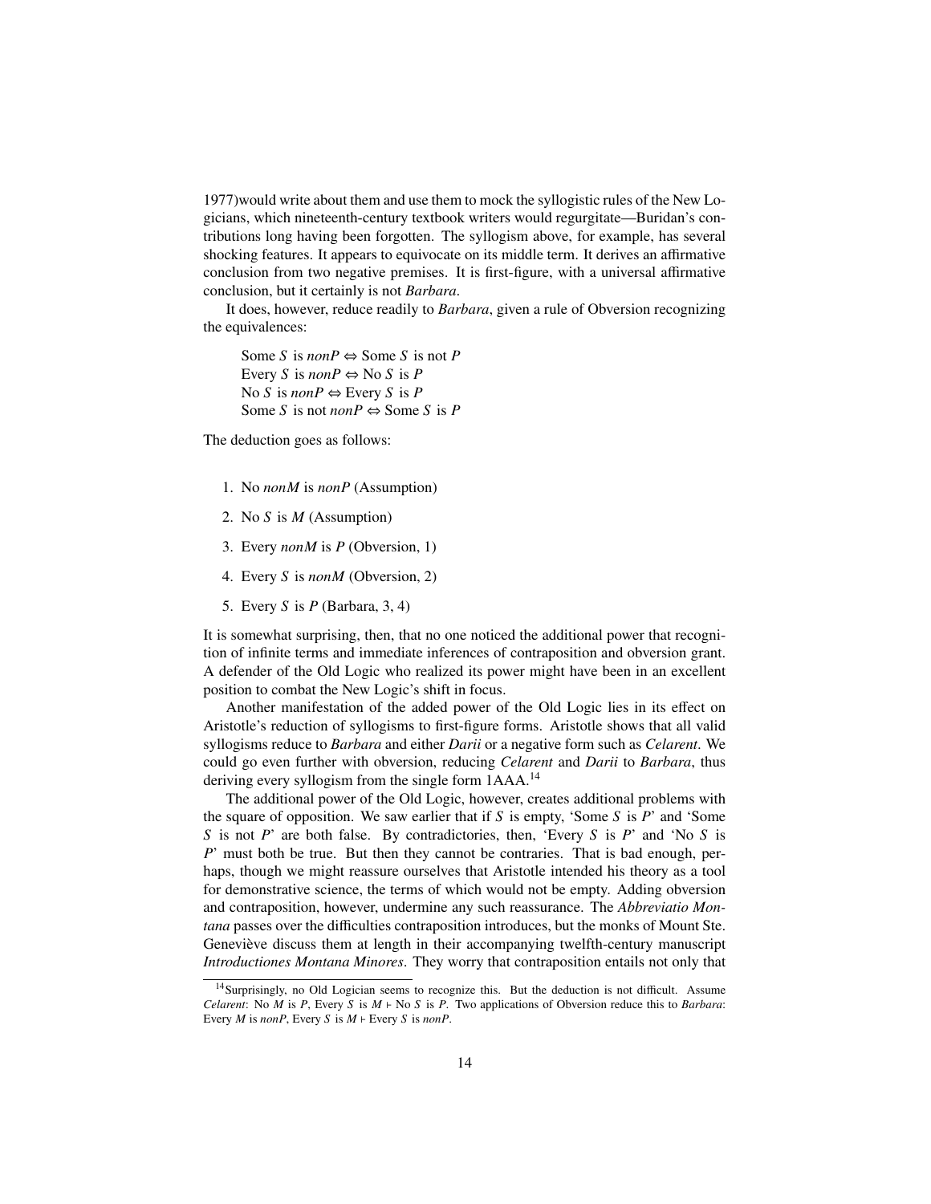1977)would write about them and use them to mock the syllogistic rules of the New Logicians, which nineteenth-century textbook writers would regurgitate—Buridan's contributions long having been forgotten. The syllogism above, for example, has several shocking features. It appears to equivocate on its middle term. It derives an affirmative conclusion from two negative premises. It is first-figure, with a universal affirmative conclusion, but it certainly is not *Barbara*.

It does, however, reduce readily to *Barbara*, given a rule of Obversion recognizing the equivalences:

> Some $S$ is *nonP* $\Leftrightarrow$ Some $S$ is not $P$
> Every $S$ is *nonP* $\Leftrightarrow$ No $S$ is $P$
> No $S$ is *nonP* $\Leftrightarrow$ Every $S$ is $P$
> Some $S$ is not *nonP* $\Leftrightarrow$ Some $S$ is $P$

The deduction goes as follows:

1. No *nonM* is *nonP* (Assumption)
2. No $S$ is $M$ (Assumption)
3. Every *nonM* is $P$ (Obversion, 1)
4. Every $S$ is *nonM* (Obversion, 2)
5. Every $S$ is $P$ (Barbara, 3, 4)

It is somewhat surprising, then, that no one noticed the additional power that recognition of infinite terms and immediate inferences of contraposition and obversion grant. A defender of the Old Logic who realized its power might have been in an excellent position to combat the New Logic's shift in focus.

Another manifestation of the added power of the Old Logic lies in its effect on Aristotle's reduction of syllogisms to first-figure forms. Aristotle shows that all valid syllogisms reduce to *Barbara* and either *Darii* or a negative form such as *Celarent*. We could go even further with obversion, reducing *Celarent* and *Darii* to *Barbara*, thus deriving every syllogism from the single form 1AAA.[14]

The additional power of the Old Logic, however, creates additional problems with the square of opposition. We saw earlier that if $S$ is empty, 'Some $S$ is $P$' and 'Some $S$ is not $P$' are both false. By contradictories, then, 'Every $S$ is $P$' and 'No $S$ is $P$' must both be true. But then they cannot be contraries. That is bad enough, perhaps, though we might reassure ourselves that Aristotle intended his theory as a tool for demonstrative science, the terms of which would not be empty. Adding obversion and contraposition, however, undermine any such reassurance. The *Abbreviatio Montana* passes over the difficulties contraposition introduces, but the monks of Mount Ste. Geneviève discuss them at length in their accompanying twelfth-century manuscript *Introductiones Montana Minores*. They worry that contraposition entails not only that

[14] Surprisingly, no Old Logician seems to recognize this. But the deduction is not difficult. Assume *Celarent*: No $M$ is $P$, Every $S$ is $M \vdash$ No $S$ is $P$. Two applications of Obversion reduce this to *Barbara*: Every $M$ is *nonP*, Every $S$ is $M \vdash$ Every $S$ is *nonP*.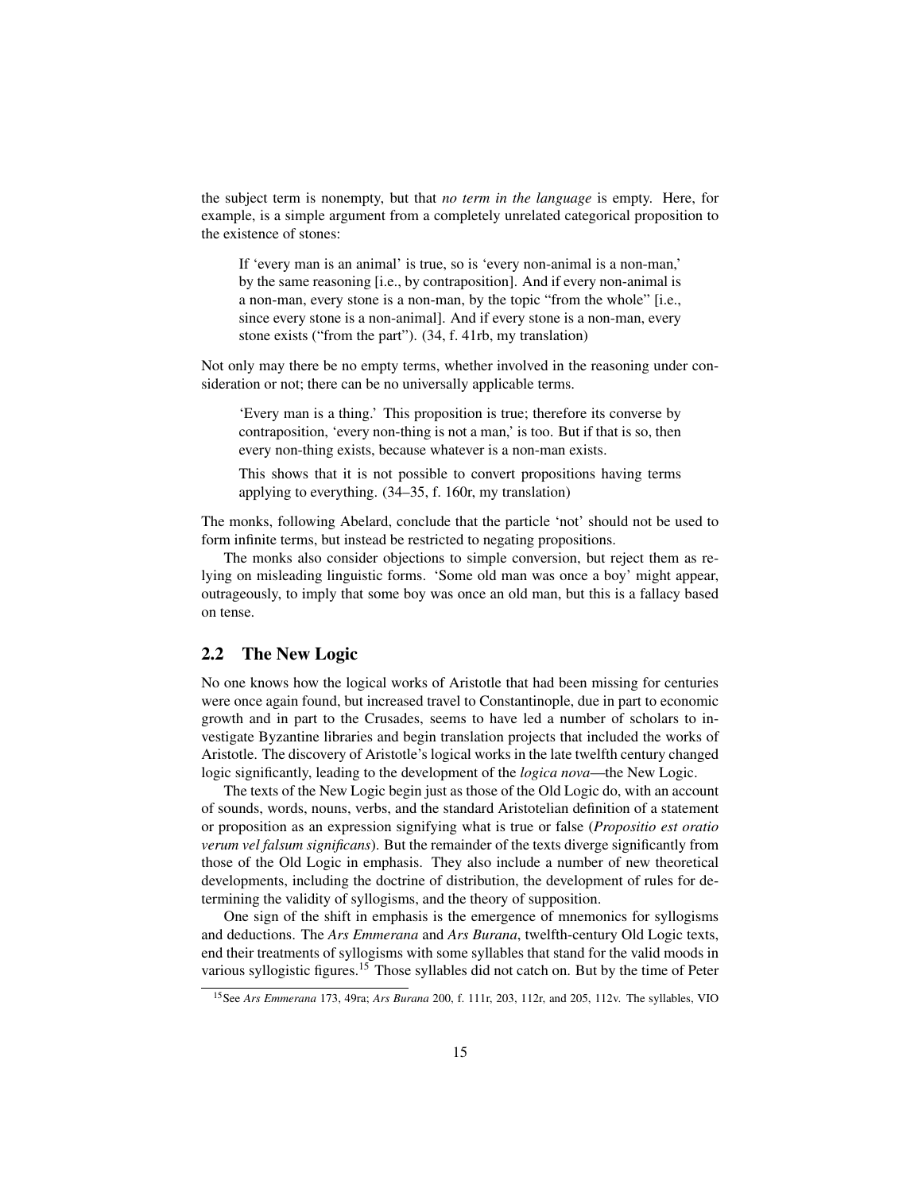the subject term is nonempty, but that *no term in the language* is empty. Here, for example, is a simple argument from a completely unrelated categorical proposition to the existence of stones:

> If 'every man is an animal' is true, so is 'every non-animal is a non-man,' by the same reasoning [i.e., by contraposition]. And if every non-animal is a non-man, every stone is a non-man, by the topic "from the whole" [i.e., since every stone is a non-animal]. And if every stone is a non-man, every stone exists ("from the part"). (34, f. 41rb, my translation)

Not only may there be no empty terms, whether involved in the reasoning under consideration or not; there can be no universally applicable terms.

> 'Every man is a thing.' This proposition is true; therefore its converse by contraposition, 'every non-thing is not a man,' is too. But if that is so, then every non-thing exists, because whatever is a non-man exists.
>
> This shows that it is not possible to convert propositions having terms applying to everything. (34–35, f. 160r, my translation)

The monks, following Abelard, conclude that the particle 'not' should not be used to form infinite terms, but instead be restricted to negating propositions.

The monks also consider objections to simple conversion, but reject them as relying on misleading linguistic forms. 'Some old man was once a boy' might appear, outrageously, to imply that some boy was once an old man, but this is a fallacy based on tense.

## 2.2 The New Logic

No one knows how the logical works of Aristotle that had been missing for centuries were once again found, but increased travel to Constantinople, due in part to economic growth and in part to the Crusades, seems to have led a number of scholars to investigate Byzantine libraries and begin translation projects that included the works of Aristotle. The discovery of Aristotle's logical works in the late twelfth century changed logic significantly, leading to the development of the *logica nova*—the New Logic.

The texts of the New Logic begin just as those of the Old Logic do, with an account of sounds, words, nouns, verbs, and the standard Aristotelian definition of a statement or proposition as an expression signifying what is true or false (*Propositio est oratio verum vel falsum significans*). But the remainder of the texts diverge significantly from those of the Old Logic in emphasis. They also include a number of new theoretical developments, including the doctrine of distribution, the development of rules for determining the validity of syllogisms, and the theory of supposition.

One sign of the shift in emphasis is the emergence of mnemonics for syllogisms and deductions. The *Ars Emmerana* and *Ars Burana*, twelfth-century Old Logic texts, end their treatments of syllogisms with some syllables that stand for the valid moods in various syllogistic figures.[15] Those syllables did not catch on. But by the time of Peter

[15] See *Ars Emmerana* 173, 49ra; *Ars Burana* 200, f. 111r, 203, 112r, and 205, 112v. The syllables, VIO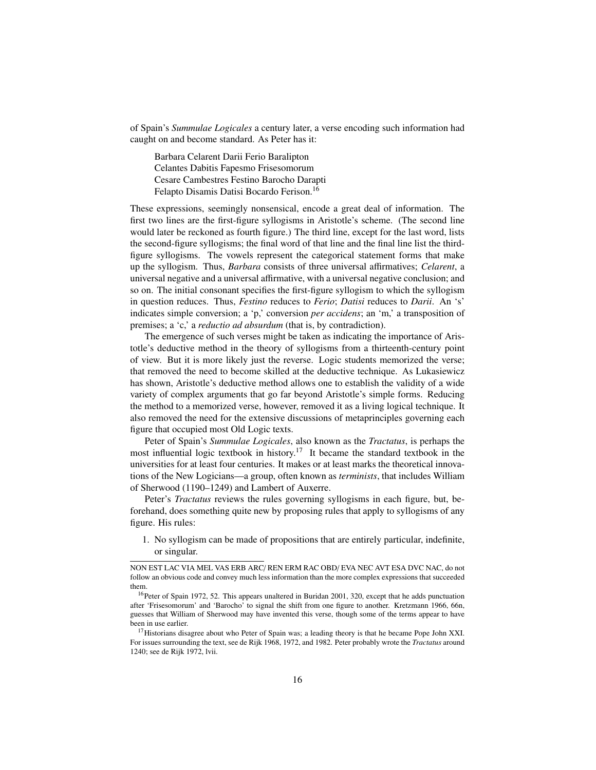of Spain's *Summulae Logicales* a century later, a verse encoding such information had caught on and become standard. As Peter has it:

> Barbara Celarent Darii Ferio Baralipton
> Celantes Dabitis Fapesmo Frisesomorum
> Cesare Cambestres Festino Barocho Darapti
> Felapto Disamis Datisi Bocardo Ferison.[16]

These expressions, seemingly nonsensical, encode a great deal of information. The first two lines are the first-figure syllogisms in Aristotle's scheme. (The second line would later be reckoned as fourth figure.) The third line, except for the last word, lists the second-figure syllogisms; the final word of that line and the final line list the third-figure syllogisms. The vowels represent the categorical statement forms that make up the syllogism. Thus, *Barbara* consists of three universal affirmatives; *Celarent*, a universal negative and a universal affirmative, with a universal negative conclusion; and so on. The initial consonant specifies the first-figure syllogism to which the syllogism in question reduces. Thus, *Festino* reduces to *Ferio*; *Datisi* reduces to *Darii*. An 's' indicates simple conversion; a 'p,' conversion *per accidens*; an 'm,' a transposition of premises; a 'c,' a *reductio ad absurdum* (that is, by contradiction).

The emergence of such verses might be taken as indicating the importance of Aristotle's deductive method in the theory of syllogisms from a thirteenth-century point of view. But it is more likely just the reverse. Logic students memorized the verse; that removed the need to become skilled at the deductive technique. As Lukasiewicz has shown, Aristotle's deductive method allows one to establish the validity of a wide variety of complex arguments that go far beyond Aristotle's simple forms. Reducing the method to a memorized verse, however, removed it as a living logical technique. It also removed the need for the extensive discussions of metaprinciples governing each figure that occupied most Old Logic texts.

Peter of Spain's *Summulae Logicales*, also known as the *Tractatus*, is perhaps the most influential logic textbook in history.[17] It became the standard textbook in the universities for at least four centuries. It makes or at least marks the theoretical innovations of the New Logicians—a group, often known as *terminists*, that includes William of Sherwood (1190–1249) and Lambert of Auxerre.

Peter's *Tractatus* reviews the rules governing syllogisms in each figure, but, beforehand, does something quite new by proposing rules that apply to syllogisms of any figure. His rules:

1. No syllogism can be made of propositions that are entirely particular, indefinite, or singular.

---

NON EST LAC VIA MEL VAS ERB ARC/ REN ERM RAC OBD/ EVA NEC AVT ESA DVC NAC, do not follow an obvious code and convey much less information than the more complex expressions that succeeded them.

[16] Peter of Spain 1972, 52. This appears unaltered in Buridan 2001, 320, except that he adds punctuation after 'Frisesomorum' and 'Barocho' to signal the shift from one figure to another. Kretzmann 1966, 66n, guesses that William of Sherwood may have invented this verse, though some of the terms appear to have been in use earlier.

[17] Historians disagree about who Peter of Spain was; a leading theory is that he became Pope John XXI. For issues surrounding the text, see de Rijk 1968, 1972, and 1982. Peter probably wrote the *Tractatus* around 1240; see de Rijk 1972, lvii.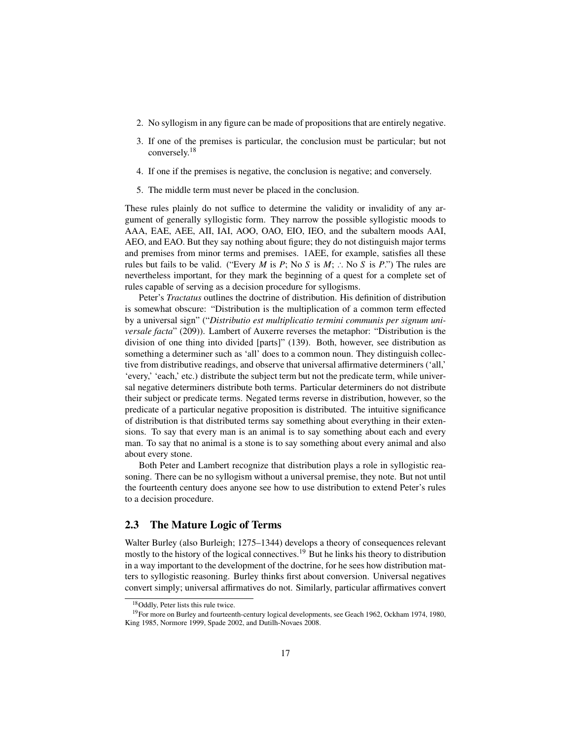2. No syllogism in any figure can be made of propositions that are entirely negative.
3. If one of the premises is particular, the conclusion must be particular; but not conversely.[18]
4. If one if the premises is negative, the conclusion is negative; and conversely.
5. The middle term must never be placed in the conclusion.

These rules plainly do not suffice to determine the validity or invalidity of any argument of generally syllogistic form. They narrow the possible syllogistic moods to AAA, EAE, AEE, AII, IAI, AOO, OAO, EIO, IEO, and the subaltern moods AAI, AEO, and EAO. But they say nothing about figure; they do not distinguish major terms and premises from minor terms and premises. 1AEE, for example, satisfies all these rules but fails to be valid. ("Every $M$ is $P$; No $S$ is $M$; ∴ No $S$ is $P$.") The rules are nevertheless important, for they mark the beginning of a quest for a complete set of rules capable of serving as a decision procedure for syllogisms.

Peter's *Tractatus* outlines the doctrine of distribution. His definition of distribution is somewhat obscure: "Distribution is the multiplication of a common term effected by a universal sign" ("*Distributio est multiplicatio termini communis per signum universale facta*" (209)). Lambert of Auxerre reverses the metaphor: "Distribution is the division of one thing into divided [parts]" (139). Both, however, see distribution as something a determiner such as 'all' does to a common noun. They distinguish collective from distributive readings, and observe that universal affirmative determiners ('all,' 'every,' 'each,' etc.) distribute the subject term but not the predicate term, while universal negative determiners distribute both terms. Particular determiners do not distribute their subject or predicate terms. Negated terms reverse in distribution, however, so the predicate of a particular negative proposition is distributed. The intuitive significance of distribution is that distributed terms say something about everything in their extensions. To say that every man is an animal is to say something about each and every man. To say that no animal is a stone is to say something about every animal and also about every stone.

Both Peter and Lambert recognize that distribution plays a role in syllogistic reasoning. There can be no syllogism without a universal premise, they note. But not until the fourteenth century does anyone see how to use distribution to extend Peter's rules to a decision procedure.

## 2.3 The Mature Logic of Terms

Walter Burley (also Burleigh; 1275–1344) develops a theory of consequences relevant mostly to the history of the logical connectives.[19] But he links his theory to distribution in a way important to the development of the doctrine, for he sees how distribution matters to syllogistic reasoning. Burley thinks first about conversion. Universal negatives convert simply; universal affirmatives do not. Similarly, particular affirmatives convert

[18] Oddly, Peter lists this rule twice.

[19] For more on Burley and fourteenth-century logical developments, see Geach 1962, Ockham 1974, 1980, King 1985, Normore 1999, Spade 2002, and Dutilh-Novaes 2008.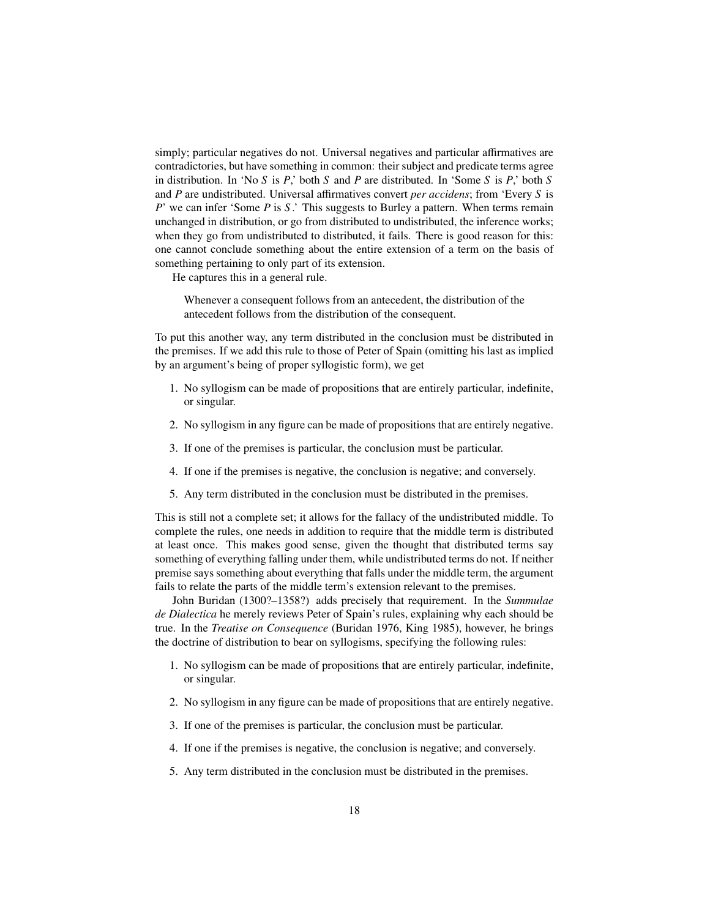simply; particular negatives do not. Universal negatives and particular affirmatives are contradictories, but have something in common: their subject and predicate terms agree in distribution. In 'No *S* is *P*,' both *S* and *P* are distributed. In 'Some *S* is *P*,' both *S* and *P* are undistributed. Universal affirmatives convert *per accidens*; from 'Every *S* is *P*' we can infer 'Some *P* is *S*.' This suggests to Burley a pattern. When terms remain unchanged in distribution, or go from distributed to undistributed, the inference works; when they go from undistributed to distributed, it fails. There is good reason for this: one cannot conclude something about the entire extension of a term on the basis of something pertaining to only part of its extension.

He captures this in a general rule.

> Whenever a consequent follows from an antecedent, the distribution of the antecedent follows from the distribution of the consequent.

To put this another way, any term distributed in the conclusion must be distributed in the premises. If we add this rule to those of Peter of Spain (omitting his last as implied by an argument's being of proper syllogistic form), we get

1. No syllogism can be made of propositions that are entirely particular, indefinite, or singular.
2. No syllogism in any figure can be made of propositions that are entirely negative.
3. If one of the premises is particular, the conclusion must be particular.
4. If one if the premises is negative, the conclusion is negative; and conversely.
5. Any term distributed in the conclusion must be distributed in the premises.

This is still not a complete set; it allows for the fallacy of the undistributed middle. To complete the rules, one needs in addition to require that the middle term is distributed at least once. This makes good sense, given the thought that distributed terms say something of everything falling under them, while undistributed terms do not. If neither premise says something about everything that falls under the middle term, the argument fails to relate the parts of the middle term's extension relevant to the premises.

John Buridan (1300?–1358?) adds precisely that requirement. In the *Summulae de Dialectica* he merely reviews Peter of Spain's rules, explaining why each should be true. In the *Treatise on Consequence* (Buridan 1976, King 1985), however, he brings the doctrine of distribution to bear on syllogisms, specifying the following rules:

1. No syllogism can be made of propositions that are entirely particular, indefinite, or singular.
2. No syllogism in any figure can be made of propositions that are entirely negative.
3. If one of the premises is particular, the conclusion must be particular.
4. If one if the premises is negative, the conclusion is negative; and conversely.
5. Any term distributed in the conclusion must be distributed in the premises.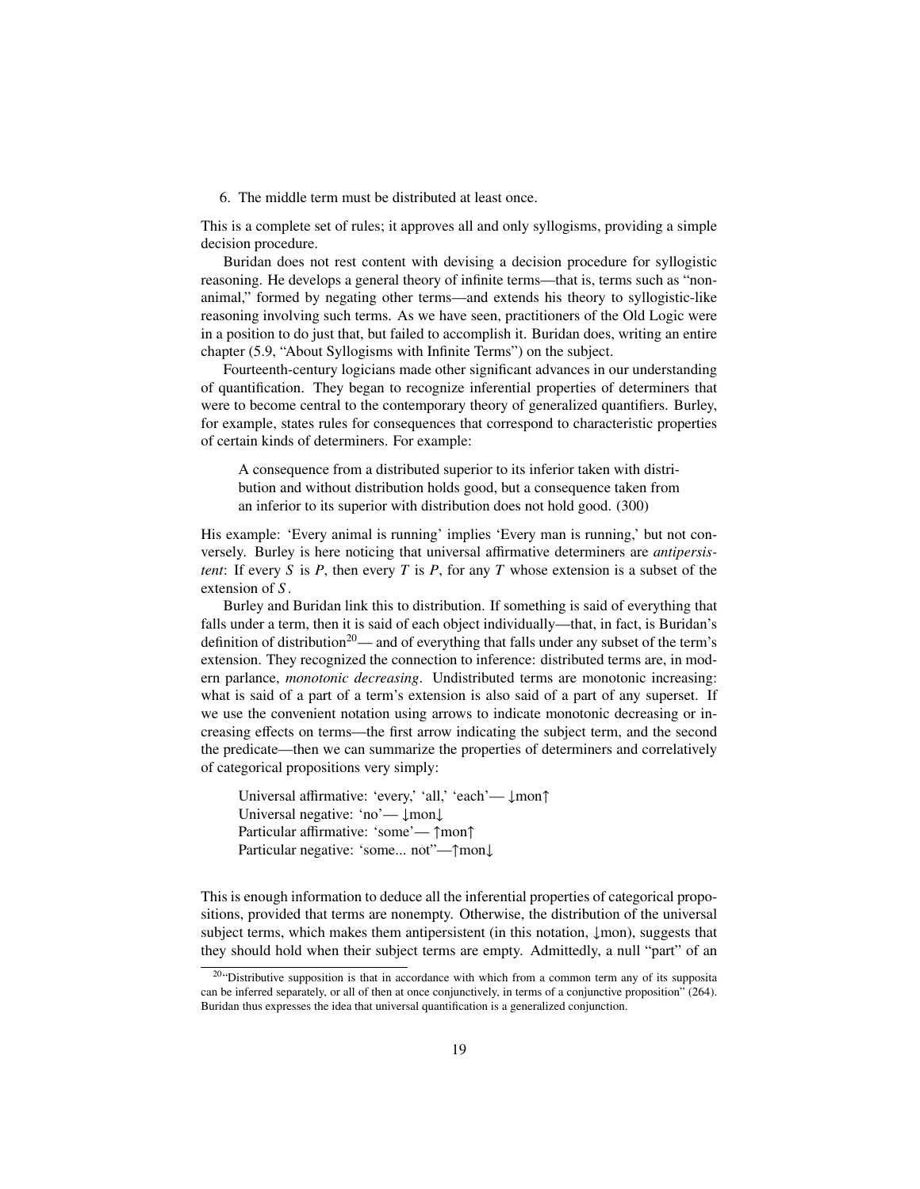6. The middle term must be distributed at least once.

This is a complete set of rules; it approves all and only syllogisms, providing a simple decision procedure.

Buridan does not rest content with devising a decision procedure for syllogistic reasoning. He develops a general theory of infinite terms—that is, terms such as "non-animal," formed by negating other terms—and extends his theory to syllogistic-like reasoning involving such terms. As we have seen, practitioners of the Old Logic were in a position to do just that, but failed to accomplish it. Buridan does, writing an entire chapter (5.9, "About Syllogisms with Infinite Terms") on the subject.

Fourteenth-century logicians made other significant advances in our understanding of quantification. They began to recognize inferential properties of determiners that were to become central to the contemporary theory of generalized quantifiers. Burley, for example, states rules for consequences that correspond to characteristic properties of certain kinds of determiners. For example:

> A consequence from a distributed superior to its inferior taken with distribution and without distribution holds good, but a consequence taken from an inferior to its superior with distribution does not hold good. (300)

His example: 'Every animal is running' implies 'Every man is running,' but not conversely. Burley is here noticing that universal affirmative determiners are *antipersistent*: If every $S$ is $P$, then every $T$ is $P$, for any $T$ whose extension is a subset of the extension of $S$.

Burley and Buridan link this to distribution. If something is said of everything that falls under a term, then it is said of each object individually—that, in fact, is Buridan's definition of distribution[20]— and of everything that falls under any subset of the term's extension. They recognized the connection to inference: distributed terms are, in modern parlance, *monotonic decreasing*. Undistributed terms are monotonic increasing: what is said of a part of a term's extension is also said of a part of any superset. If we use the convenient notation using arrows to indicate monotonic decreasing or increasing effects on terms—the first arrow indicating the subject term, and the second the predicate—then we can summarize the properties of determiners and correlatively of categorical propositions very simply:

> Universal affirmative: 'every,' 'all,' 'each'— ↓mon↑
> Universal negative: 'no'— ↓mon↓
> Particular affirmative: 'some'— ↑mon↑
> Particular negative: 'some... not"—↑mon↓

This is enough information to deduce all the inferential properties of categorical propositions, provided that terms are nonempty. Otherwise, the distribution of the universal subject terms, which makes them antipersistent (in this notation, ↓mon), suggests that they should hold when their subject terms are empty. Admittedly, a null "part" of an

[20]"Distributive supposition is that in accordance with which from a common term any of its supposita can be inferred separately, or all of then at once conjunctively, in terms of a conjunctive proposition" (264). Buridan thus expresses the idea that universal quantification is a generalized conjunction.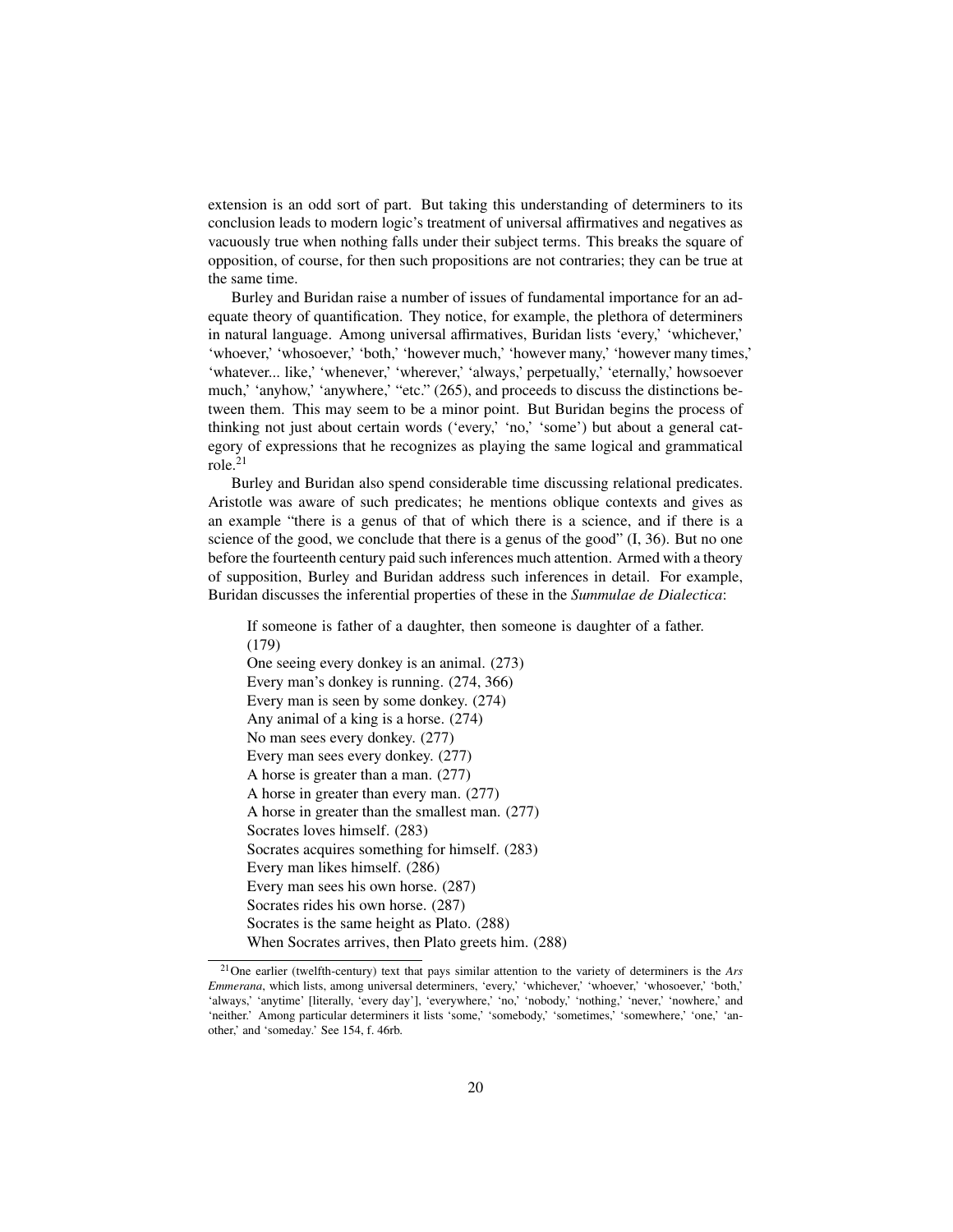extension is an odd sort of part. But taking this understanding of determiners to its conclusion leads to modern logic's treatment of universal affirmatives and negatives as vacuously true when nothing falls under their subject terms. This breaks the square of opposition, of course, for then such propositions are not contraries; they can be true at the same time.

Burley and Buridan raise a number of issues of fundamental importance for an adequate theory of quantification. They notice, for example, the plethora of determiners in natural language. Among universal affirmatives, Buridan lists 'every,' 'whichever,' 'whoever,' 'whosoever,' 'both,' 'however much,' 'however many,' 'however many times,' 'whatever... like,' 'whenever,' 'wherever,' 'always,' perpetually,' 'eternally,' howsoever much,' 'anyhow,' 'anywhere,' "etc." (265), and proceeds to discuss the distinctions between them. This may seem to be a minor point. But Buridan begins the process of thinking not just about certain words ('every,' 'no,' 'some') but about a general category of expressions that he recognizes as playing the same logical and grammatical role.[21]

Burley and Buridan also spend considerable time discussing relational predicates. Aristotle was aware of such predicates; he mentions oblique contexts and gives as an example "there is a genus of that of which there is a science, and if there is a science of the good, we conclude that there is a genus of the good" (I, 36). But no one before the fourteenth century paid such inferences much attention. Armed with a theory of supposition, Burley and Buridan address such inferences in detail. For example, Buridan discusses the inferential properties of these in the *Summulae de Dialectica*:

> If someone is father of a daughter, then someone is daughter of a father. (179)
> One seeing every donkey is an animal. (273)
> Every man's donkey is running. (274, 366)
> Every man is seen by some donkey. (274)
> Any animal of a king is a horse. (274)
> No man sees every donkey. (277)
> Every man sees every donkey. (277)
> A horse is greater than a man. (277)
> A horse in greater than every man. (277)
> A horse in greater than the smallest man. (277)
> Socrates loves himself. (283)
> Socrates acquires something for himself. (283)
> Every man likes himself. (286)
> Every man sees his own horse. (287)
> Socrates rides his own horse. (287)
> Socrates is the same height as Plato. (288)
> When Socrates arrives, then Plato greets him. (288)

[21] One earlier (twelfth-century) text that pays similar attention to the variety of determiners is the *Ars Emmerana*, which lists, among universal determiners, 'every,' 'whichever,' 'whoever,' 'whosoever,' 'both,' 'always,' 'anytime' [literally, 'every day'], 'everywhere,' 'no,' 'nobody,' 'nothing,' 'never,' 'nowhere,' and 'neither.' Among particular determiners it lists 'some,' 'somebody,' 'sometimes,' 'somewhere,' 'one,' 'another,' and 'someday.' See 154, f. 46rb.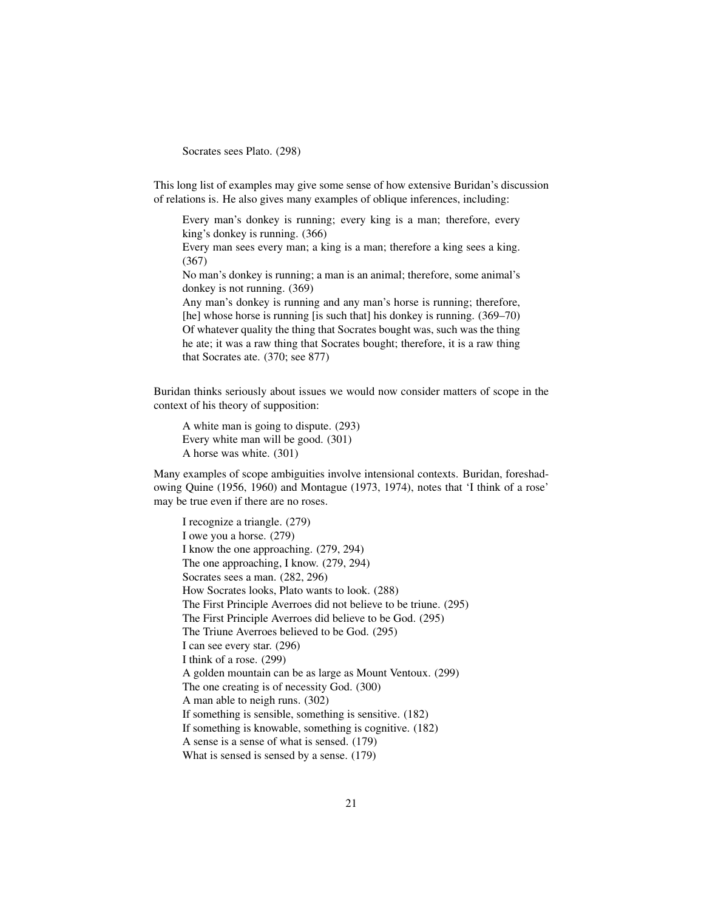Socrates sees Plato. (298)

This long list of examples may give some sense of how extensive Buridan's discussion of relations is. He also gives many examples of oblique inferences, including:

> Every man's donkey is running; every king is a man; therefore, every king's donkey is running. (366)
> Every man sees every man; a king is a man; therefore a king sees a king. (367)
> No man's donkey is running; a man is an animal; therefore, some animal's donkey is not running. (369)
> Any man's donkey is running and any man's horse is running; therefore, [he] whose horse is running [is such that] his donkey is running. (369–70)
> Of whatever quality the thing that Socrates bought was, such was the thing he ate; it was a raw thing that Socrates bought; therefore, it is a raw thing that Socrates ate. (370; see 877)

Buridan thinks seriously about issues we would now consider matters of scope in the context of his theory of supposition:

> A white man is going to dispute. (293)
> Every white man will be good. (301)
> A horse was white. (301)

Many examples of scope ambiguities involve intensional contexts. Buridan, foreshadowing Quine (1956, 1960) and Montague (1973, 1974), notes that 'I think of a rose' may be true even if there are no roses.

> I recognize a triangle. (279)
> I owe you a horse. (279)
> I know the one approaching. (279, 294)
> The one approaching, I know. (279, 294)
> Socrates sees a man. (282, 296)
> How Socrates looks, Plato wants to look. (288)
> The First Principle Averroes did not believe to be triune. (295)
> The First Principle Averroes did believe to be God. (295)
> The Triune Averroes believed to be God. (295)
> I can see every star. (296)
> I think of a rose. (299)
> A golden mountain can be as large as Mount Ventoux. (299)
> The one creating is of necessity God. (300)
> A man able to neigh runs. (302)
> If something is sensible, something is sensitive. (182)
> If something is knowable, something is cognitive. (182)
> A sense is a sense of what is sensed. (179)
> What is sensed is sensed by a sense. (179)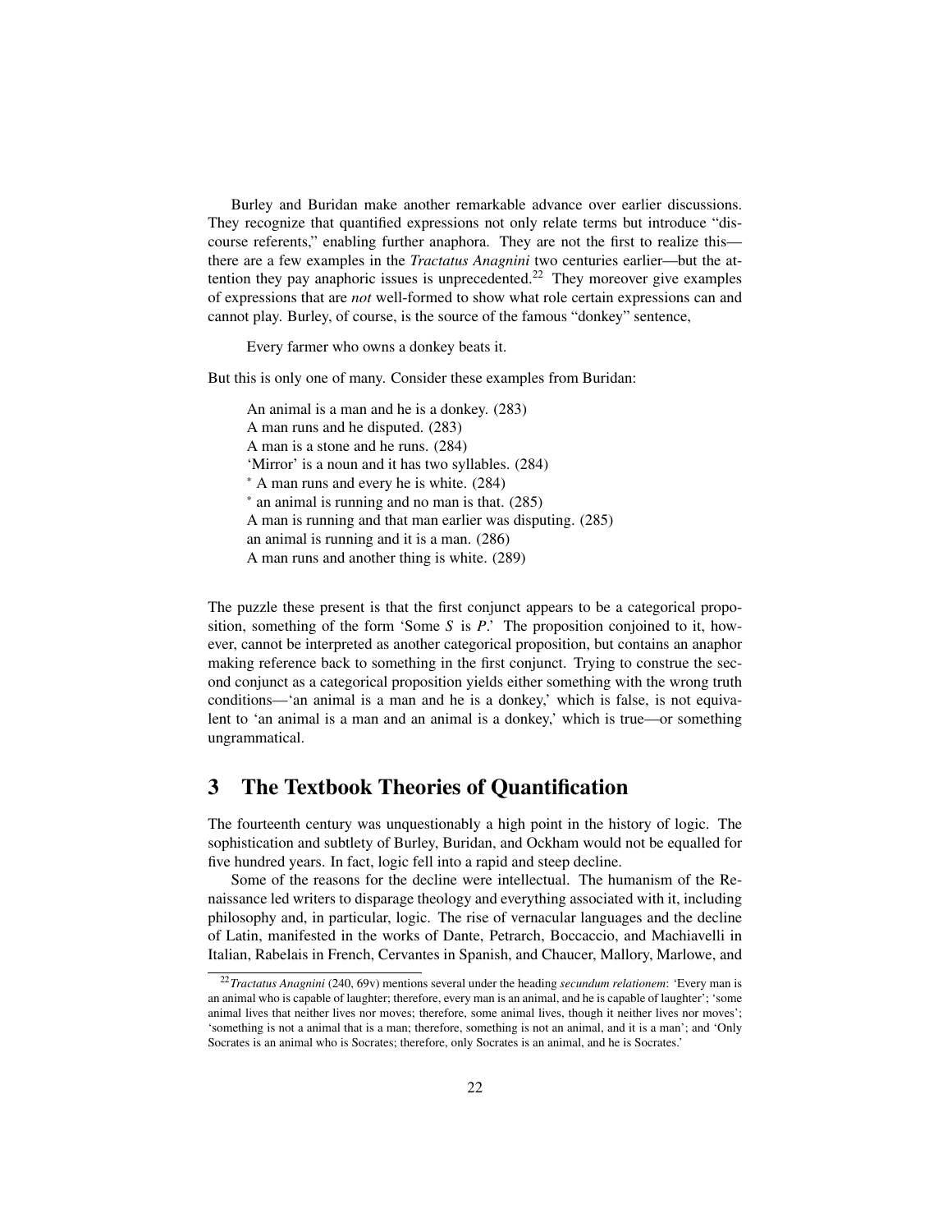Burley and Buridan make another remarkable advance over earlier discussions. They recognize that quantified expressions not only relate terms but introduce "discourse referents," enabling further anaphora. They are not the first to realize this—there are a few examples in the *Tractatus Anagnini* two centuries earlier—but the attention they pay anaphoric issues is unprecedented.[22] They moreover give examples of expressions that are *not* well-formed to show what role certain expressions can and cannot play. Burley, of course, is the source of the famous "donkey" sentence,

> Every farmer who owns a donkey beats it.

But this is only one of many. Consider these examples from Buridan:

> An animal is a man and he is a donkey. (283)
> A man runs and he disputed. (283)
> A man is a stone and he runs. (284)
> 'Mirror' is a noun and it has two syllables. (284)
> * A man runs and every he is white. (284)
> * an animal is running and no man is that. (285)
> A man is running and that man earlier was disputing. (285)
> an animal is running and it is a man. (286)
> A man runs and another thing is white. (289)

The puzzle these present is that the first conjunct appears to be a categorical proposition, something of the form 'Some *S* is *P*.' The proposition conjoined to it, however, cannot be interpreted as another categorical proposition, but contains an anaphor making reference back to something in the first conjunct. Trying to construe the second conjunct as a categorical proposition yields either something with the wrong truth conditions—'an animal is a man and he is a donkey,' which is false, is not equivalent to 'an animal is a man and an animal is a donkey,' which is true—or something ungrammatical.

## 3 The Textbook Theories of Quantification

The fourteenth century was unquestionably a high point in the history of logic. The sophistication and subtlety of Burley, Buridan, and Ockham would not be equalled for five hundred years. In fact, logic fell into a rapid and steep decline.

Some of the reasons for the decline were intellectual. The humanism of the Renaissance led writers to disparage theology and everything associated with it, including philosophy and, in particular, logic. The rise of vernacular languages and the decline of Latin, manifested in the works of Dante, Petrarch, Boccaccio, and Machiavelli in Italian, Rabelais in French, Cervantes in Spanish, and Chaucer, Mallory, Marlowe, and

---

[22] *Tractatus Anagnini* (240, 69v) mentions several under the heading *secundum relationem*: 'Every man is an animal who is capable of laughter; therefore, every man is an animal, and he is capable of laughter'; 'some animal lives that neither lives nor moves; therefore, some animal lives, though it neither lives nor moves'; 'something is not a animal that is a man; therefore, something is not an animal, and it is a man'; and 'Only Socrates is an animal who is Socrates; therefore, only Socrates is an animal, and he is Socrates.'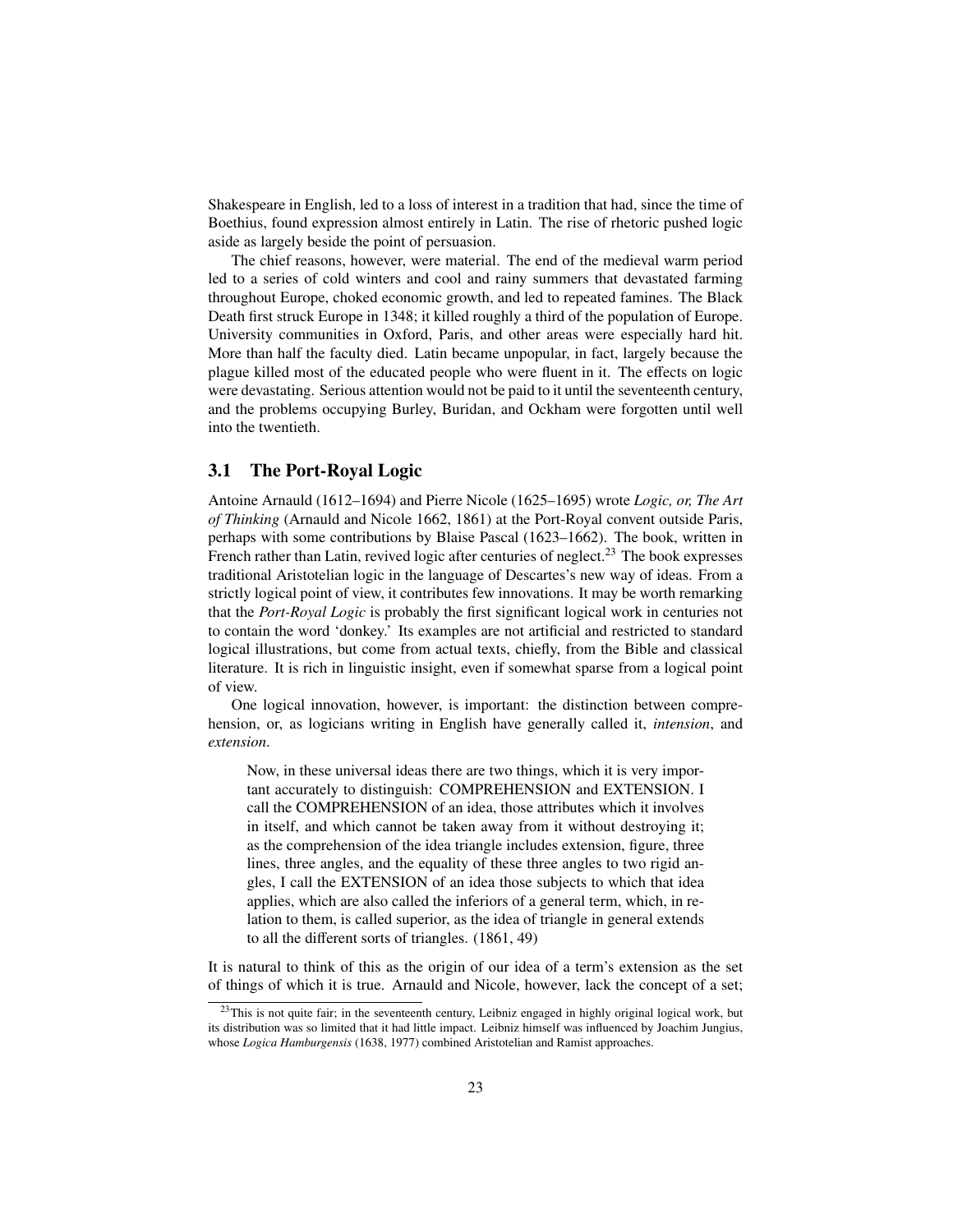Shakespeare in English, led to a loss of interest in a tradition that had, since the time of Boethius, found expression almost entirely in Latin. The rise of rhetoric pushed logic aside as largely beside the point of persuasion.

The chief reasons, however, were material. The end of the medieval warm period led to a series of cold winters and cool and rainy summers that devastated farming throughout Europe, choked economic growth, and led to repeated famines. The Black Death first struck Europe in 1348; it killed roughly a third of the population of Europe. University communities in Oxford, Paris, and other areas were especially hard hit. More than half the faculty died. Latin became unpopular, in fact, largely because the plague killed most of the educated people who were fluent in it. The effects on logic were devastating. Serious attention would not be paid to it until the seventeenth century, and the problems occupying Burley, Buridan, and Ockham were forgotten until well into the twentieth.

## 3.1 The Port-Royal Logic

Antoine Arnauld (1612–1694) and Pierre Nicole (1625–1695) wrote *Logic, or, The Art of Thinking* (Arnauld and Nicole 1662, 1861) at the Port-Royal convent outside Paris, perhaps with some contributions by Blaise Pascal (1623–1662). The book, written in French rather than Latin, revived logic after centuries of neglect.[23] The book expresses traditional Aristotelian logic in the language of Descartes's new way of ideas. From a strictly logical point of view, it contributes few innovations. It may be worth remarking that the *Port-Royal Logic* is probably the first significant logical work in centuries not to contain the word 'donkey.' Its examples are not artificial and restricted to standard logical illustrations, but come from actual texts, chiefly, from the Bible and classical literature. It is rich in linguistic insight, even if somewhat sparse from a logical point of view.

One logical innovation, however, is important: the distinction between comprehension, or, as logicians writing in English have generally called it, *intension*, and *extension*.

> Now, in these universal ideas there are two things, which it is very important accurately to distinguish: COMPREHENSION and EXTENSION. I call the COMPREHENSION of an idea, those attributes which it involves in itself, and which cannot be taken away from it without destroying it; as the comprehension of the idea triangle includes extension, figure, three lines, three angles, and the equality of these three angles to two rigid angles, I call the EXTENSION of an idea those subjects to which that idea applies, which are also called the inferiors of a general term, which, in relation to them, is called superior, as the idea of triangle in general extends to all the different sorts of triangles. (1861, 49)

It is natural to think of this as the origin of our idea of a term's extension as the set of things of which it is true. Arnauld and Nicole, however, lack the concept of a set;

[23] This is not quite fair; in the seventeenth century, Leibniz engaged in highly original logical work, but its distribution was so limited that it had little impact. Leibniz himself was influenced by Joachim Jungius, whose *Logica Hamburgensis* (1638, 1977) combined Aristotelian and Ramist approaches.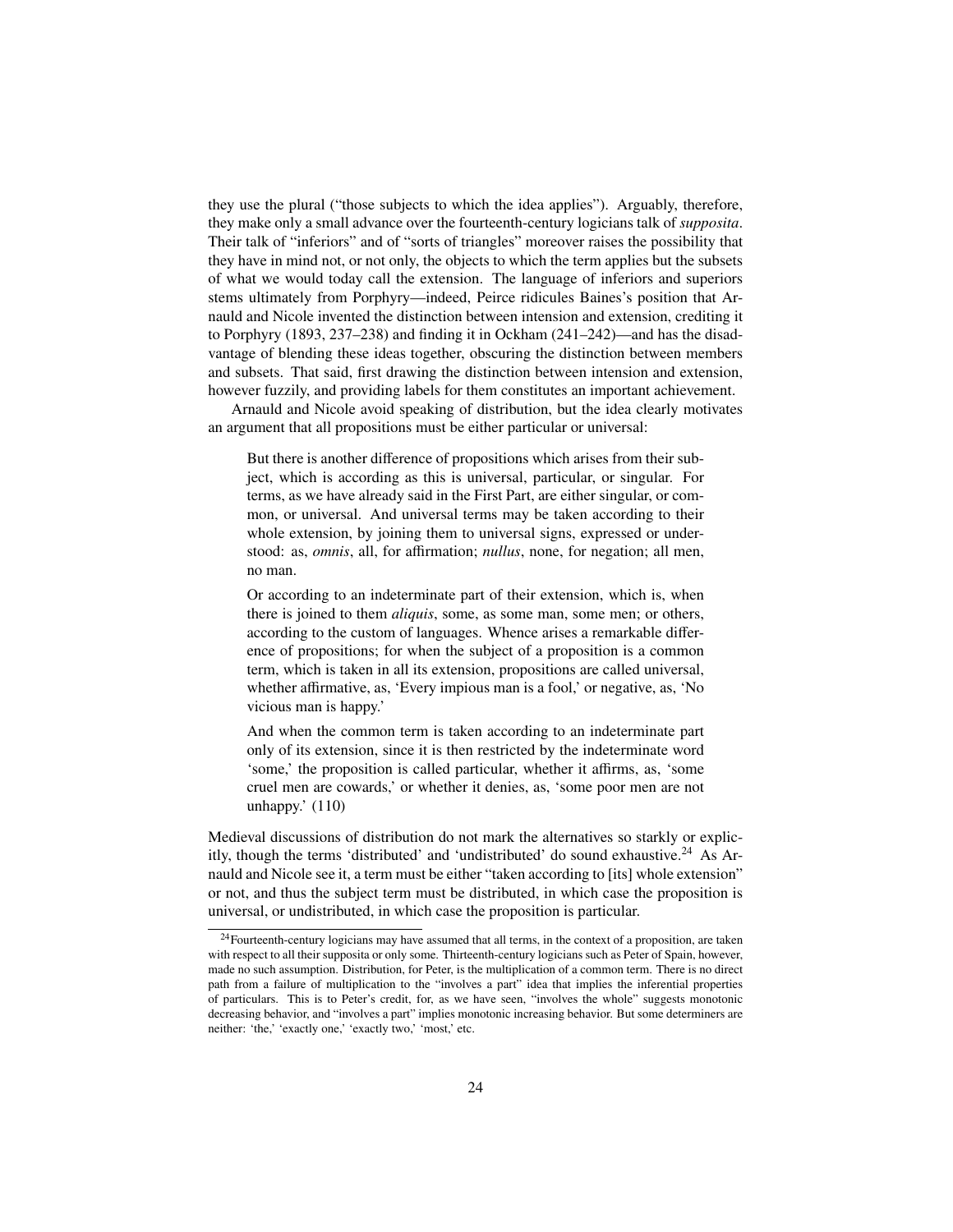they use the plural ("those subjects to which the idea applies"). Arguably, therefore, they make only a small advance over the fourteenth-century logicians talk of *supposita*. Their talk of "inferiors" and of "sorts of triangles" moreover raises the possibility that they have in mind not, or not only, the objects to which the term applies but the subsets of what we would today call the extension. The language of inferiors and superiors stems ultimately from Porphyry—indeed, Peirce ridicules Baines's position that Arnauld and Nicole invented the distinction between intension and extension, crediting it to Porphyry (1893, 237–238) and finding it in Ockham (241–242)—and has the disadvantage of blending these ideas together, obscuring the distinction between members and subsets. That said, first drawing the distinction between intension and extension, however fuzzily, and providing labels for them constitutes an important achievement.

Arnauld and Nicole avoid speaking of distribution, but the idea clearly motivates an argument that all propositions must be either particular or universal:

> But there is another difference of propositions which arises from their subject, which is according as this is universal, particular, or singular. For terms, as we have already said in the First Part, are either singular, or common, or universal. And universal terms may be taken according to their whole extension, by joining them to universal signs, expressed or understood: as, *omnis*, all, for affirmation; *nullus*, none, for negation; all men, no man.
>
> Or according to an indeterminate part of their extension, which is, when there is joined to them *aliquis*, some, as some man, some men; or others, according to the custom of languages. Whence arises a remarkable difference of propositions; for when the subject of a proposition is a common term, which is taken in all its extension, propositions are called universal, whether affirmative, as, 'Every impious man is a fool,' or negative, as, 'No vicious man is happy.'
>
> And when the common term is taken according to an indeterminate part only of its extension, since it is then restricted by the indeterminate word 'some,' the proposition is called particular, whether it affirms, as, 'some cruel men are cowards,' or whether it denies, as, 'some poor men are not unhappy.' (110)

Medieval discussions of distribution do not mark the alternatives so starkly or explicitly, though the terms 'distributed' and 'undistributed' do sound exhaustive.[24] As Arnauld and Nicole see it, a term must be either "taken according to [its] whole extension" or not, and thus the subject term must be distributed, in which case the proposition is universal, or undistributed, in which case the proposition is particular.

[24] Fourteenth-century logicians may have assumed that all terms, in the context of a proposition, are taken with respect to all their supposita or only some. Thirteenth-century logicians such as Peter of Spain, however, made no such assumption. Distribution, for Peter, is the multiplication of a common term. There is no direct path from a failure of multiplication to the "involves a part" idea that implies the inferential properties of particulars. This is to Peter's credit, for, as we have seen, "involves the whole" suggests monotonic decreasing behavior, and "involves a part" implies monotonic increasing behavior. But some determiners are neither: 'the,' 'exactly one,' 'exactly two,' 'most,' etc.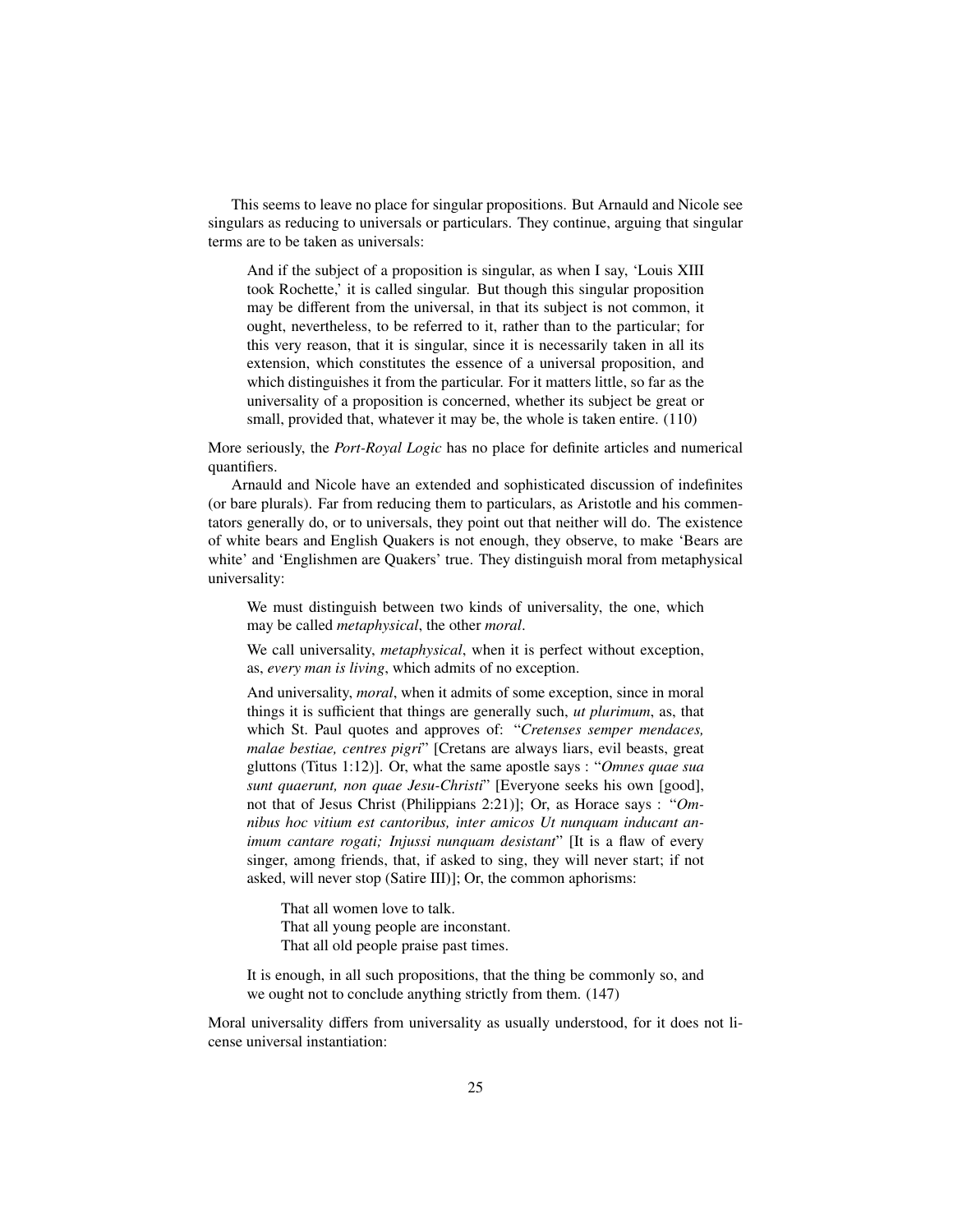This seems to leave no place for singular propositions. But Arnauld and Nicole see singulars as reducing to universals or particulars. They continue, arguing that singular terms are to be taken as universals:

> And if the subject of a proposition is singular, as when I say, 'Louis XIII took Rochette,' it is called singular. But though this singular proposition may be different from the universal, in that its subject is not common, it ought, nevertheless, to be referred to it, rather than to the particular; for this very reason, that it is singular, since it is necessarily taken in all its extension, which constitutes the essence of a universal proposition, and which distinguishes it from the particular. For it matters little, so far as the universality of a proposition is concerned, whether its subject be great or small, provided that, whatever it may be, the whole is taken entire. (110)

More seriously, the *Port-Royal Logic* has no place for definite articles and numerical quantifiers.

Arnauld and Nicole have an extended and sophisticated discussion of indefinites (or bare plurals). Far from reducing them to particulars, as Aristotle and his commentators generally do, or to universals, they point out that neither will do. The existence of white bears and English Quakers is not enough, they observe, to make 'Bears are white' and 'Englishmen are Quakers' true. They distinguish moral from metaphysical universality:

> We must distinguish between two kinds of universality, the one, which may be called *metaphysical*, the other *moral*.
>
> We call universality, *metaphysical*, when it is perfect without exception, as, *every man is living*, which admits of no exception.
>
> And universality, *moral*, when it admits of some exception, since in moral things it is sufficient that things are generally such, *ut plurimum*, as, that which St. Paul quotes and approves of: "*Cretenses semper mendaces, malae bestiae, centres pigri*" [Cretans are always liars, evil beasts, great gluttons (Titus 1:12)]. Or, what the same apostle says : "*Omnes quae sua sunt quaerunt, non quae Jesu-Christi*" [Everyone seeks his own [good], not that of Jesus Christ (Philippians 2:21)]; Or, as Horace says : "*Omnibus hoc vitium est cantoribus, inter amicos Ut nunquam inducant animum cantare rogati; Injussi nunquam desistant*" [It is a flaw of every singer, among friends, that, if asked to sing, they will never start; if not asked, will never stop (Satire III)]; Or, the common aphorisms:
>
> > That all women love to talk.
> > That all young people are inconstant.
> > That all old people praise past times.
>
> It is enough, in all such propositions, that the thing be commonly so, and we ought not to conclude anything strictly from them. (147)

Moral universality differs from universality as usually understood, for it does not license universal instantiation: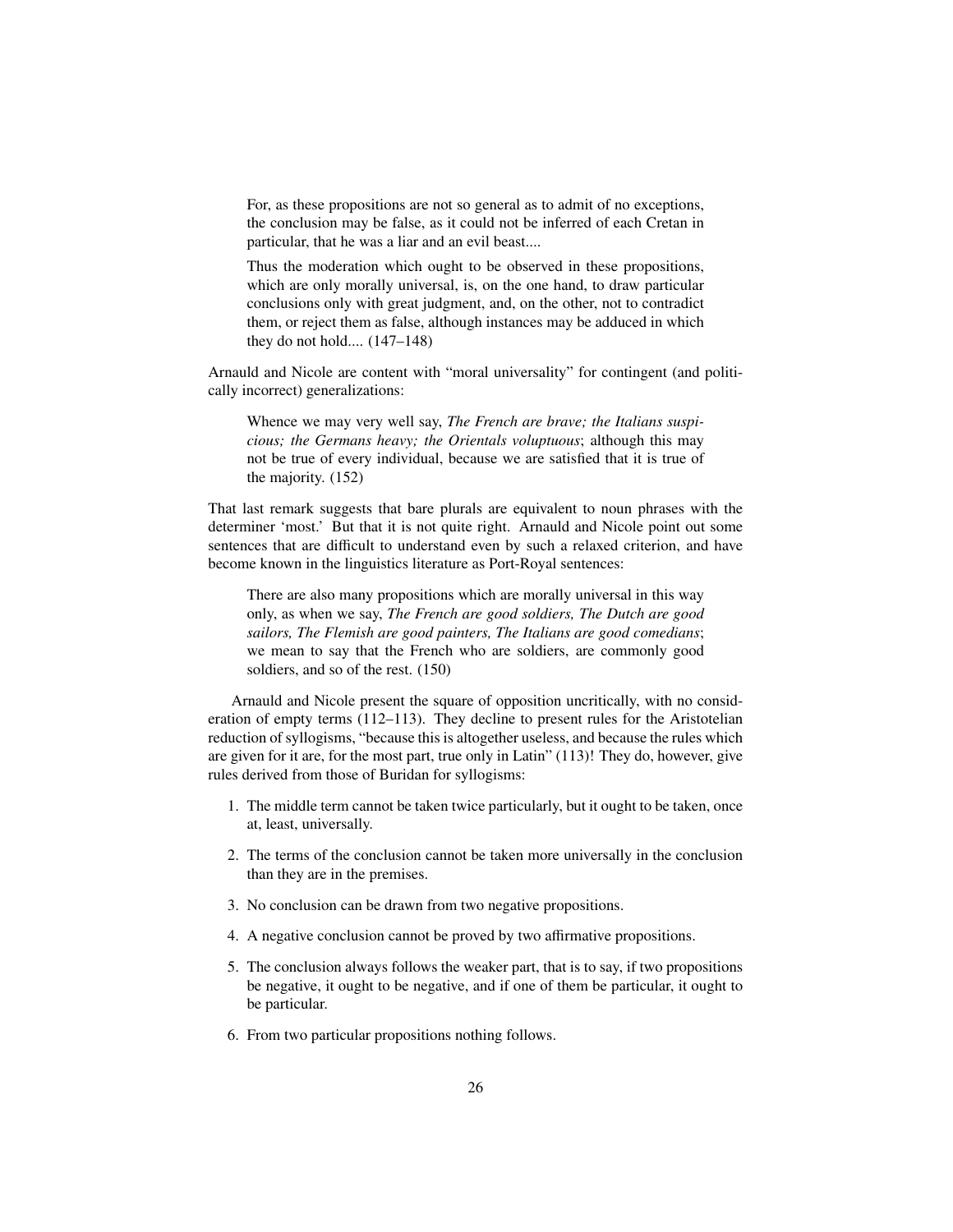> For, as these propositions are not so general as to admit of no exceptions, the conclusion may be false, as it could not be inferred of each Cretan in particular, that he was a liar and an evil beast....
>
> Thus the moderation which ought to be observed in these propositions, which are only morally universal, is, on the one hand, to draw particular conclusions only with great judgment, and, on the other, not to contradict them, or reject them as false, although instances may be adduced in which they do not hold.... (147–148)

Arnauld and Nicole are content with "moral universality" for contingent (and politically incorrect) generalizations:

> Whence we may very well say, *The French are brave; the Italians suspicious; the Germans heavy; the Orientals voluptuous*; although this may not be true of every individual, because we are satisfied that it is true of the majority. (152)

That last remark suggests that bare plurals are equivalent to noun phrases with the determiner 'most.' But that it is not quite right. Arnauld and Nicole point out some sentences that are difficult to understand even by such a relaxed criterion, and have become known in the linguistics literature as Port-Royal sentences:

> There are also many propositions which are morally universal in this way only, as when we say, *The French are good soldiers, The Dutch are good sailors, The Flemish are good painters, The Italians are good comedians*; we mean to say that the French who are soldiers, are commonly good soldiers, and so of the rest. (150)

Arnauld and Nicole present the square of opposition uncritically, with no consideration of empty terms (112–113). They decline to present rules for the Aristotelian reduction of syllogisms, "because this is altogether useless, and because the rules which are given for it are, for the most part, true only in Latin" (113)! They do, however, give rules derived from those of Buridan for syllogisms:

1. The middle term cannot be taken twice particularly, but it ought to be taken, once at, least, universally.
2. The terms of the conclusion cannot be taken more universally in the conclusion than they are in the premises.
3. No conclusion can be drawn from two negative propositions.
4. A negative conclusion cannot be proved by two affirmative propositions.
5. The conclusion always follows the weaker part, that is to say, if two propositions be negative, it ought to be negative, and if one of them be particular, it ought to be particular.
6. From two particular propositions nothing follows.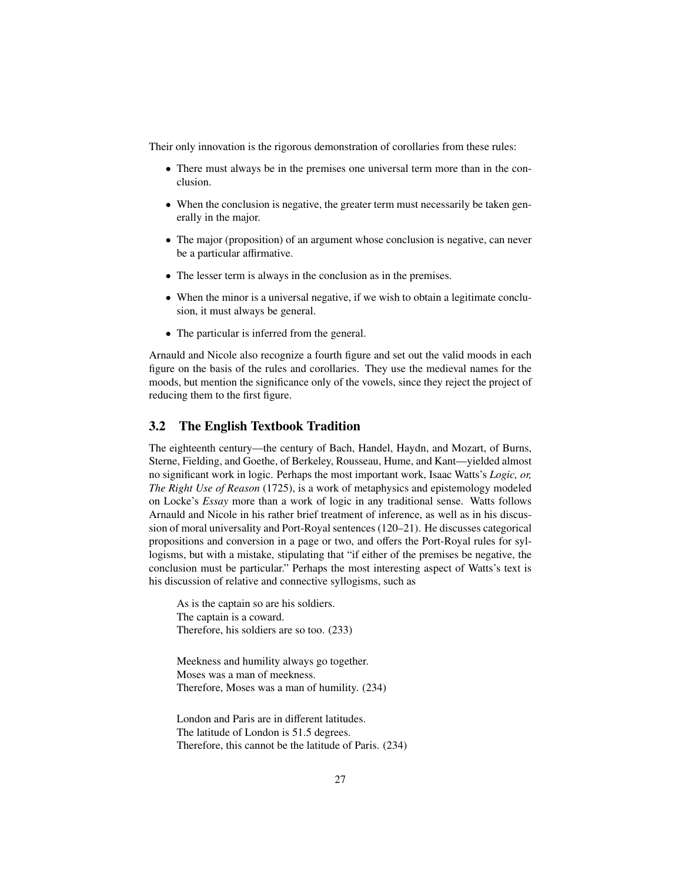Their only innovation is the rigorous demonstration of corollaries from these rules:

- There must always be in the premises one universal term more than in the conclusion.
- When the conclusion is negative, the greater term must necessarily be taken generally in the major.
- The major (proposition) of an argument whose conclusion is negative, can never be a particular affirmative.
- The lesser term is always in the conclusion as in the premises.
- When the minor is a universal negative, if we wish to obtain a legitimate conclusion, it must always be general.
- The particular is inferred from the general.

Arnauld and Nicole also recognize a fourth figure and set out the valid moods in each figure on the basis of the rules and corollaries. They use the medieval names for the moods, but mention the significance only of the vowels, since they reject the project of reducing them to the first figure.

### 3.2 The English Textbook Tradition

The eighteenth century—the century of Bach, Handel, Haydn, and Mozart, of Burns, Sterne, Fielding, and Goethe, of Berkeley, Rousseau, Hume, and Kant—yielded almost no significant work in logic. Perhaps the most important work, Isaac Watts's *Logic, or, The Right Use of Reason* (1725), is a work of metaphysics and epistemology modeled on Locke's *Essay* more than a work of logic in any traditional sense. Watts follows Arnauld and Nicole in his rather brief treatment of inference, as well as in his discussion of moral universality and Port-Royal sentences (120–21). He discusses categorical propositions and conversion in a page or two, and offers the Port-Royal rules for syllogisms, but with a mistake, stipulating that "if either of the premises be negative, the conclusion must be particular." Perhaps the most interesting aspect of Watts's text is his discussion of relative and connective syllogisms, such as

> As is the captain so are his soldiers.
> The captain is a coward.
> Therefore, his soldiers are so too. (233)

> Meekness and humility always go together.
> Moses was a man of meekness.
> Therefore, Moses was a man of humility. (234)

> London and Paris are in different latitudes.
> The latitude of London is 51.5 degrees.
> Therefore, this cannot be the latitude of Paris. (234)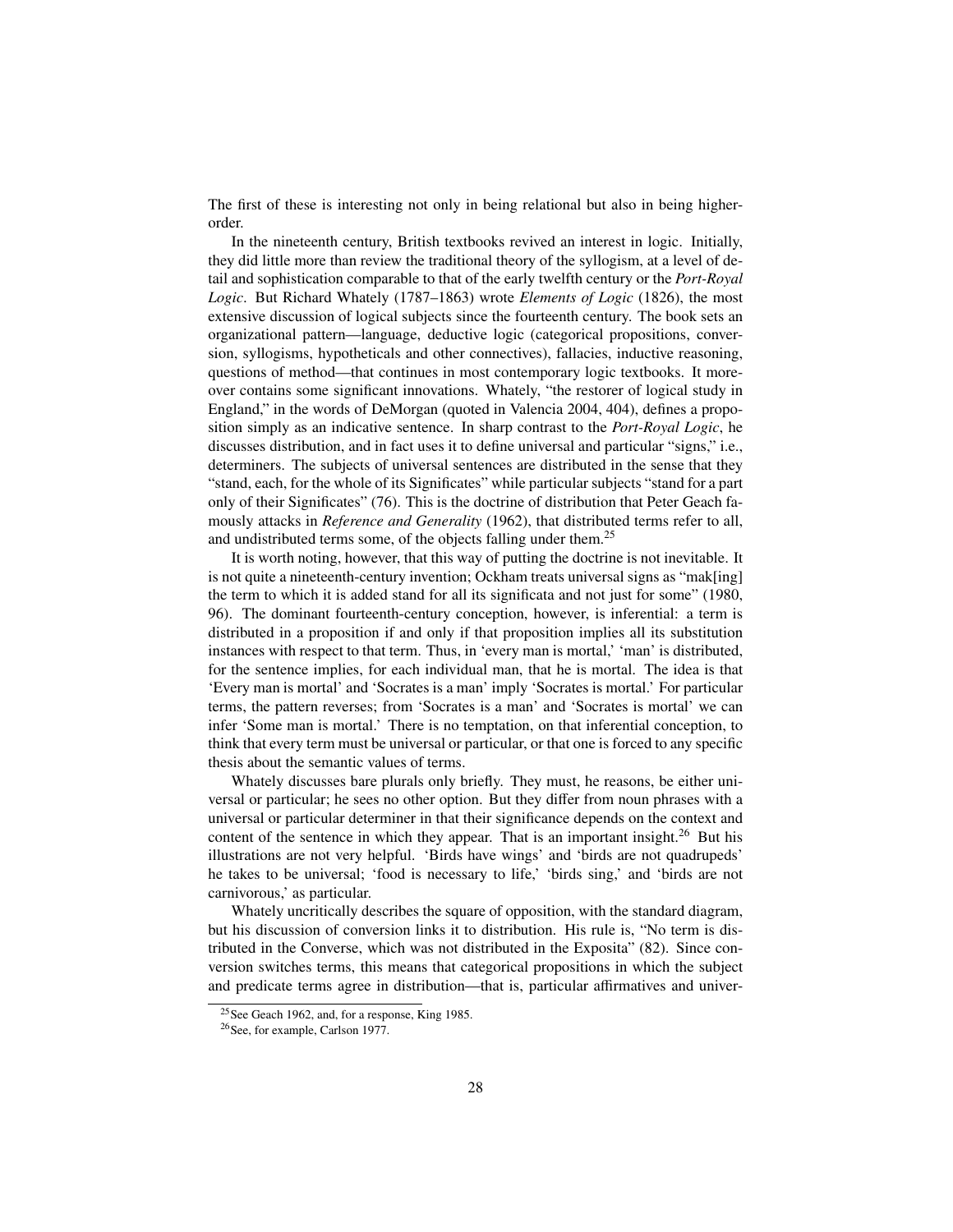The first of these is interesting not only in being relational but also in being higher-order.

In the nineteenth century, British textbooks revived an interest in logic. Initially, they did little more than review the traditional theory of the syllogism, at a level of detail and sophistication comparable to that of the early twelfth century or the *Port-Royal Logic*. But Richard Whately (1787–1863) wrote *Elements of Logic* (1826), the most extensive discussion of logical subjects since the fourteenth century. The book sets an organizational pattern—language, deductive logic (categorical propositions, conversion, syllogisms, hypotheticals and other connectives), fallacies, inductive reasoning, questions of method—that continues in most contemporary logic textbooks. It moreover contains some significant innovations. Whately, "the restorer of logical study in England," in the words of DeMorgan (quoted in Valencia 2004, 404), defines a proposition simply as an indicative sentence. In sharp contrast to the *Port-Royal Logic*, he discusses distribution, and in fact uses it to define universal and particular "signs," i.e., determiners. The subjects of universal sentences are distributed in the sense that they "stand, each, for the whole of its Significates" while particular subjects "stand for a part only of their Significates" (76). This is the doctrine of distribution that Peter Geach famously attacks in *Reference and Generality* (1962), that distributed terms refer to all, and undistributed terms some, of the objects falling under them.[25]

It is worth noting, however, that this way of putting the doctrine is not inevitable. It is not quite a nineteenth-century invention; Ockham treats universal signs as "mak[ing] the term to which it is added stand for all its significata and not just for some" (1980, 96). The dominant fourteenth-century conception, however, is inferential: a term is distributed in a proposition if and only if that proposition implies all its substitution instances with respect to that term. Thus, in 'every man is mortal,' 'man' is distributed, for the sentence implies, for each individual man, that he is mortal. The idea is that 'Every man is mortal' and 'Socrates is a man' imply 'Socrates is mortal.' For particular terms, the pattern reverses; from 'Socrates is a man' and 'Socrates is mortal' we can infer 'Some man is mortal.' There is no temptation, on that inferential conception, to think that every term must be universal or particular, or that one is forced to any specific thesis about the semantic values of terms.

Whately discusses bare plurals only briefly. They must, he reasons, be either universal or particular; he sees no other option. But they differ from noun phrases with a universal or particular determiner in that their significance depends on the context and content of the sentence in which they appear. That is an important insight.[26] But his illustrations are not very helpful. 'Birds have wings' and 'birds are not quadrupeds' he takes to be universal; 'food is necessary to life,' 'birds sing,' and 'birds are not carnivorous,' as particular.

Whately uncritically describes the square of opposition, with the standard diagram, but his discussion of conversion links it to distribution. His rule is, "No term is distributed in the Converse, which was not distributed in the Exposita" (82). Since conversion switches terms, this means that categorical propositions in which the subject and predicate terms agree in distribution—that is, particular affirmatives and univer-

[25] See Geach 1962, and, for a response, King 1985.

[26] See, for example, Carlson 1977.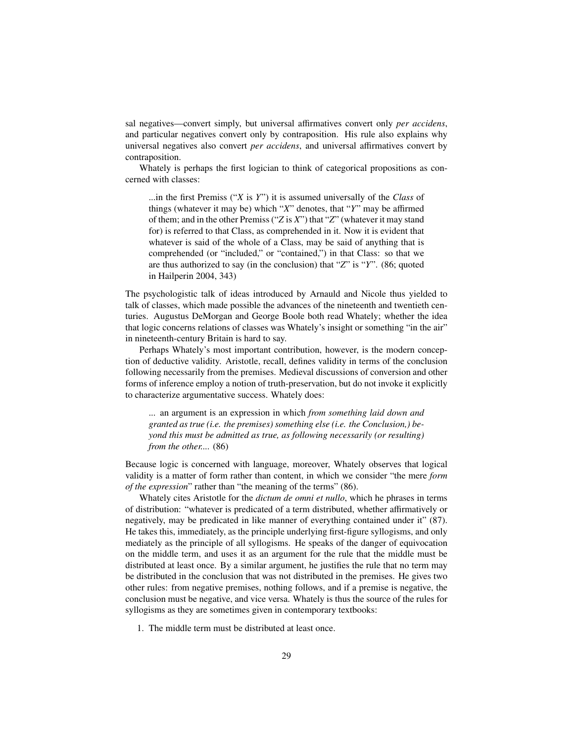sal negatives—convert simply, but universal affirmatives convert only *per accidens*, and particular negatives convert only by contraposition. His rule also explains why universal negatives also convert *per accidens*, and universal affirmatives convert by contraposition.

Whately is perhaps the first logician to think of categorical propositions as concerned with classes:

> ...in the first Premiss ("*X* is *Y*") it is assumed universally of the *Class* of things (whatever it may be) which "*X*" denotes, that "*Y*" may be affirmed of them; and in the other Premiss ("*Z* is *X*") that "*Z*" (whatever it may stand for) is referred to that Class, as comprehended in it. Now it is evident that whatever is said of the whole of a Class, may be said of anything that is comprehended (or "included," or "contained,") in that Class: so that we are thus authorized to say (in the conclusion) that "*Z*" is "*Y*". (86; quoted in Hailperin 2004, 343)

The psychologistic talk of ideas introduced by Arnauld and Nicole thus yielded to talk of classes, which made possible the advances of the nineteenth and twentieth centuries. Augustus DeMorgan and George Boole both read Whately; whether the idea that logic concerns relations of classes was Whately's insight or something "in the air" in nineteenth-century Britain is hard to say.

Perhaps Whately's most important contribution, however, is the modern conception of deductive validity. Aristotle, recall, defines validity in terms of the conclusion following necessarily from the premises. Medieval discussions of conversion and other forms of inference employ a notion of truth-preservation, but do not invoke it explicitly to characterize argumentative success. Whately does:

> ... an argument is an expression in which *from something laid down and granted as true (i.e. the premises) something else (i.e. the Conclusion,) beyond this must be admitted as true, as following necessarily (or resulting) from the other...* (86)

Because logic is concerned with language, moreover, Whately observes that logical validity is a matter of form rather than content, in which we consider "the mere *form of the expression*" rather than "the meaning of the terms" (86).

Whately cites Aristotle for the *dictum de omni et nullo*, which he phrases in terms of distribution: "whatever is predicated of a term distributed, whether affirmatively or negatively, may be predicated in like manner of everything contained under it" (87). He takes this, immediately, as the principle underlying first-figure syllogisms, and only mediately as the principle of all syllogisms. He speaks of the danger of equivocation on the middle term, and uses it as an argument for the rule that the middle must be distributed at least once. By a similar argument, he justifies the rule that no term may be distributed in the conclusion that was not distributed in the premises. He gives two other rules: from negative premises, nothing follows, and if a premise is negative, the conclusion must be negative, and vice versa. Whately is thus the source of the rules for syllogisms as they are sometimes given in contemporary textbooks:

1. The middle term must be distributed at least once.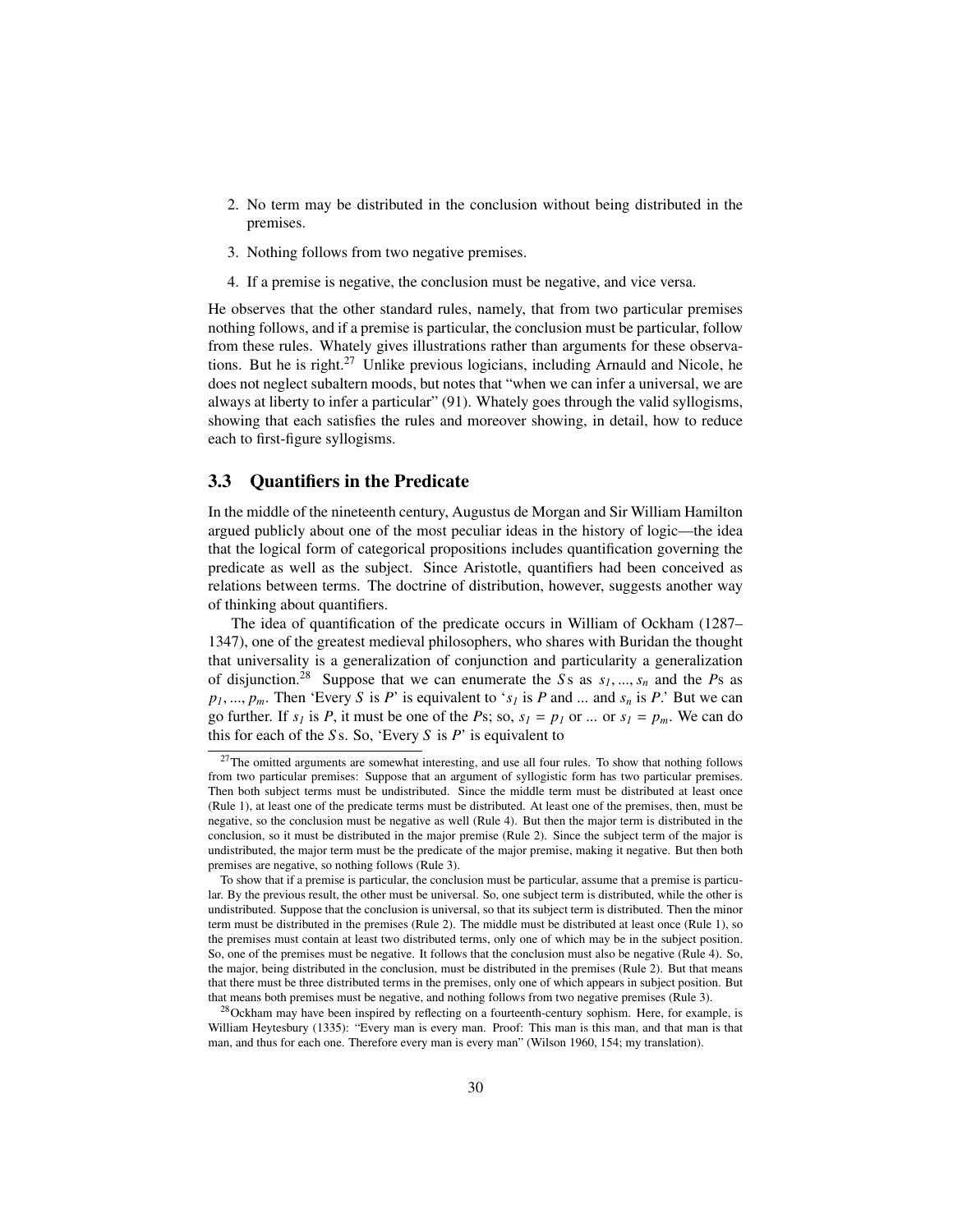2. No term may be distributed in the conclusion without being distributed in the premises.

3. Nothing follows from two negative premises.

4. If a premise is negative, the conclusion must be negative, and vice versa.

He observes that the other standard rules, namely, that from two particular premises nothing follows, and if a premise is particular, the conclusion must be particular, follow from these rules. Whately gives illustrations rather than arguments for these observations. But he is right.[27] Unlike previous logicians, including Arnauld and Nicole, he does not neglect subaltern moods, but notes that "when we can infer a universal, we are always at liberty to infer a particular" (91). Whately goes through the valid syllogisms, showing that each satisfies the rules and moreover showing, in detail, how to reduce each to first-figure syllogisms.

### 3.3 Quantifiers in the Predicate

In the middle of the nineteenth century, Augustus de Morgan and Sir William Hamilton argued publicly about one of the most peculiar ideas in the history of logic—the idea that the logical form of categorical propositions includes quantification governing the predicate as well as the subject. Since Aristotle, quantifiers had been conceived as relations between terms. The doctrine of distribution, however, suggests another way of thinking about quantifiers.

The idea of quantification of the predicate occurs in William of Ockham (1287–1347), one of the greatest medieval philosophers, who shares with Buridan the thought that universality is a generalization of conjunction and particularity a generalization of disjunction.[28] Suppose that we can enumerate the $S$s as $s_1, ..., s_n$ and the $P$s as $p_1, ..., p_m$. Then 'Every $S$ is $P$' is equivalent to '$s_1$ is $P$ and ... and $s_n$ is $P$.' But we can go further. If $s_1$ is $P$, it must be one of the $P$s; so, $s_1 = p_1$ or ... or $s_1 = p_m$. We can do this for each of the $S$s. So, 'Every $S$ is $P$' is equivalent to

[27] The omitted arguments are somewhat interesting, and use all four rules. To show that nothing follows from two particular premises: Suppose that an argument of syllogistic form has two particular premises. Then both subject terms must be undistributed. Since the middle term must be distributed at least once (Rule 1), at least one of the predicate terms must be distributed. At least one of the premises, then, must be negative, so the conclusion must be negative as well (Rule 4). But then the major term is distributed in the conclusion, so it must be distributed in the major premise (Rule 2). Since the subject term of the major is undistributed, the major term must be the predicate of the major premise, making it negative. But then both premises are negative, so nothing follows (Rule 3).

To show that if a premise is particular, the conclusion must be particular, assume that a premise is particular. By the previous result, the other must be universal. So, one subject term is distributed, while the other is undistributed. Suppose that the conclusion is universal, so that its subject term is distributed. Then the minor term must be distributed in the premises (Rule 2). The middle must be distributed at least once (Rule 1), so the premises must contain at least two distributed terms, only one of which may be in the subject position. So, one of the premises must be negative. It follows that the conclusion must also be negative (Rule 4). So, the major, being distributed in the conclusion, must be distributed in the premises (Rule 2). But that means that there must be three distributed terms in the premises, only one of which appears in subject position. But that means both premises must be negative, and nothing follows from two negative premises (Rule 3).

[28] Ockham may have been inspired by reflecting on a fourteenth-century sophism. Here, for example, is William Heytesbury (1335): "Every man is every man. Proof: This man is this man, and that man is that man, and thus for each one. Therefore every man is every man" (Wilson 1960, 154; my translation).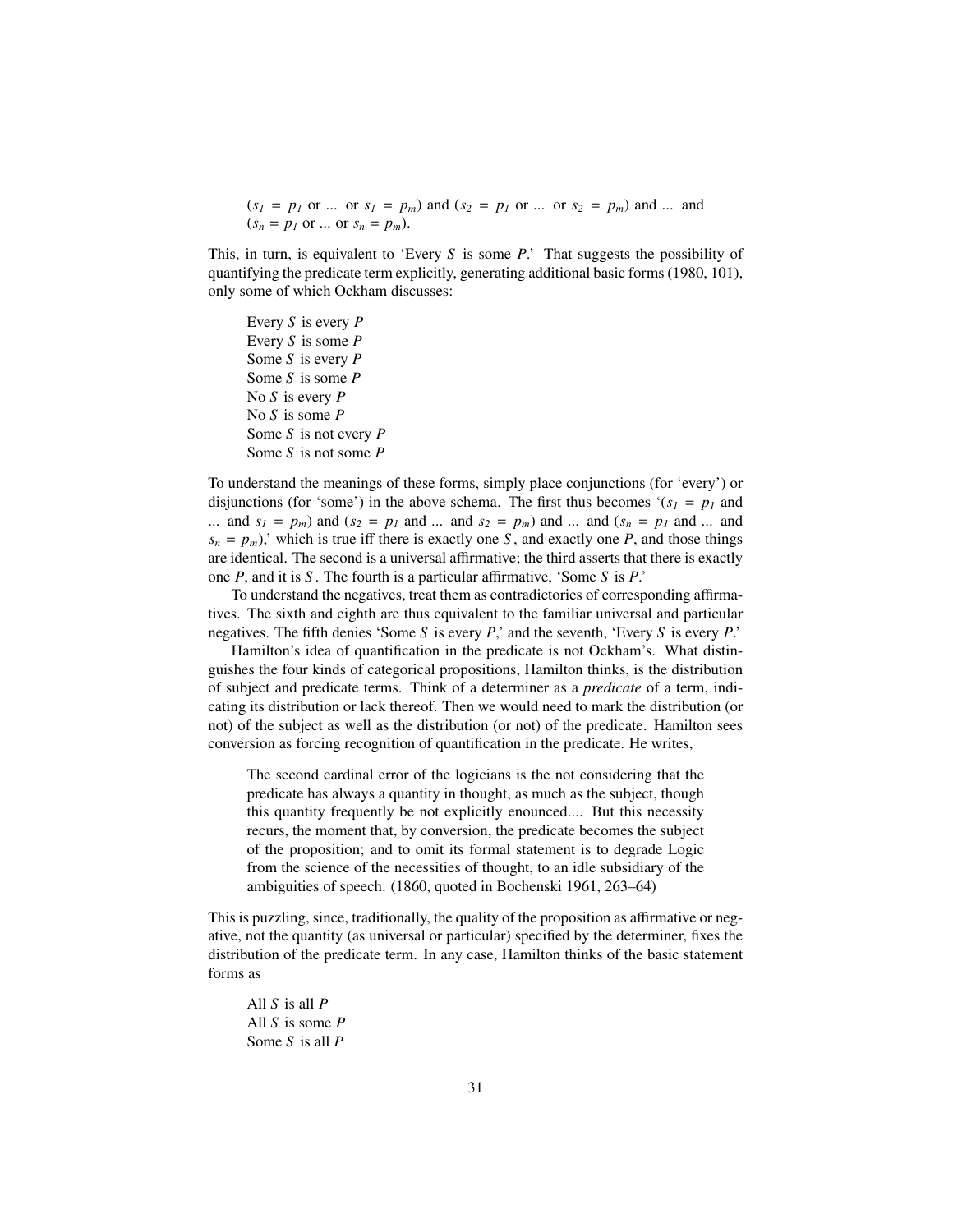$(s_1 = p_1$ or ... or $s_1 = p_m)$ and $(s_2 = p_1$ or ... or $s_2 = p_m)$ and ... and $(s_n = p_1$ or ... or $s_n = p_m)$.

This, in turn, is equivalent to 'Every $S$ is some $P$.' That suggests the possibility of quantifying the predicate term explicitly, generating additional basic forms (1980, 101), only some of which Ockham discusses:

> Every $S$ is every $P$
> Every $S$ is some $P$
> Some $S$ is every $P$
> Some $S$ is some $P$
> No $S$ is every $P$
> No $S$ is some $P$
> Some $S$ is not every $P$
> Some $S$ is not some $P$

To understand the meanings of these forms, simply place conjunctions (for 'every') or disjunctions (for 'some') in the above schema. The first thus becomes '$(s_1 = p_1$ and ... and $s_1 = p_m)$ and $(s_2 = p_1$ and ... and $s_2 = p_m)$ and ... and $(s_n = p_1$ and ... and $s_n = p_m)$,' which is true iff there is exactly one $S$, and exactly one $P$, and those things are identical. The second is a universal affirmative; the third asserts that there is exactly one $P$, and it is $S$. The fourth is a particular affirmative, 'Some $S$ is $P$.'

To understand the negatives, treat them as contradictories of corresponding affirmatives. The sixth and eighth are thus equivalent to the familiar universal and particular negatives. The fifth denies 'Some $S$ is every $P$,' and the seventh, 'Every $S$ is every $P$.'

Hamilton's idea of quantification in the predicate is not Ockham's. What distinguishes the four kinds of categorical propositions, Hamilton thinks, is the distribution of subject and predicate terms. Think of a determiner as a *predicate* of a term, indicating its distribution or lack thereof. Then we would need to mark the distribution (or not) of the subject as well as the distribution (or not) of the predicate. Hamilton sees conversion as forcing recognition of quantification in the predicate. He writes,

> The second cardinal error of the logicians is the not considering that the predicate has always a quantity in thought, as much as the subject, though this quantity frequently be not explicitly enounced.... But this necessity recurs, the moment that, by conversion, the predicate becomes the subject of the proposition; and to omit its formal statement is to degrade Logic from the science of the necessities of thought, to an idle subsidiary of the ambiguities of speech. (1860, quoted in Bochenski 1961, 263–64)

This is puzzling, since, traditionally, the quality of the proposition as affirmative or negative, not the quantity (as universal or particular) specified by the determiner, fixes the distribution of the predicate term. In any case, Hamilton thinks of the basic statement forms as

> All $S$ is all $P$
> All $S$ is some $P$
> Some $S$ is all $P$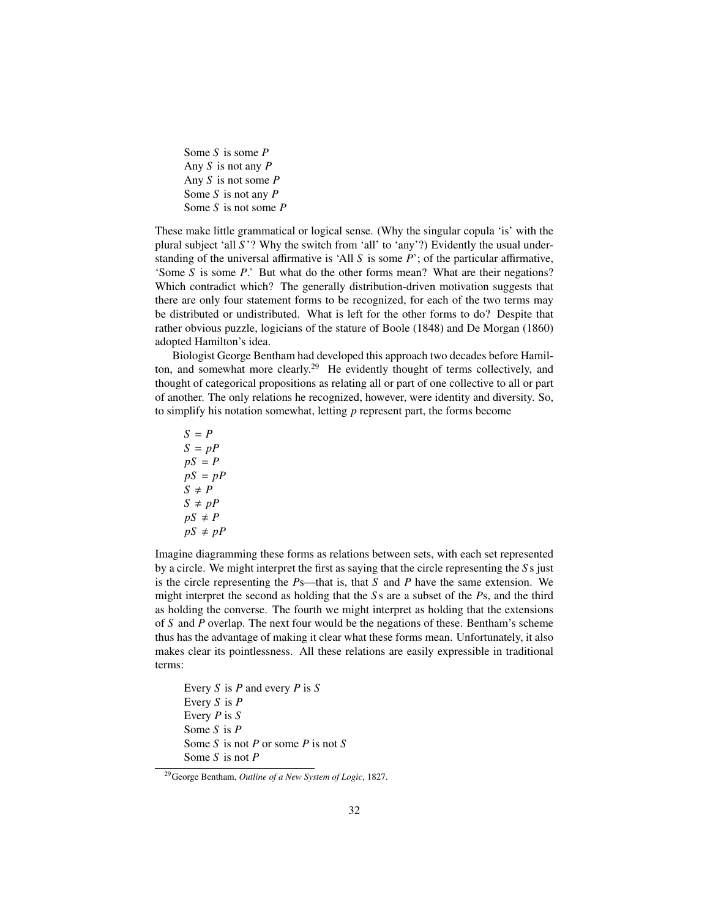Some $S$ is some $P$
Any $S$ is not any $P$
Any $S$ is not some $P$
Some $S$ is not any $P$
Some $S$ is not some $P$

These make little grammatical or logical sense. (Why the singular copula 'is' with the plural subject 'all $S$'? Why the switch from 'all' to 'any'?) Evidently the usual understanding of the universal affirmative is 'All $S$ is some $P$'; of the particular affirmative, 'Some $S$ is some $P$.' But what do the other forms mean? What are their negations? Which contradict which? The generally distribution-driven motivation suggests that there are only four statement forms to be recognized, for each of the two terms may be distributed or undistributed. What is left for the other forms to do? Despite that rather obvious puzzle, logicians of the stature of Boole (1848) and De Morgan (1860) adopted Hamilton's idea.

Biologist George Bentham had developed this approach two decades before Hamilton, and somewhat more clearly.[29] He evidently thought of terms collectively, and thought of categorical propositions as relating all or part of one collective to all or part of another. The only relations he recognized, however, were identity and diversity. So, to simplify his notation somewhat, letting $p$ represent part, the forms become

$S = P$
$S = pP$
$pS = P$
$pS = pP$
$S \neq P$
$S \neq pP$
$pS \neq P$
$pS \neq pP$

Imagine diagramming these forms as relations between sets, with each set represented by a circle. We might interpret the first as saying that the circle representing the $S$s just is the circle representing the $P$s—that is, that $S$ and $P$ have the same extension. We might interpret the second as holding that the $S$s are a subset of the $P$s, and the third as holding the converse. The fourth we might interpret as holding that the extensions of $S$ and $P$ overlap. The next four would be the negations of these. Bentham's scheme thus has the advantage of making it clear what these forms mean. Unfortunately, it also makes clear its pointlessness. All these relations are easily expressible in traditional terms:

Every $S$ is $P$ and every $P$ is $S$
Every $S$ is $P$
Every $P$ is $S$
Some $S$ is $P$
Some $S$ is not $P$ or some $P$ is not $S$
Some $S$ is not $P$

[29] George Bentham, *Outline of a New System of Logic*, 1827.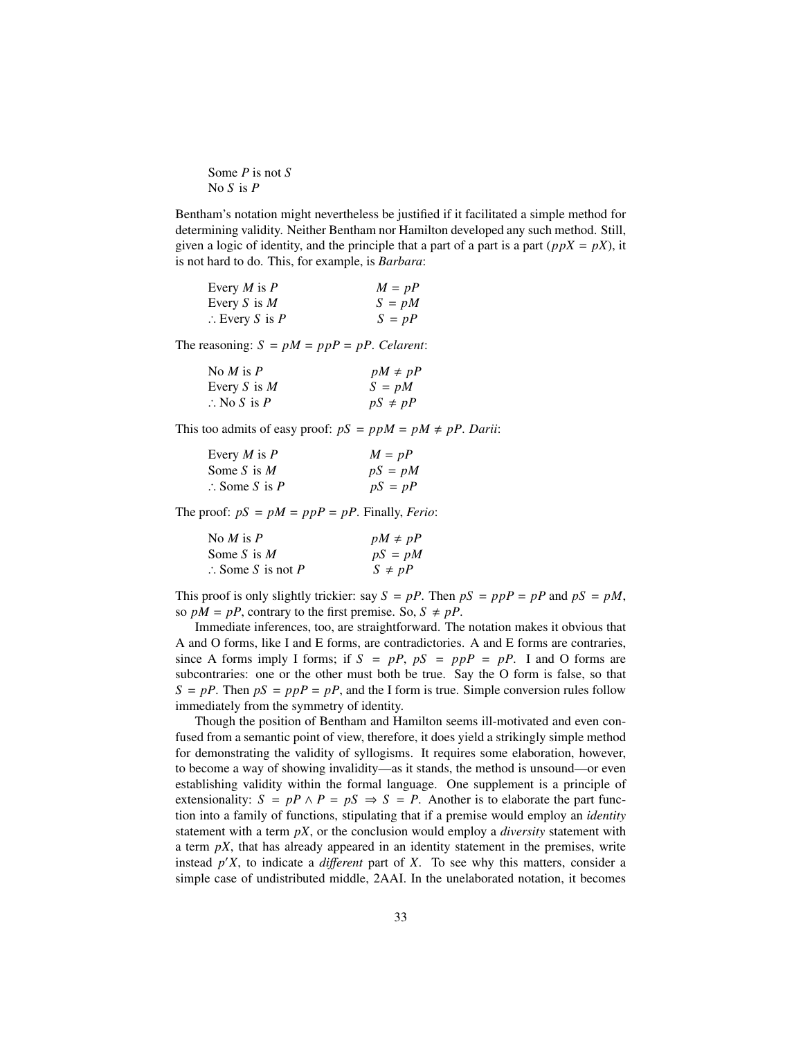Some $P$ is not $S$
No $S$ is $P$

Bentham's notation might nevertheless be justified if it facilitated a simple method for determining validity. Neither Bentham nor Hamilton developed any such method. Still, given a logic of identity, and the principle that a part of a part is a part ($ppX = pX$), it is not hard to do. This, for example, is *Barbara*:

| | |
|---|---|
| Every $M$ is $P$ | $M = pP$ |
| Every $S$ is $M$ | $S = pM$ |
| $\therefore$ Every $S$ is $P$ | $S = pP$ |

The reasoning: $S = pM = ppP = pP$. *Celarent*:

| | |
|---|---|
| No $M$ is $P$ | $pM \neq pP$ |
| Every $S$ is $M$ | $S = pM$ |
| $\therefore$ No $S$ is $P$ | $pS \neq pP$ |

This too admits of easy proof: $pS = ppM = pM \neq pP$. *Darii*:

| | |
|---|---|
| Every $M$ is $P$ | $M = pP$ |
| Some $S$ is $M$ | $pS = pM$ |
| $\therefore$ Some $S$ is $P$ | $pS = pP$ |

The proof: $pS = pM = ppP = pP$. Finally, *Ferio*:

| | |
|---|---|
| No $M$ is $P$ | $pM \neq pP$ |
| Some $S$ is $M$ | $pS = pM$ |
| $\therefore$ Some $S$ is not $P$ | $S \neq pP$ |

This proof is only slightly trickier: say $S = pP$. Then $pS = ppP = pP$ and $pS = pM$, so $pM = pP$, contrary to the first premise. So, $S \neq pP$.

Immediate inferences, too, are straightforward. The notation makes it obvious that A and O forms, like I and E forms, are contradictories. A and E forms are contraries, since A forms imply I forms; if $S = pP$, $pS = ppP = pP$. I and O forms are subcontraries: one or the other must both be true. Say the O form is false, so that $S = pP$. Then $pS = ppP = pP$, and the I form is true. Simple conversion rules follow immediately from the symmetry of identity.

Though the position of Bentham and Hamilton seems ill-motivated and even confused from a semantic point of view, therefore, it does yield a strikingly simple method for demonstrating the validity of syllogisms. It requires some elaboration, however, to become a way of showing invalidity—as it stands, the method is unsound—or even establishing validity within the formal language. One supplement is a principle of extensionality: $S = pP \wedge P = pS \Rightarrow S = P$. Another is to elaborate the part function into a family of functions, stipulating that if a premise would employ an *identity* statement with a term $pX$, or the conclusion would employ a *diversity* statement with a term $pX$, that has already appeared in an identity statement in the premises, write instead $p'X$, to indicate a *different* part of $X$. To see why this matters, consider a simple case of undistributed middle, 2AAI. In the unelaborated notation, it becomes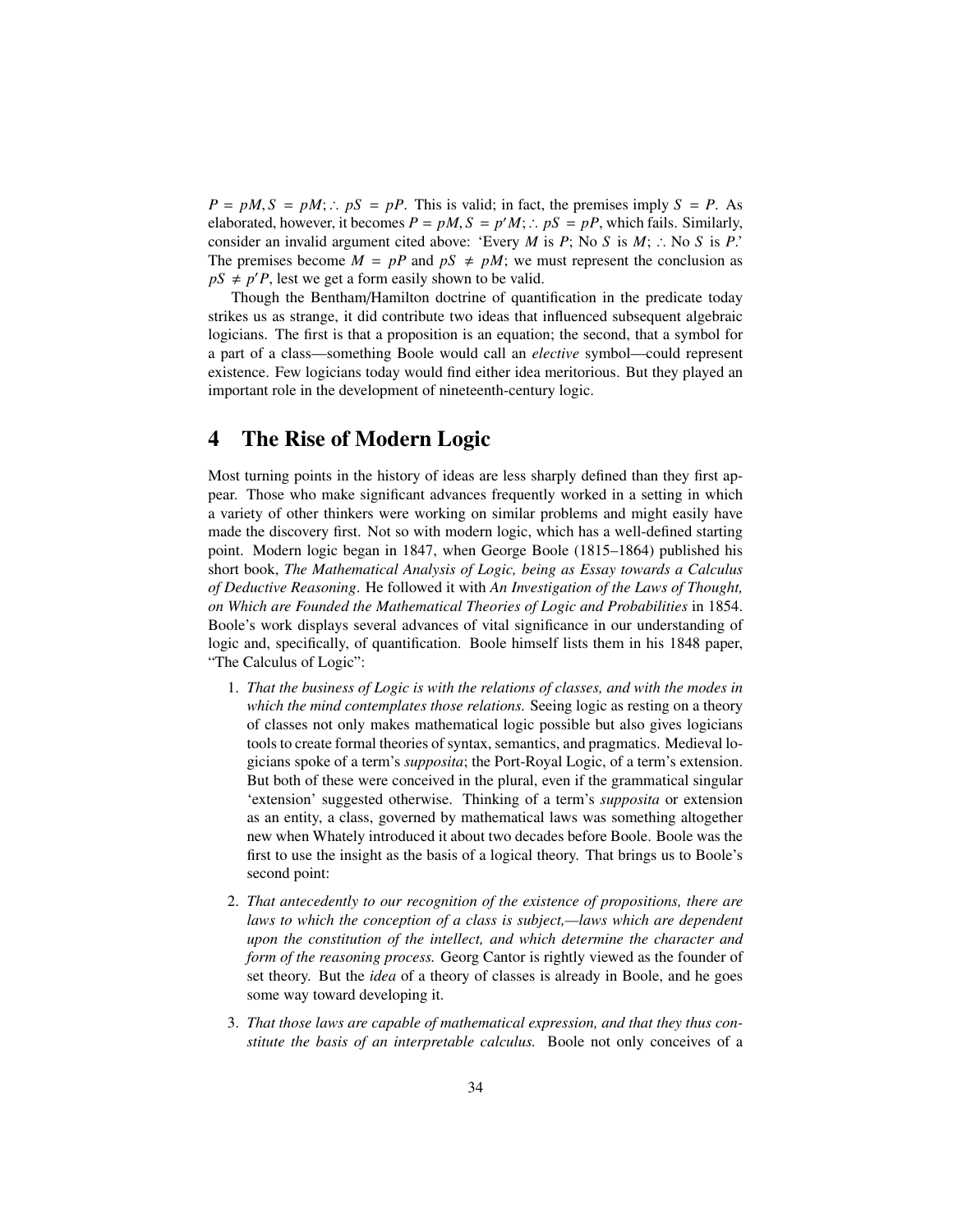$P = pM, S = pM; \therefore pS = pP$. This is valid; in fact, the premises imply $S = P$. As elaborated, however, it becomes $P = pM, S = p'M; \therefore pS = pP$, which fails. Similarly, consider an invalid argument cited above: 'Every $M$ is $P$; No $S$ is $M$; $\therefore$ No $S$ is $P$.' The premises become $M = pP$ and $pS \neq pM$; we must represent the conclusion as $pS \neq p'P$, lest we get a form easily shown to be valid.

Though the Bentham/Hamilton doctrine of quantification in the predicate today strikes us as strange, it did contribute two ideas that influenced subsequent algebraic logicians. The first is that a proposition is an equation; the second, that a symbol for a part of a class—something Boole would call an *elective* symbol—could represent existence. Few logicians today would find either idea meritorious. But they played an important role in the development of nineteenth-century logic.

# 4 The Rise of Modern Logic

Most turning points in the history of ideas are less sharply defined than they first appear. Those who make significant advances frequently worked in a setting in which a variety of other thinkers were working on similar problems and might easily have made the discovery first. Not so with modern logic, which has a well-defined starting point. Modern logic began in 1847, when George Boole (1815–1864) published his short book, *The Mathematical Analysis of Logic, being as Essay towards a Calculus of Deductive Reasoning*. He followed it with *An Investigation of the Laws of Thought, on Which are Founded the Mathematical Theories of Logic and Probabilities* in 1854. Boole's work displays several advances of vital significance in our understanding of logic and, specifically, of quantification. Boole himself lists them in his 1848 paper, "The Calculus of Logic":

1. *That the business of Logic is with the relations of classes, and with the modes in which the mind contemplates those relations.* Seeing logic as resting on a theory of classes not only makes mathematical logic possible but also gives logicians tools to create formal theories of syntax, semantics, and pragmatics. Medieval logicians spoke of a term's *supposita*; the Port-Royal Logic, of a term's extension. But both of these were conceived in the plural, even if the grammatical singular 'extension' suggested otherwise. Thinking of a term's *supposita* or extension as an entity, a class, governed by mathematical laws was something altogether new when Whately introduced it about two decades before Boole. Boole was the first to use the insight as the basis of a logical theory. That brings us to Boole's second point:

2. *That antecedently to our recognition of the existence of propositions, there are laws to which the conception of a class is subject,—laws which are dependent upon the constitution of the intellect, and which determine the character and form of the reasoning process.* Georg Cantor is rightly viewed as the founder of set theory. But the *idea* of a theory of classes is already in Boole, and he goes some way toward developing it.

3. *That those laws are capable of mathematical expression, and that they thus constitute the basis of an interpretable calculus.* Boole not only conceives of a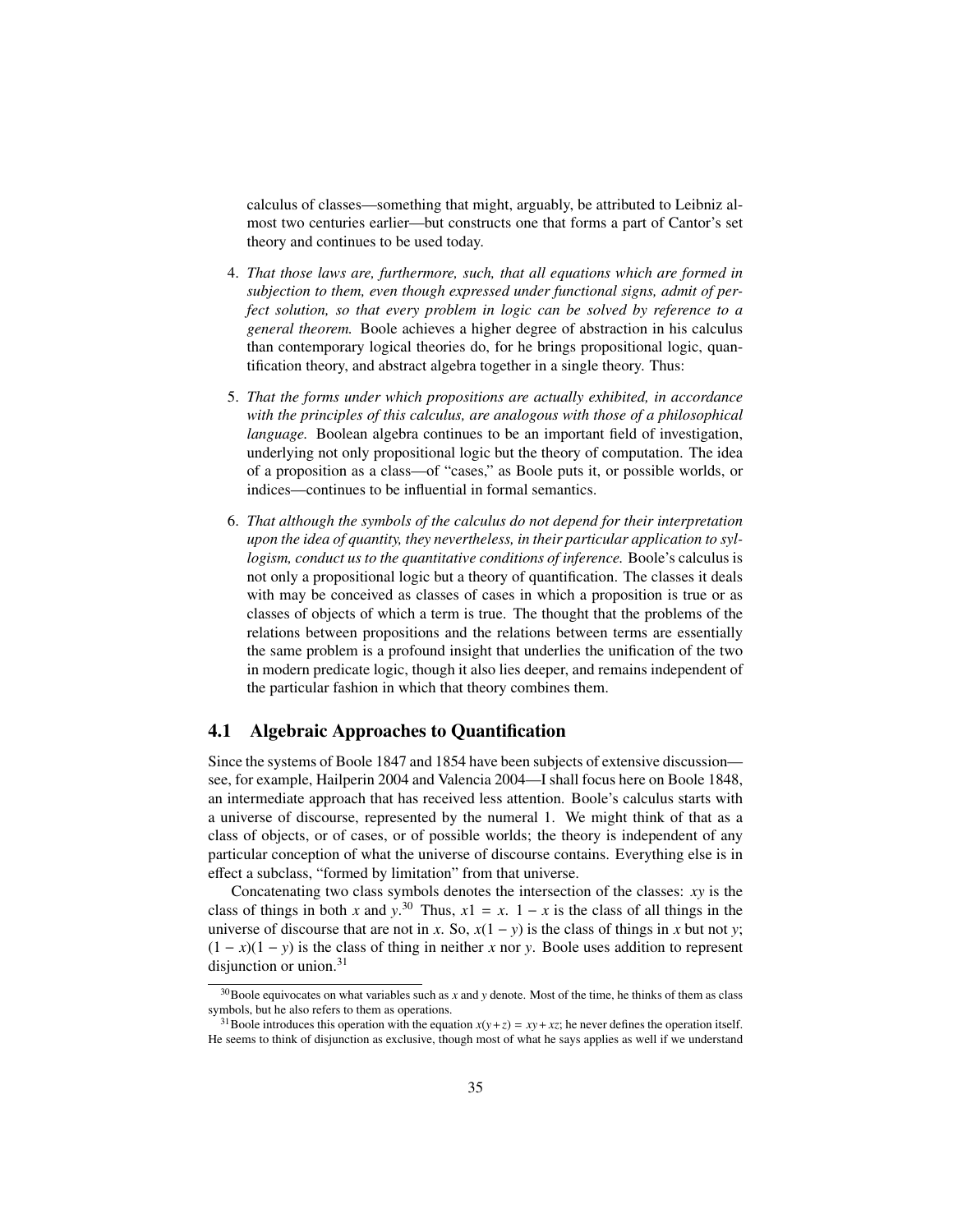calculus of classes—something that might, arguably, be attributed to Leibniz almost two centuries earlier—but constructs one that forms a part of Cantor's set theory and continues to be used today.

4. *That those laws are, furthermore, such, that all equations which are formed in subjection to them, even though expressed under functional signs, admit of perfect solution, so that every problem in logic can be solved by reference to a general theorem.* Boole achieves a higher degree of abstraction in his calculus than contemporary logical theories do, for he brings propositional logic, quantification theory, and abstract algebra together in a single theory. Thus:

5. *That the forms under which propositions are actually exhibited, in accordance with the principles of this calculus, are analogous with those of a philosophical language.* Boolean algebra continues to be an important field of investigation, underlying not only propositional logic but the theory of computation. The idea of a proposition as a class—of "cases," as Boole puts it, or possible worlds, or indices—continues to be influential in formal semantics.

6. *That although the symbols of the calculus do not depend for their interpretation upon the idea of quantity, they nevertheless, in their particular application to syllogism, conduct us to the quantitative conditions of inference.* Boole's calculus is not only a propositional logic but a theory of quantification. The classes it deals with may be conceived as classes of cases in which a proposition is true or as classes of objects of which a term is true. The thought that the problems of the relations between propositions and the relations between terms are essentially the same problem is a profound insight that underlies the unification of the two in modern predicate logic, though it also lies deeper, and remains independent of the particular fashion in which that theory combines them.

## 4.1 Algebraic Approaches to Quantification

Since the systems of Boole 1847 and 1854 have been subjects of extensive discussion—see, for example, Hailperin 2004 and Valencia 2004—I shall focus here on Boole 1848, an intermediate approach that has received less attention. Boole's calculus starts with a universe of discourse, represented by the numeral 1. We might think of that as a class of objects, or of cases, or of possible worlds; the theory is independent of any particular conception of what the universe of discourse contains. Everything else is in effect a subclass, "formed by limitation" from that universe.

Concatenating two class symbols denotes the intersection of the classes: $xy$ is the class of things in both $x$ and $y$.[30] Thus, $x1 = x$. $1 - x$ is the class of all things in the universe of discourse that are not in $x$. So, $x(1 - y)$ is the class of things in $x$ but not $y$; $(1 - x)(1 - y)$ is the class of thing in neither $x$ nor $y$. Boole uses addition to represent disjunction or union.[31]

[30] Boole equivocates on what variables such as $x$ and $y$ denote. Most of the time, he thinks of them as class symbols, but he also refers to them as operations.

[31] Boole introduces this operation with the equation $x(y + z) = xy + xz$; he never defines the operation itself. He seems to think of disjunction as exclusive, though most of what he says applies as well if we understand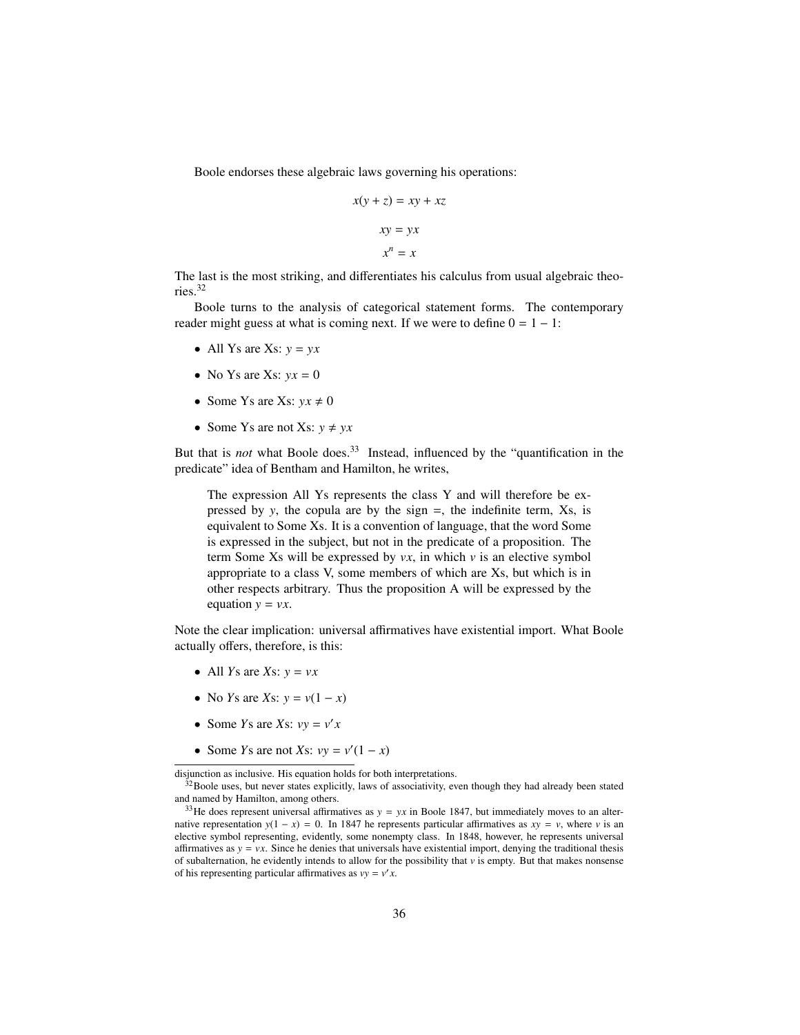Boole endorses these algebraic laws governing his operations:

$$x(y + z) = xy + xz$$

$$xy = yx$$

$$x^n = x$$

The last is the most striking, and differentiates his calculus from usual algebraic theories.[32]

Boole turns to the analysis of categorical statement forms. The contemporary reader might guess at what is coming next. If we were to define $0 = 1 - 1$:

- All Ys are Xs: $y = yx$
- No Ys are Xs: $yx = 0$
- Some Ys are Xs: $yx \neq 0$
- Some Ys are not Xs: $y \neq yx$

But that is *not* what Boole does.[33] Instead, influenced by the "quantification in the predicate" idea of Bentham and Hamilton, he writes,

> The expression All Ys represents the class Y and will therefore be expressed by $y$, the copula are by the sign =, the indefinite term, Xs, is equivalent to Some Xs. It is a convention of language, that the word Some is expressed in the subject, but not in the predicate of a proposition. The term Some Xs will be expressed by $vx$, in which $v$ is an elective symbol appropriate to a class V, some members of which are Xs, but which is in other respects arbitrary. Thus the proposition A will be expressed by the equation $y = vx$.

Note the clear implication: universal affirmatives have existential import. What Boole actually offers, therefore, is this:

- All *Y*s are *X*s: $y = vx$
- No *Y*s are *X*s: $y = v(1 - x)$
- Some *Y*s are *X*s: $vy = v'x$
- Some *Y*s are not *X*s: $vy = v'(1 - x)$

---

disjunction as inclusive. His equation holds for both interpretations.

[32] Boole uses, but never states explicitly, laws of associativity, even though they had already been stated and named by Hamilton, among others.

[33] He does represent universal affirmatives as $y = yx$ in Boole 1847, but immediately moves to an alternative representation $y(1 - x) = 0$. In 1847 he represents particular affirmatives as $xy = v$, where $v$ is an elective symbol representing, evidently, some nonempty class. In 1848, however, he represents universal affirmatives as $y = vx$. Since he denies that universals have existential import, denying the traditional thesis of subalternation, he evidently intends to allow for the possibility that $v$ is empty. But that makes nonsense of his representing particular affirmatives as $vy = v'x$.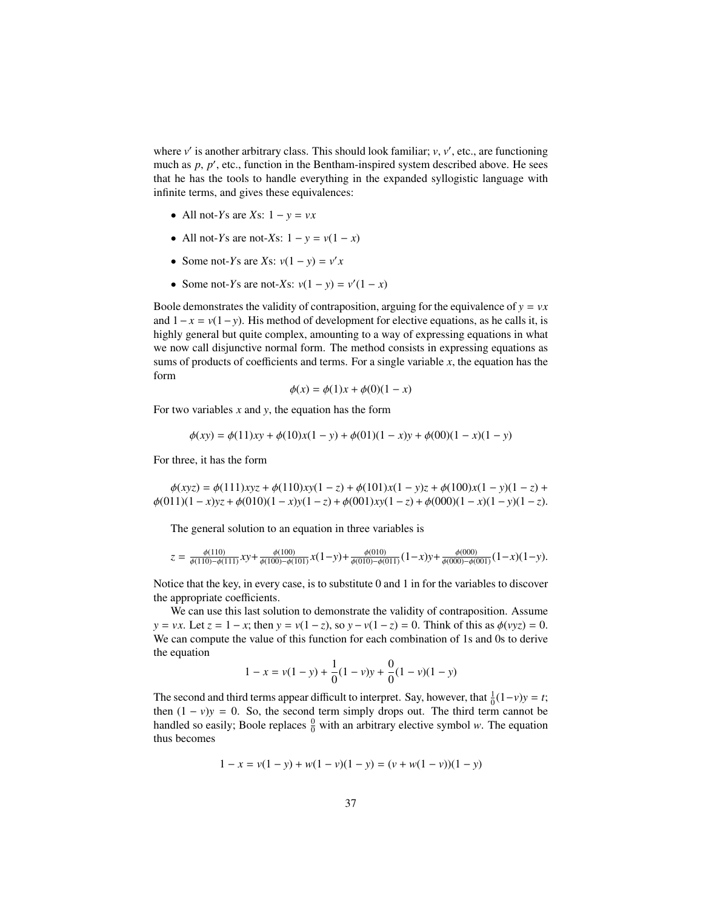where $v'$ is another arbitrary class. This should look familiar; $v$, $v'$, etc., are functioning much as $p$, $p'$, etc., function in the Bentham-inspired system described above. He sees that he has the tools to handle everything in the expanded syllogistic language with infinite terms, and gives these equivalences:

- All not-$Y$s are $X$s: $1 - y = vx$
- All not-$Y$s are not-$X$s: $1 - y = v(1 - x)$
- Some not-$Y$s are $X$s: $v(1 - y) = v'x$
- Some not-$Y$s are not-$X$s: $v(1 - y) = v'(1 - x)$

Boole demonstrates the validity of contraposition, arguing for the equivalence of $y = vx$ and $1 - x = v(1 - y)$. His method of development for elective equations, as he calls it, is highly general but quite complex, amounting to a way of expressing equations in what we now call disjunctive normal form. The method consists in expressing equations as sums of products of coefficients and terms. For a single variable $x$, the equation has the form

$$\phi(x) = \phi(1)x + \phi(0)(1 - x)$$

For two variables $x$ and $y$, the equation has the form

$$\phi(xy) = \phi(11)xy + \phi(10)x(1 - y) + \phi(01)(1 - x)y + \phi(00)(1 - x)(1 - y)$$

For three, it has the form

$$\phi(xyz) = \phi(111)xyz + \phi(110)xy(1 - z) + \phi(101)x(1 - y)z + \phi(100)x(1 - y)(1 - z) + \phi(011)(1 - x)yz + \phi(010)(1 - x)y(1 - z) + \phi(001)xy(1 - z) + \phi(000)(1 - x)(1 - y)(1 - z).$$

The general solution to an equation in three variables is

$$z = \frac{\phi(110)}{\phi(110) - \phi(111)}xy + \frac{\phi(100)}{\phi(100) - \phi(101)}x(1 - y) + \frac{\phi(010)}{\phi(010) - \phi(011)}(1 - x)y + \frac{\phi(000)}{\phi(000) - \phi(001)}(1 - x)(1 - y).$$

Notice that the key, in every case, is to substitute 0 and 1 in for the variables to discover the appropriate coefficients.

We can use this last solution to demonstrate the validity of contraposition. Assume $y = vx$. Let $z = 1 - x$; then $y = v(1 - z)$, so $y - v(1 - z) = 0$. Think of this as $\phi(vyz) = 0$. We can compute the value of this function for each combination of 1s and 0s to derive the equation

$$1 - x = v(1 - y) + \frac{1}{0}(1 - v)y + \frac{0}{0}(1 - v)(1 - y)$$

The second and third terms appear difficult to interpret. Say, however, that $\frac{1}{0}(1 - v)y = t$; then $(1 - v)y = 0$. So, the second term simply drops out. The third term cannot be handled so easily; Boole replaces $\frac{0}{0}$ with an arbitrary elective symbol $w$. The equation thus becomes

$$1 - x = v(1 - y) + w(1 - v)(1 - y) = (v + w(1 - v))(1 - y)$$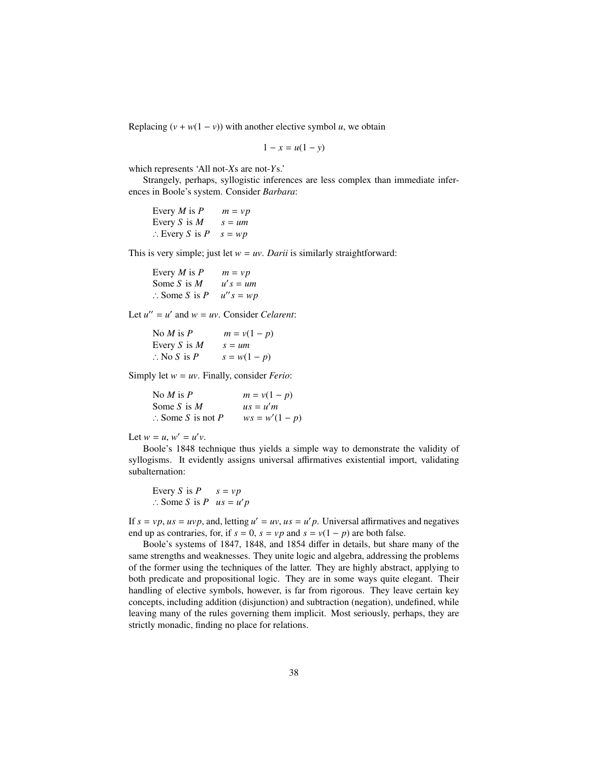Replacing $(v + w(1 - v))$ with another elective symbol $u$, we obtain

$$1 - x = u(1 - y)$$

which represents 'All not-$X$s are not-$Y$s.'

Strangely, perhaps, syllogistic inferences are less complex than immediate inferences in Boole's system. Consider *Barbara*:

| | |
|---|---|
| Every $M$ is $P$ | $m = vp$ |
| Every $S$ is $M$ | $s = um$ |
| ∴ Every $S$ is $P$ | $s = wp$ |

This is very simple; just let $w = uv$. *Darii* is similarly straightforward:

| | |
|---|---|
| Every $M$ is $P$ | $m = vp$ |
| Some $S$ is $M$ | $u's = um$ |
| ∴ Some $S$ is $P$ | $u''s = wp$ |

Let $u'' = u'$ and $w = uv$. Consider *Celarent*:

| | |
|---|---|
| No $M$ is $P$ | $m = v(1 - p)$ |
| Every $S$ is $M$ | $s = um$ |
| ∴ No $S$ is $P$ | $s = w(1 - p)$ |

Simply let $w = uv$. Finally, consider *Ferio*:

| | |
|---|---|
| No $M$ is $P$ | $m = v(1 - p)$ |
| Some $S$ is $M$ | $us = u'm$ |
| ∴ Some $S$ is not $P$ | $ws = w'(1 - p)$ |

Let $w = u$, $w' = u'v$.

Boole's 1848 technique thus yields a simple way to demonstrate the validity of syllogisms. It evidently assigns universal affirmatives existential import, validating subalternation:

| | |
|---|---|
| Every $S$ is $P$ | $s = vp$ |
| ∴ Some $S$ is $P$ | $us = u'p$ |

If $s = vp$, $us = uvp$, and, letting $u' = uv$, $us = u'p$. Universal affirmatives and negatives end up as contraries, for, if $s = 0$, $s = vp$ and $s = v(1 - p)$ are both false.

Boole's systems of 1847, 1848, and 1854 differ in details, but share many of the same strengths and weaknesses. They unite logic and algebra, addressing the problems of the former using the techniques of the latter. They are highly abstract, applying to both predicate and propositional logic. They are in some ways quite elegant. Their handling of elective symbols, however, is far from rigorous. They leave certain key concepts, including addition (disjunction) and subtraction (negation), undefined, while leaving many of the rules governing them implicit. Most seriously, perhaps, they are strictly monadic, finding no place for relations.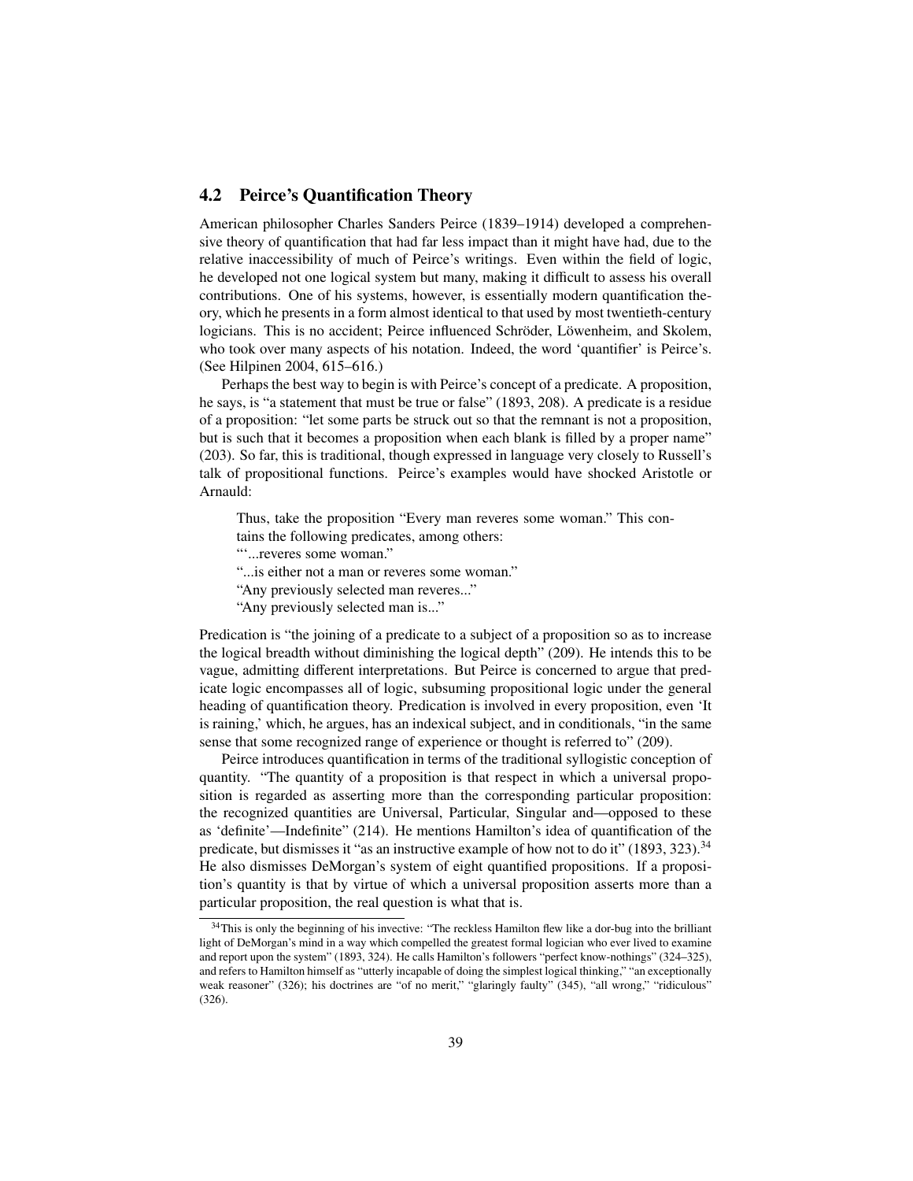## 4.2 Peirce's Quantification Theory

American philosopher Charles Sanders Peirce (1839–1914) developed a comprehensive theory of quantification that had far less impact than it might have had, due to the relative inaccessibility of much of Peirce's writings. Even within the field of logic, he developed not one logical system but many, making it difficult to assess his overall contributions. One of his systems, however, is essentially modern quantification theory, which he presents in a form almost identical to that used by most twentieth-century logicians. This is no accident; Peirce influenced Schröder, Löwenheim, and Skolem, who took over many aspects of his notation. Indeed, the word 'quantifier' is Peirce's. (See Hilpinen 2004, 615–616.)

Perhaps the best way to begin is with Peirce's concept of a predicate. A proposition, he says, is "a statement that must be true or false" (1893, 208). A predicate is a residue of a proposition: "let some parts be struck out so that the remnant is not a proposition, but is such that it becomes a proposition when each blank is filled by a proper name" (203). So far, this is traditional, though expressed in language very closely to Russell's talk of propositional functions. Peirce's examples would have shocked Aristotle or Arnauld:

> Thus, take the proposition "Every man reveres some woman." This contains the following predicates, among others:
> "'...reveres some woman."
> "...is either not a man or reveres some woman."
> "Any previously selected man reveres..."
> "Any previously selected man is..."

Predication is "the joining of a predicate to a subject of a proposition so as to increase the logical breadth without diminishing the logical depth" (209). He intends this to be vague, admitting different interpretations. But Peirce is concerned to argue that predicate logic encompasses all of logic, subsuming propositional logic under the general heading of quantification theory. Predication is involved in every proposition, even 'It is raining,' which, he argues, has an indexical subject, and in conditionals, "in the same sense that some recognized range of experience or thought is referred to" (209).

Peirce introduces quantification in terms of the traditional syllogistic conception of quantity. "The quantity of a proposition is that respect in which a universal proposition is regarded as asserting more than the corresponding particular proposition: the recognized quantities are Universal, Particular, Singular and—opposed to these as 'definite'—Indefinite" (214). He mentions Hamilton's idea of quantification of the predicate, but dismisses it "as an instructive example of how not to do it" (1893, 323).[34] He also dismisses DeMorgan's system of eight quantified propositions. If a proposition's quantity is that by virtue of which a universal proposition asserts more than a particular proposition, the real question is what that is.

[34] This is only the beginning of his invective: "The reckless Hamilton flew like a dor-bug into the brilliant light of DeMorgan's mind in a way which compelled the greatest formal logician who ever lived to examine and report upon the system" (1893, 324). He calls Hamilton's followers "perfect know-nothings" (324–325), and refers to Hamilton himself as "utterly incapable of doing the simplest logical thinking," "an exceptionally weak reasoner" (326); his doctrines are "of no merit," "glaringly faulty" (345), "all wrong," "ridiculous" (326).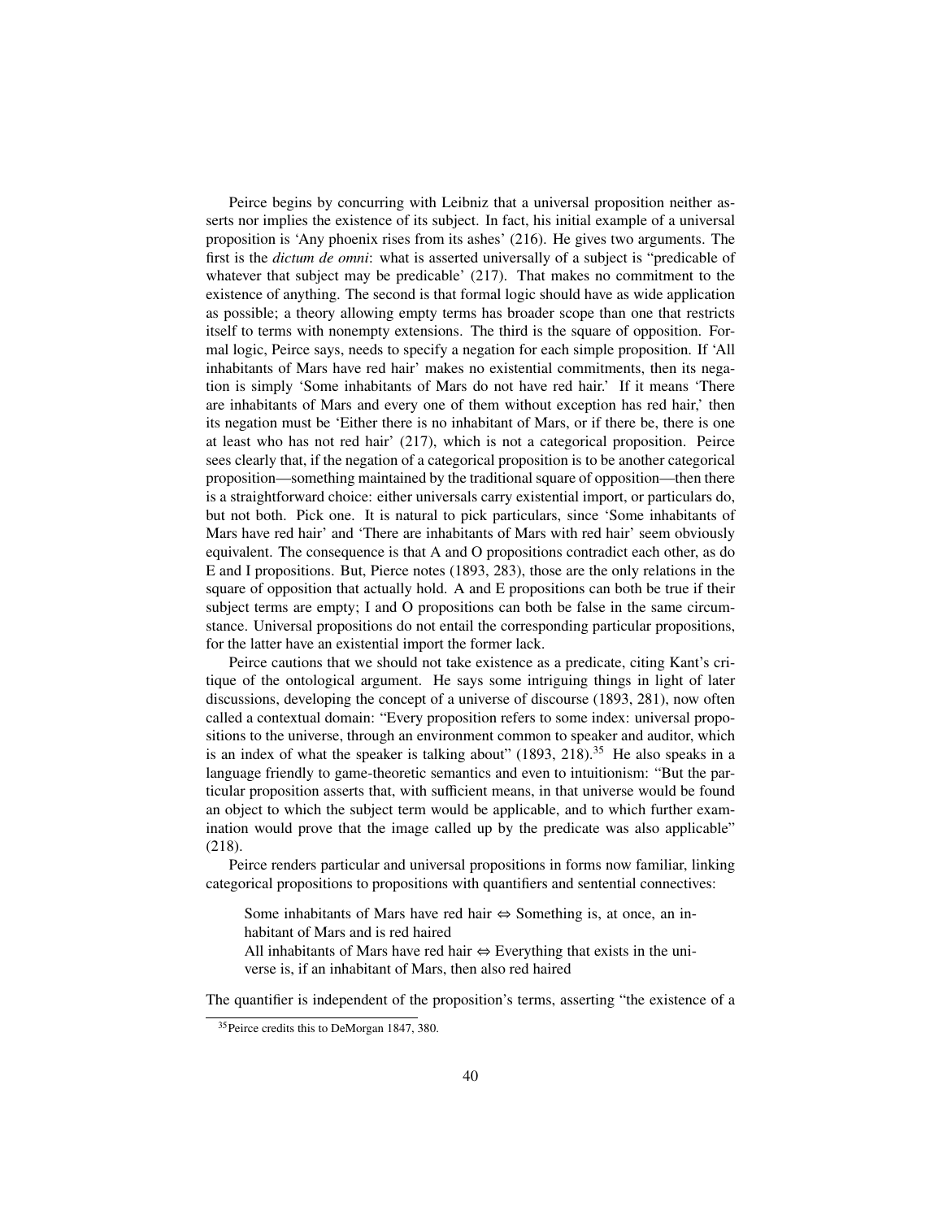Peirce begins by concurring with Leibniz that a universal proposition neither asserts nor implies the existence of its subject. In fact, his initial example of a universal proposition is 'Any phoenix rises from its ashes' (216). He gives two arguments. The first is the *dictum de omni*: what is asserted universally of a subject is "predicable of whatever that subject may be predicable' (217). That makes no commitment to the existence of anything. The second is that formal logic should have as wide application as possible; a theory allowing empty terms has broader scope than one that restricts itself to terms with nonempty extensions. The third is the square of opposition. Formal logic, Peirce says, needs to specify a negation for each simple proposition. If 'All inhabitants of Mars have red hair' makes no existential commitments, then its negation is simply 'Some inhabitants of Mars do not have red hair.' If it means 'There are inhabitants of Mars and every one of them without exception has red hair,' then its negation must be 'Either there is no inhabitant of Mars, or if there be, there is one at least who has not red hair' (217), which is not a categorical proposition. Peirce sees clearly that, if the negation of a categorical proposition is to be another categorical proposition—something maintained by the traditional square of opposition—then there is a straightforward choice: either universals carry existential import, or particulars do, but not both. Pick one. It is natural to pick particulars, since 'Some inhabitants of Mars have red hair' and 'There are inhabitants of Mars with red hair' seem obviously equivalent. The consequence is that A and O propositions contradict each other, as do E and I propositions. But, Pierce notes (1893, 283), those are the only relations in the square of opposition that actually hold. A and E propositions can both be true if their subject terms are empty; I and O propositions can both be false in the same circumstance. Universal propositions do not entail the corresponding particular propositions, for the latter have an existential import the former lack.

Peirce cautions that we should not take existence as a predicate, citing Kant's critique of the ontological argument. He says some intriguing things in light of later discussions, developing the concept of a universe of discourse (1893, 281), now often called a contextual domain: "Every proposition refers to some index: universal propositions to the universe, through an environment common to speaker and auditor, which is an index of what the speaker is talking about" (1893, 218).[35] He also speaks in a language friendly to game-theoretic semantics and even to intuitionism: "But the particular proposition asserts that, with sufficient means, in that universe would be found an object to which the subject term would be applicable, and to which further examination would prove that the image called up by the predicate was also applicable" (218).

Peirce renders particular and universal propositions in forms now familiar, linking categorical propositions to propositions with quantifiers and sentential connectives:

> Some inhabitants of Mars have red hair ⇔ Something is, at once, an inhabitant of Mars and is red haired
> All inhabitants of Mars have red hair ⇔ Everything that exists in the universe is, if an inhabitant of Mars, then also red haired

The quantifier is independent of the proposition's terms, asserting "the existence of a

[35] Peirce credits this to DeMorgan 1847, 380.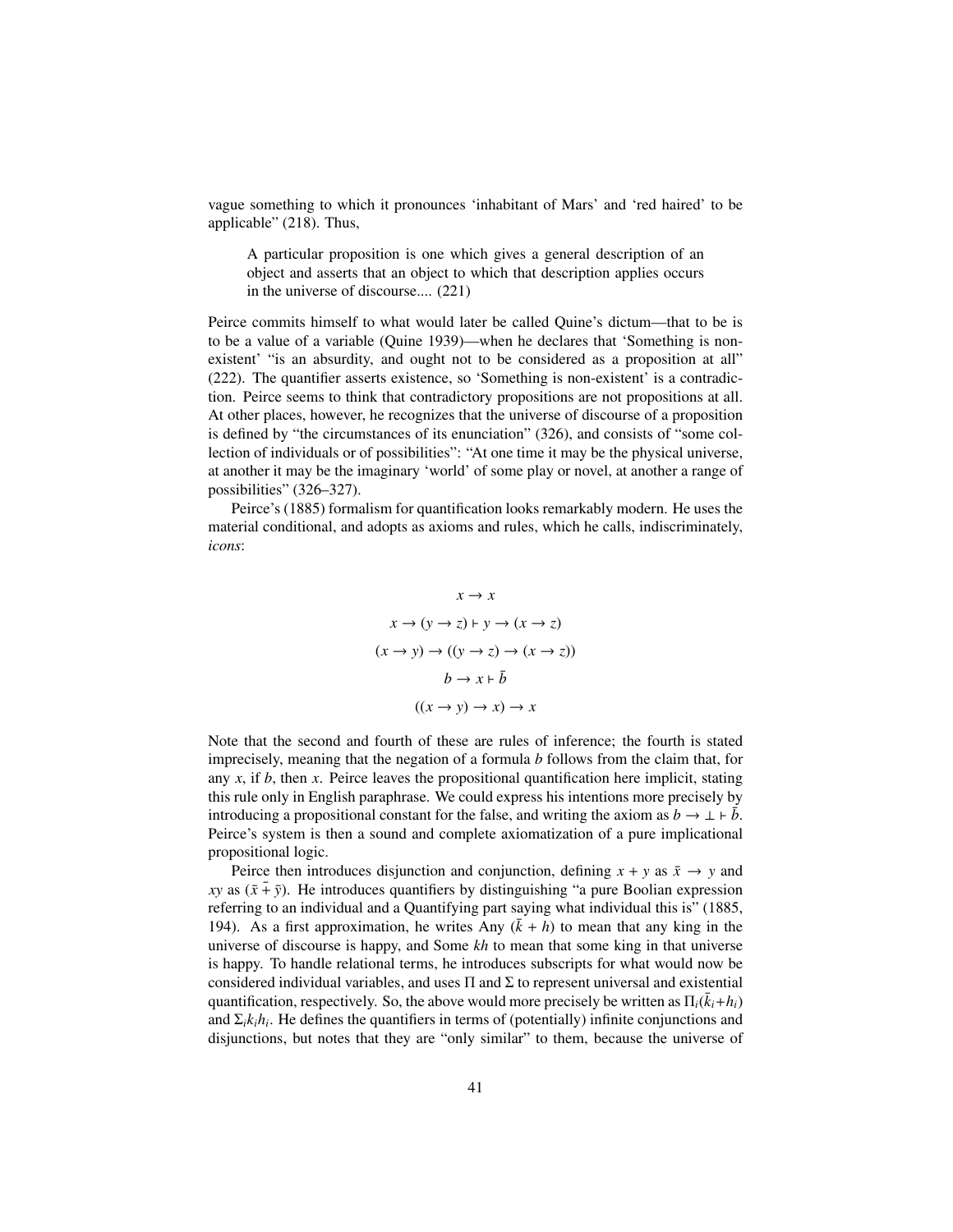vague something to which it pronounces 'inhabitant of Mars' and 'red haired' to be applicable" (218). Thus,

> A particular proposition is one which gives a general description of an object and asserts that an object to which that description applies occurs in the universe of discourse.... (221)

Peirce commits himself to what would later be called Quine's dictum—that to be is to be a value of a variable (Quine 1939)—when he declares that 'Something is non-existent' "is an absurdity, and ought not to be considered as a proposition at all" (222). The quantifier asserts existence, so 'Something is non-existent' is a contradiction. Peirce seems to think that contradictory propositions are not propositions at all. At other places, however, he recognizes that the universe of discourse of a proposition is defined by "the circumstances of its enunciation" (326), and consists of "some collection of individuals or of possibilities": "At one time it may be the physical universe, at another it may be the imaginary 'world' of some play or novel, at another a range of possibilities" (326–327).

Peirce's (1885) formalism for quantification looks remarkably modern. He uses the material conditional, and adopts as axioms and rules, which he calls, indiscriminately, *icons*:

$$x \to x$$

$$x \to (y \to z) \vdash y \to (x \to z)$$

$$(x \to y) \to ((y \to z) \to (x \to z))$$

$$b \to x \vdash \bar{b}$$

$$((x \to y) \to x) \to x$$

Note that the second and fourth of these are rules of inference; the fourth is stated imprecisely, meaning that the negation of a formula $b$ follows from the claim that, for any $x$, if $b$, then $x$. Peirce leaves the propositional quantification here implicit, stating this rule only in English paraphrase. We could express his intentions more precisely by introducing a propositional constant for the false, and writing the axiom as $b \to \bot \vdash \bar{b}$. Peirce's system is then a sound and complete axiomatization of a pure implicational propositional logic.

Peirce then introduces disjunction and conjunction, defining $x + y$ as $\bar{x} \to y$ and $xy$ as $(\bar{x} \bar{+} \bar{y})$. He introduces quantifiers by distinguishing "a pure Boolian expression referring to an individual and a Quantifying part saying what individual this is" (1885, 194). As a first approximation, he writes Any $(\bar{k} + h)$ to mean that any king in the universe of discourse is happy, and Some $kh$ to mean that some king in that universe is happy. To handle relational terms, he introduces subscripts for what would now be considered individual variables, and uses $\Pi$ and $\Sigma$ to represent universal and existential quantification, respectively. So, the above would more precisely be written as $\Pi_i(\bar{k}_i + h_i)$ and $\Sigma_i k_i h_i$. He defines the quantifiers in terms of (potentially) infinite conjunctions and disjunctions, but notes that they are "only similar" to them, because the universe of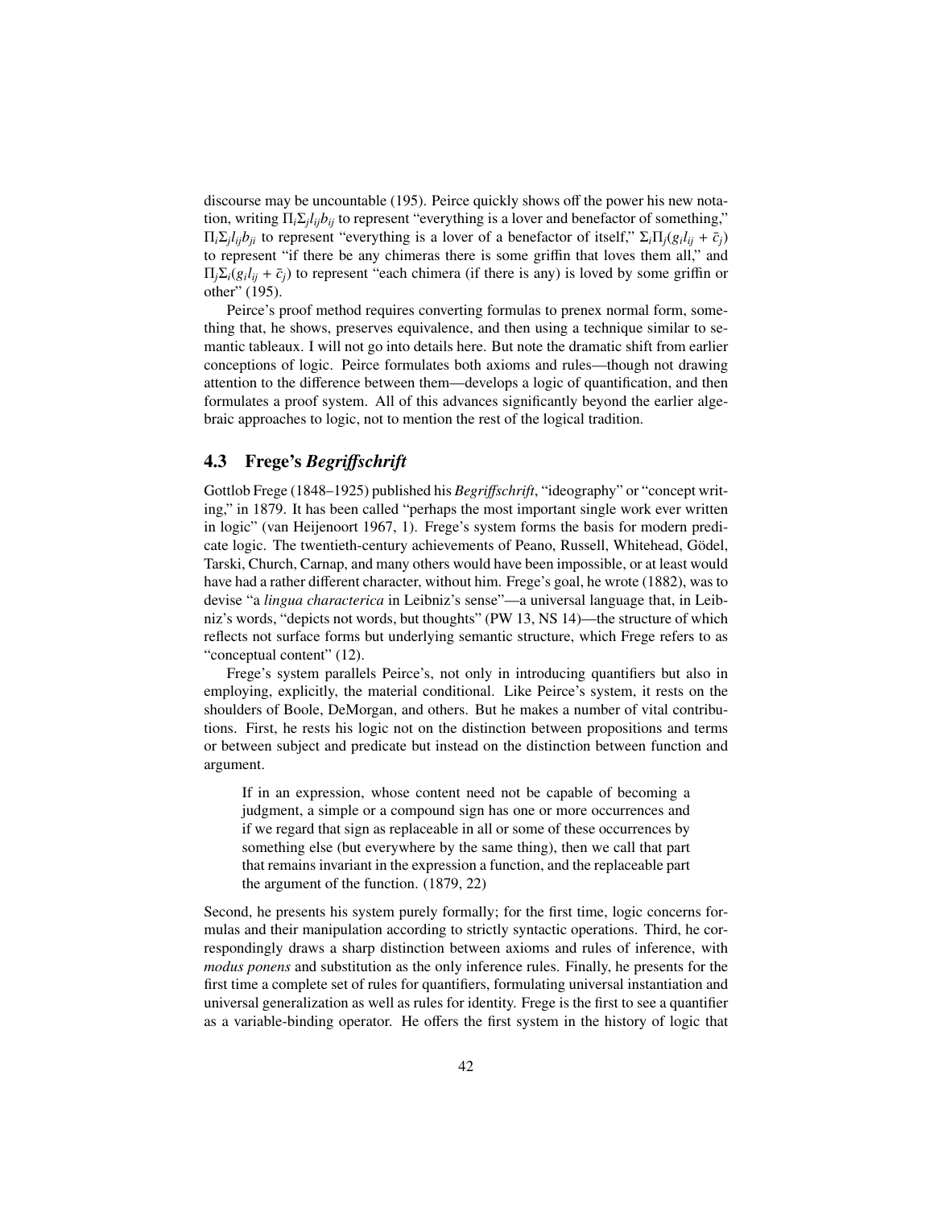discourse may be uncountable (195). Peirce quickly shows off the power his new notation, writing $\Pi_i \Sigma_j l_{ij} b_{ij}$ to represent "everything is a lover and benefactor of something," $\Pi_i \Sigma_j l_{ij} b_{ji}$ to represent "everything is a lover of a benefactor of itself," $\Sigma_i \Pi_j (g_i l_{ij} + \bar{c}_j)$ to represent "if there be any chimeras there is some griffin that loves them all," and $\Pi_j \Sigma_i (g_i l_{ij} + \bar{c}_j)$ to represent "each chimera (if there is any) is loved by some griffin or other" (195).

Peirce's proof method requires converting formulas to prenex normal form, something that, he shows, preserves equivalence, and then using a technique similar to semantic tableaux. I will not go into details here. But note the dramatic shift from earlier conceptions of logic. Peirce formulates both axioms and rules—though not drawing attention to the difference between them—develops a logic of quantification, and then formulates a proof system. All of this advances significantly beyond the earlier algebraic approaches to logic, not to mention the rest of the logical tradition.

## 4.3 Frege's *Begriffschrift*

Gottlob Frege (1848–1925) published his *Begriffschrift*, "ideography" or "concept writing," in 1879. It has been called "perhaps the most important single work ever written in logic" (van Heijenoort 1967, 1). Frege's system forms the basis for modern predicate logic. The twentieth-century achievements of Peano, Russell, Whitehead, Gödel, Tarski, Church, Carnap, and many others would have been impossible, or at least would have had a rather different character, without him. Frege's goal, he wrote (1882), was to devise "a *lingua characterica* in Leibniz's sense"—a universal language that, in Leibniz's words, "depicts not words, but thoughts" (PW 13, NS 14)—the structure of which reflects not surface forms but underlying semantic structure, which Frege refers to as "conceptual content" (12).

Frege's system parallels Peirce's, not only in introducing quantifiers but also in employing, explicitly, the material conditional. Like Peirce's system, it rests on the shoulders of Boole, DeMorgan, and others. But he makes a number of vital contributions. First, he rests his logic not on the distinction between propositions and terms or between subject and predicate but instead on the distinction between function and argument.

> If in an expression, whose content need not be capable of becoming a judgment, a simple or a compound sign has one or more occurrences and if we regard that sign as replaceable in all or some of these occurrences by something else (but everywhere by the same thing), then we call that part that remains invariant in the expression a function, and the replaceable part the argument of the function. (1879, 22)

Second, he presents his system purely formally; for the first time, logic concerns formulas and their manipulation according to strictly syntactic operations. Third, he correspondingly draws a sharp distinction between axioms and rules of inference, with *modus ponens* and substitution as the only inference rules. Finally, he presents for the first time a complete set of rules for quantifiers, formulating universal instantiation and universal generalization as well as rules for identity. Frege is the first to see a quantifier as a variable-binding operator. He offers the first system in the history of logic that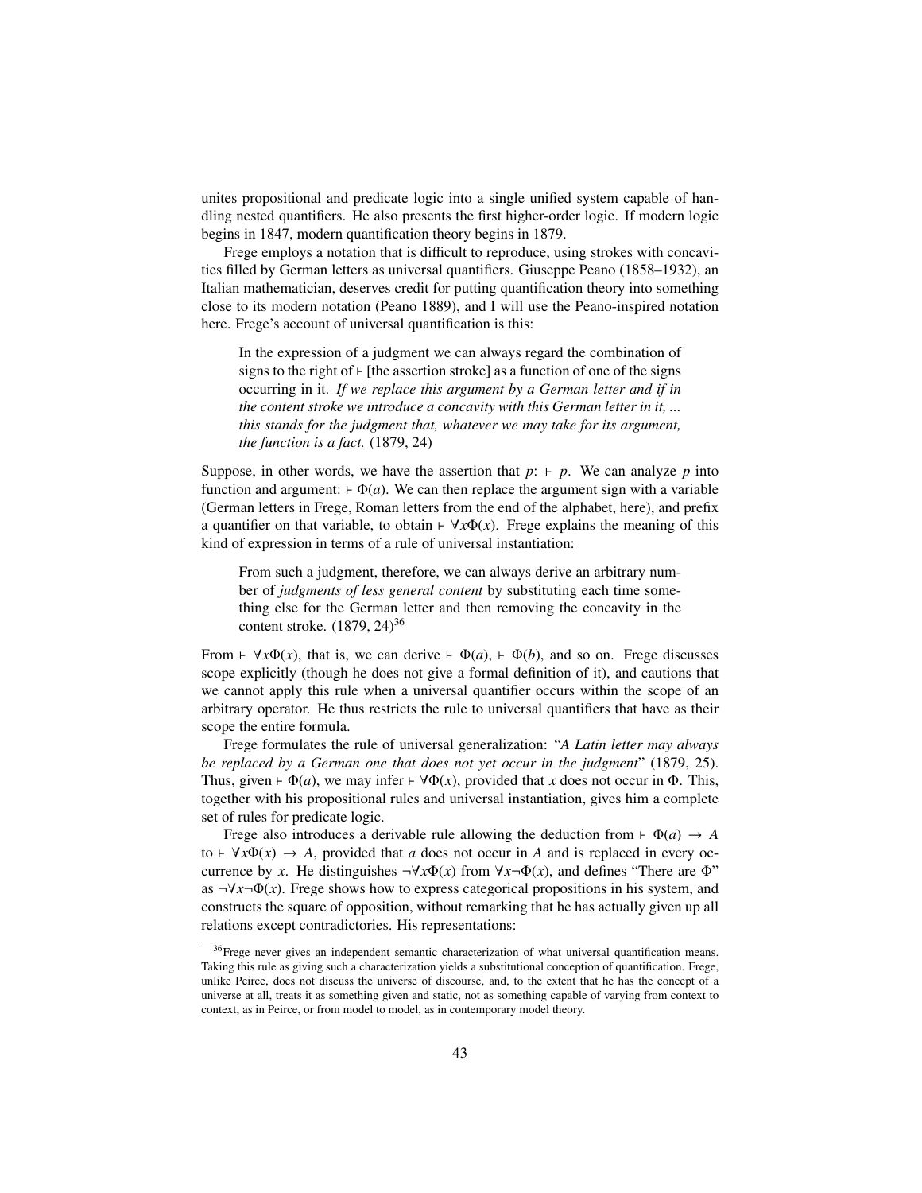unites propositional and predicate logic into a single unified system capable of handling nested quantifiers. He also presents the first higher-order logic. If modern logic begins in 1847, modern quantification theory begins in 1879.

Frege employs a notation that is difficult to reproduce, using strokes with concavities filled by German letters as universal quantifiers. Giuseppe Peano (1858–1932), an Italian mathematician, deserves credit for putting quantification theory into something close to its modern notation (Peano 1889), and I will use the Peano-inspired notation here. Frege's account of universal quantification is this:

> In the expression of a judgment we can always regard the combination of signs to the right of $\vdash$ [the assertion stroke] as a function of one of the signs occurring in it. *If we replace this argument by a German letter and if in the content stroke we introduce a concavity with this German letter in it, ... this stands for the judgment that, whatever we may take for its argument, the function is a fact.* (1879, 24)

Suppose, in other words, we have the assertion that $p$: $\vdash p$. We can analyze $p$ into function and argument: $\vdash \Phi(a)$. We can then replace the argument sign with a variable (German letters in Frege, Roman letters from the end of the alphabet, here), and prefix a quantifier on that variable, to obtain $\vdash \forall x \Phi(x)$. Frege explains the meaning of this kind of expression in terms of a rule of universal instantiation:

> From such a judgment, therefore, we can always derive an arbitrary number of *judgments of less general content* by substituting each time something else for the German letter and then removing the concavity in the content stroke. (1879, 24)[36]

From $\vdash \forall x \Phi(x)$, that is, we can derive $\vdash \Phi(a)$, $\vdash \Phi(b)$, and so on. Frege discusses scope explicitly (though he does not give a formal definition of it), and cautions that we cannot apply this rule when a universal quantifier occurs within the scope of an arbitrary operator. He thus restricts the rule to universal quantifiers that have as their scope the entire formula.

Frege formulates the rule of universal generalization: "*A Latin letter may always be replaced by a German one that does not yet occur in the judgment*" (1879, 25). Thus, given $\vdash \Phi(a)$, we may infer $\vdash \forall \Phi(x)$, provided that $x$ does not occur in $\Phi$. This, together with his propositional rules and universal instantiation, gives him a complete set of rules for predicate logic.

Frege also introduces a derivable rule allowing the deduction from $\vdash \Phi(a) \rightarrow A$ to $\vdash \forall x \Phi(x) \rightarrow A$, provided that $a$ does not occur in $A$ and is replaced in every occurrence by $x$. He distinguishes $\neg \forall x \Phi(x)$ from $\forall x \neg \Phi(x)$, and defines "There are $\Phi$" as $\neg \forall x \neg \Phi(x)$. Frege shows how to express categorical propositions in his system, and constructs the square of opposition, without remarking that he has actually given up all relations except contradictories. His representations:

[36] Frege never gives an independent semantic characterization of what universal quantification means. Taking this rule as giving such a characterization yields a substitutional conception of quantification. Frege, unlike Peirce, does not discuss the universe of discourse, and, to the extent that he has the concept of a universe at all, treats it as something given and static, not as something capable of varying from context to context, as in Peirce, or from model to model, as in contemporary model theory.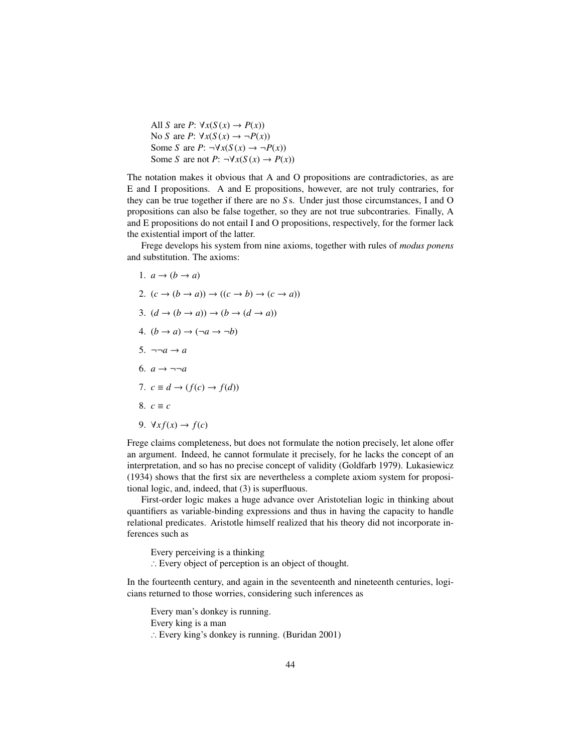All $S$ are $P$: $\forall x(S(x) \to P(x))$
No $S$ are $P$: $\forall x(S(x) \to \neg P(x))$
Some $S$ are $P$: $\neg\forall x(S(x) \to \neg P(x))$
Some $S$ are not $P$: $\neg\forall x(S(x) \to P(x))$

The notation makes it obvious that A and O propositions are contradictories, as are E and I propositions. A and E propositions, however, are not truly contraries, for they can be true together if there are no $S$s. Under just those circumstances, I and O propositions can also be false together, so they are not true subcontraries. Finally, A and E propositions do not entail I and O propositions, respectively, for the former lack the existential import of the latter.

Frege develops his system from nine axioms, together with rules of *modus ponens* and substitution. The axioms:

1. $a \to (b \to a)$
2. $(c \to (b \to a)) \to ((c \to b) \to (c \to a))$
3. $(d \to (b \to a)) \to (b \to (d \to a))$
4. $(b \to a) \to (\neg a \to \neg b)$
5. $\neg\neg a \to a$
6. $a \to \neg\neg a$
7. $c \equiv d \to (f(c) \to f(d))$
8. $c \equiv c$
9. $\forall x f(x) \to f(c)$

Frege claims completeness, but does not formulate the notion precisely, let alone offer an argument. Indeed, he cannot formulate it precisely, for he lacks the concept of an interpretation, and so has no precise concept of validity (Goldfarb 1979). Lukasiewicz (1934) shows that the first six are nevertheless a complete axiom system for propositional logic, and, indeed, that (3) is superfluous.

First-order logic makes a huge advance over Aristotelian logic in thinking about quantifiers as variable-binding expressions and thus in having the capacity to handle relational predicates. Aristotle himself realized that his theory did not incorporate inferences such as

Every perceiving is a thinking
∴ Every object of perception is an object of thought.

In the fourteenth century, and again in the seventeenth and nineteenth centuries, logicians returned to those worries, considering such inferences as

Every man's donkey is running.
Every king is a man
∴ Every king's donkey is running. (Buridan 2001)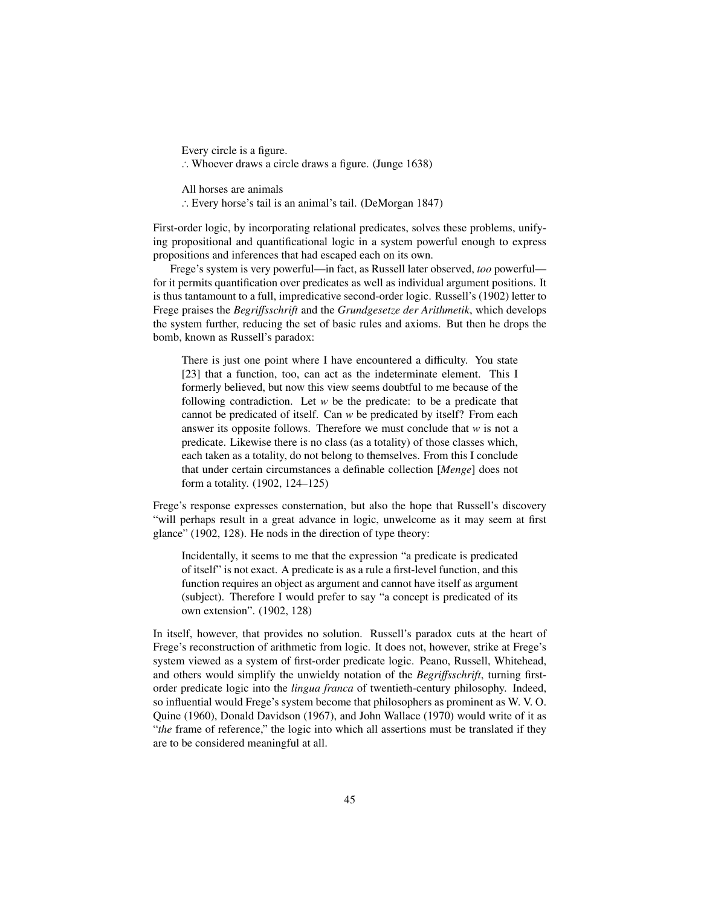Every circle is a figure.
∴ Whoever draws a circle draws a figure. (Junge 1638)

All horses are animals
∴ Every horse's tail is an animal's tail. (DeMorgan 1847)

First-order logic, by incorporating relational predicates, solves these problems, unifying propositional and quantificational logic in a system powerful enough to express propositions and inferences that had escaped each on its own.

Frege's system is very powerful—in fact, as Russell later observed, *too* powerful—for it permits quantification over predicates as well as individual argument positions. It is thus tantamount to a full, impredicative second-order logic. Russell's (1902) letter to Frege praises the *Begriffsschrift* and the *Grundgesetze der Arithmetik*, which develops the system further, reducing the set of basic rules and axioms. But then he drops the bomb, known as Russell's paradox:

> There is just one point where I have encountered a difficulty. You state [23] that a function, too, can act as the indeterminate element. This I formerly believed, but now this view seems doubtful to me because of the following contradiction. Let *w* be the predicate: to be a predicate that cannot be predicated of itself. Can *w* be predicated by itself? From each answer its opposite follows. Therefore we must conclude that *w* is not a predicate. Likewise there is no class (as a totality) of those classes which, each taken as a totality, do not belong to themselves. From this I conclude that under certain circumstances a definable collection [*Menge*] does not form a totality. (1902, 124–125)

Frege's response expresses consternation, but also the hope that Russell's discovery "will perhaps result in a great advance in logic, unwelcome as it may seem at first glance" (1902, 128). He nods in the direction of type theory:

> Incidentally, it seems to me that the expression "a predicate is predicated of itself" is not exact. A predicate is as a rule a first-level function, and this function requires an object as argument and cannot have itself as argument (subject). Therefore I would prefer to say "a concept is predicated of its own extension". (1902, 128)

In itself, however, that provides no solution. Russell's paradox cuts at the heart of Frege's reconstruction of arithmetic from logic. It does not, however, strike at Frege's system viewed as a system of first-order predicate logic. Peano, Russell, Whitehead, and others would simplify the unwieldy notation of the *Begriffsschrift*, turning first-order predicate logic into the *lingua franca* of twentieth-century philosophy. Indeed, so influential would Frege's system become that philosophers as prominent as W. V. O. Quine (1960), Donald Davidson (1967), and John Wallace (1970) would write of it as "*the* frame of reference," the logic into which all assertions must be translated if they are to be considered meaningful at all.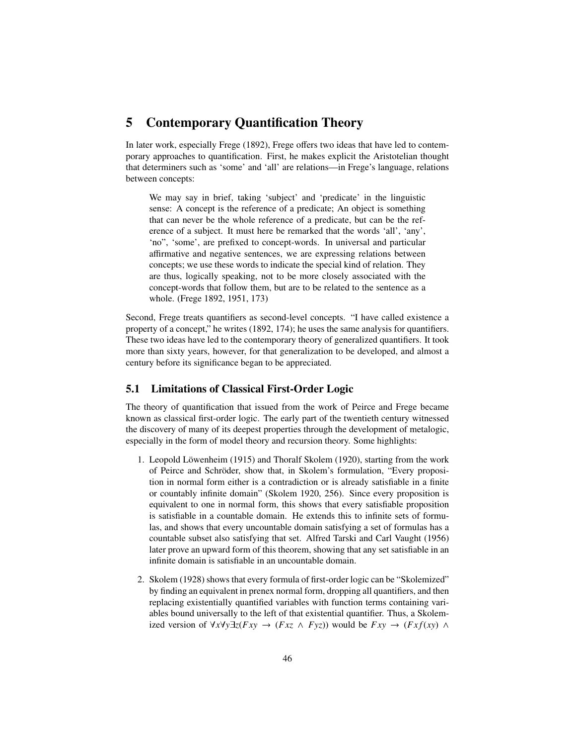# 5 Contemporary Quantification Theory

In later work, especially Frege (1892), Frege offers two ideas that have led to contemporary approaches to quantification. First, he makes explicit the Aristotelian thought that determiners such as 'some' and 'all' are relations—in Frege's language, relations between concepts:

> We may say in brief, taking 'subject' and 'predicate' in the linguistic sense: A concept is the reference of a predicate; An object is something that can never be the whole reference of a predicate, but can be the reference of a subject. It must here be remarked that the words 'all', 'any', 'no", 'some', are prefixed to concept-words. In universal and particular affirmative and negative sentences, we are expressing relations between concepts; we use these words to indicate the special kind of relation. They are thus, logically speaking, not to be more closely associated with the concept-words that follow them, but are to be related to the sentence as a whole. (Frege 1892, 1951, 173)

Second, Frege treats quantifiers as second-level concepts. "I have called existence a property of a concept," he writes (1892, 174); he uses the same analysis for quantifiers. These two ideas have led to the contemporary theory of generalized quantifiers. It took more than sixty years, however, for that generalization to be developed, and almost a century before its significance began to be appreciated.

## 5.1 Limitations of Classical First-Order Logic

The theory of quantification that issued from the work of Peirce and Frege became known as classical first-order logic. The early part of the twentieth century witnessed the discovery of many of its deepest properties through the development of metalogic, especially in the form of model theory and recursion theory. Some highlights:

1. Leopold Löwenheim (1915) and Thoralf Skolem (1920), starting from the work of Peirce and Schröder, show that, in Skolem's formulation, "Every proposition in normal form either is a contradiction or is already satisfiable in a finite or countably infinite domain" (Skolem 1920, 256). Since every proposition is equivalent to one in normal form, this shows that every satisfiable proposition is satisfiable in a countable domain. He extends this to infinite sets of formulas, and shows that every uncountable domain satisfying a set of formulas has a countable subset also satisfying that set. Alfred Tarski and Carl Vaught (1956) later prove an upward form of this theorem, showing that any set satisfiable in an infinite domain is satisfiable in an uncountable domain.

2. Skolem (1928) shows that every formula of first-order logic can be "Skolemized" by finding an equivalent in prenex normal form, dropping all quantifiers, and then replacing existentially quantified variables with function terms containing variables bound universally to the left of that existential quantifier. Thus, a Skolemized version of $\forall x \forall y \exists z (Fxy \rightarrow (Fxz \wedge Fyz))$ would be $Fxy \rightarrow (Fxf(xy) \wedge$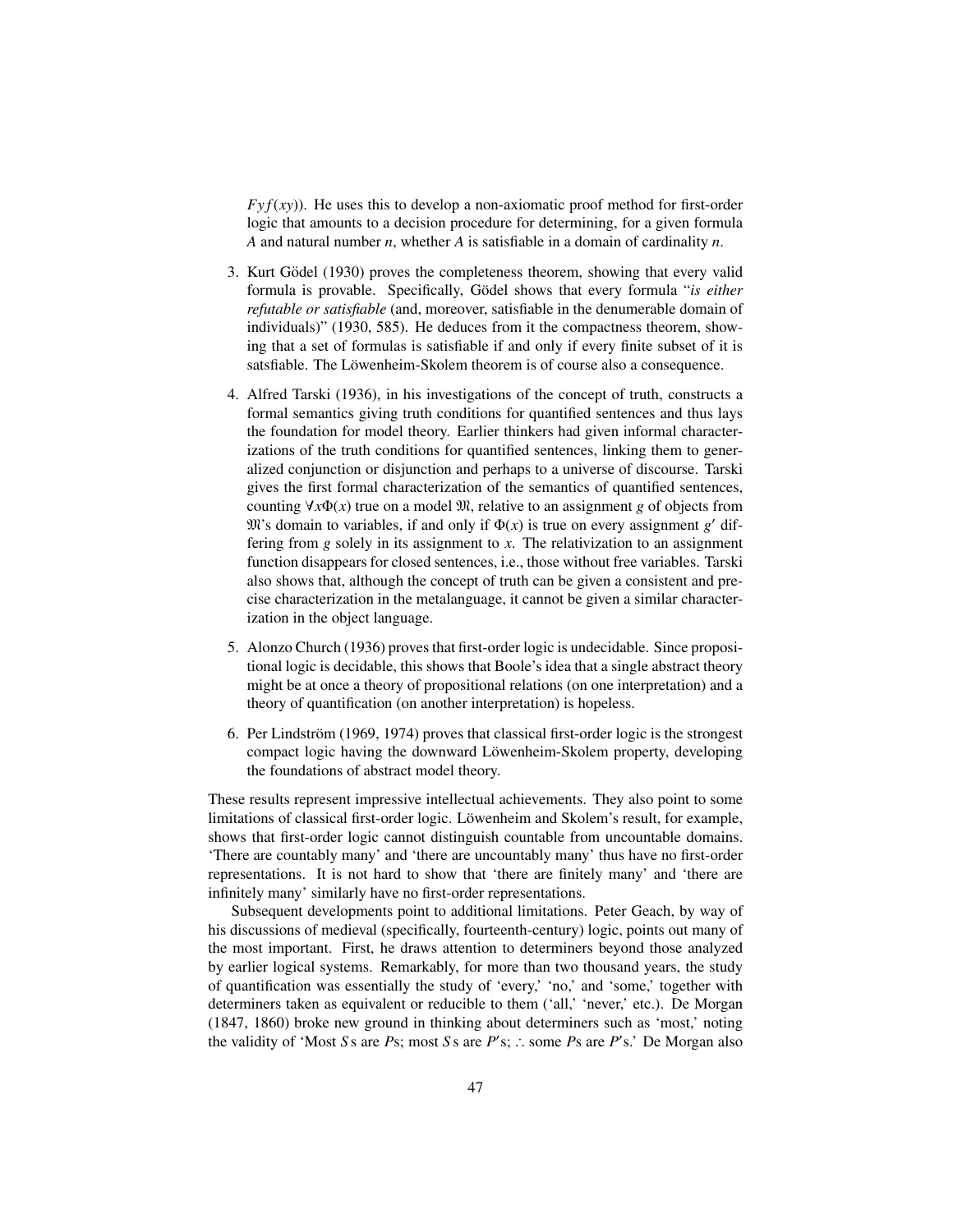$Fyf(xy)$). He uses this to develop a non-axiomatic proof method for first-order logic that amounts to a decision procedure for determining, for a given formula $A$ and natural number $n$, whether $A$ is satisfiable in a domain of cardinality $n$.

3. Kurt Gödel (1930) proves the completeness theorem, showing that every valid formula is provable. Specifically, Gödel shows that every formula "*is either refutable or satisfiable* (and, moreover, satisfiable in the denumerable domain of individuals)" (1930, 585). He deduces from it the compactness theorem, showing that a set of formulas is satisfiable if and only if every finite subset of it is satsfiable. The Löwenheim-Skolem theorem is of course also a consequence.

4. Alfred Tarski (1936), in his investigations of the concept of truth, constructs a formal semantics giving truth conditions for quantified sentences and thus lays the foundation for model theory. Earlier thinkers had given informal characterizations of the truth conditions for quantified sentences, linking them to generalized conjunction or disjunction and perhaps to a universe of discourse. Tarski gives the first formal characterization of the semantics of quantified sentences, counting $\forall x \Phi(x)$ true on a model $\mathfrak{M}$, relative to an assignment $g$ of objects from $\mathfrak{M}$'s domain to variables, if and only if $\Phi(x)$ is true on every assignment $g'$ differing from $g$ solely in its assignment to $x$. The relativization to an assignment function disappears for closed sentences, i.e., those without free variables. Tarski also shows that, although the concept of truth can be given a consistent and precise characterization in the metalanguage, it cannot be given a similar characterization in the object language.

5. Alonzo Church (1936) proves that first-order logic is undecidable. Since propositional logic is decidable, this shows that Boole's idea that a single abstract theory might be at once a theory of propositional relations (on one interpretation) and a theory of quantification (on another interpretation) is hopeless.

6. Per Lindström (1969, 1974) proves that classical first-order logic is the strongest compact logic having the downward Löwenheim-Skolem property, developing the foundations of abstract model theory.

These results represent impressive intellectual achievements. They also point to some limitations of classical first-order logic. Löwenheim and Skolem's result, for example, shows that first-order logic cannot distinguish countable from uncountable domains. 'There are countably many' and 'there are uncountably many' thus have no first-order representations. It is not hard to show that 'there are finitely many' and 'there are infinitely many' similarly have no first-order representations.

Subsequent developments point to additional limitations. Peter Geach, by way of his discussions of medieval (specifically, fourteenth-century) logic, points out many of the most important. First, he draws attention to determiners beyond those analyzed by earlier logical systems. Remarkably, for more than two thousand years, the study of quantification was essentially the study of 'every,' 'no,' and 'some,' together with determiners taken as equivalent or reducible to them ('all,' 'never,' etc.). De Morgan (1847, 1860) broke new ground in thinking about determiners such as 'most,' noting the validity of 'Most $S$s are $P$s; most $S$s are $P'$s; ∴ some $P$s are $P'$s.' De Morgan also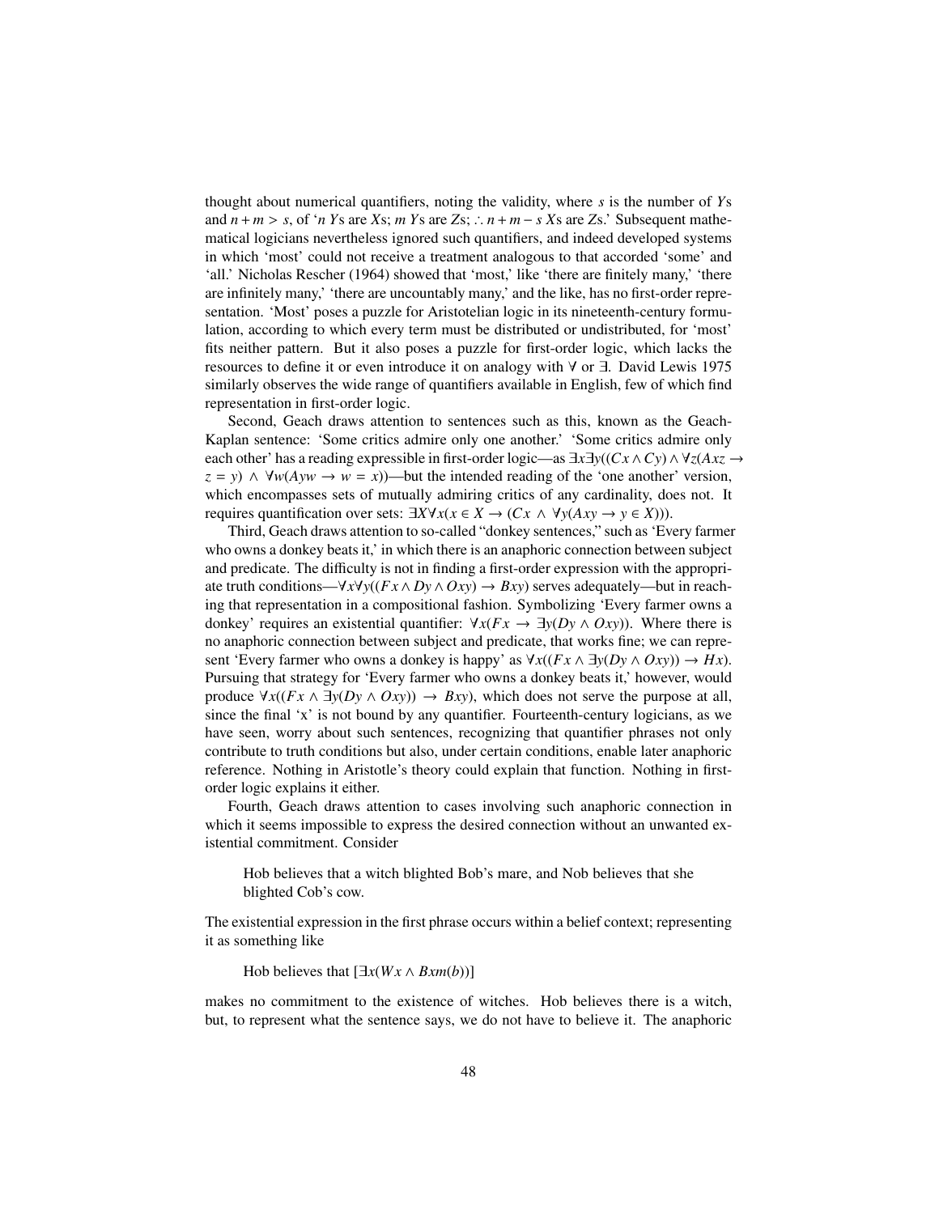thought about numerical quantifiers, noting the validity, where $s$ is the number of $Y$s and $n + m > s$, of '$n$ $Y$s are $X$s; $m$ $Y$s are $Z$s; $\therefore$ $n + m - s$ $X$s are $Z$s.' Subsequent mathematical logicians nevertheless ignored such quantifiers, and indeed developed systems in which 'most' could not receive a treatment analogous to that accorded 'some' and 'all.' Nicholas Rescher (1964) showed that 'most,' like 'there are finitely many,' 'there are infinitely many,' 'there are uncountably many,' and the like, has no first-order representation. 'Most' poses a puzzle for Aristotelian logic in its nineteenth-century formulation, according to which every term must be distributed or undistributed, for 'most' fits neither pattern. But it also poses a puzzle for first-order logic, which lacks the resources to define it or even introduce it on analogy with $\forall$ or $\exists$. David Lewis 1975 similarly observes the wide range of quantifiers available in English, few of which find representation in first-order logic.

Second, Geach draws attention to sentences such as this, known as the Geach-Kaplan sentence: 'Some critics admire only one another.' 'Some critics admire only each other' has a reading expressible in first-order logic—as $\exists x \exists y((Cx \wedge Cy) \wedge \forall z(Axz \rightarrow z = y) \wedge \forall w(Ayw \rightarrow w = x))$—but the intended reading of the 'one another' version, which encompasses sets of mutually admiring critics of any cardinality, does not. It requires quantification over sets: $\exists X \forall x(x \in X \rightarrow (Cx \wedge \forall y(Axy \rightarrow y \in X)))$.

Third, Geach draws attention to so-called "donkey sentences," such as 'Every farmer who owns a donkey beats it,' in which there is an anaphoric connection between subject and predicate. The difficulty is not in finding a first-order expression with the appropriate truth conditions—$\forall x \forall y((Fx \wedge Dy \wedge Oxy) \rightarrow Bxy)$ serves adequately—but in reaching that representation in a compositional fashion. Symbolizing 'Every farmer owns a donkey' requires an existential quantifier: $\forall x(Fx \rightarrow \exists y(Dy \wedge Oxy))$. Where there is no anaphoric connection between subject and predicate, that works fine; we can represent 'Every farmer who owns a donkey is happy' as $\forall x((Fx \wedge \exists y(Dy \wedge Oxy)) \rightarrow Hx)$. Pursuing that strategy for 'Every farmer who owns a donkey beats it,' however, would produce $\forall x((Fx \wedge \exists y(Dy \wedge Oxy)) \rightarrow Bxy)$, which does not serve the purpose at all, since the final 'x' is not bound by any quantifier. Fourteenth-century logicians, as we have seen, worry about such sentences, recognizing that quantifier phrases not only contribute to truth conditions but also, under certain conditions, enable later anaphoric reference. Nothing in Aristotle's theory could explain that function. Nothing in first-order logic explains it either.

Fourth, Geach draws attention to cases involving such anaphoric connection in which it seems impossible to express the desired connection without an unwanted existential commitment. Consider

> Hob believes that a witch blighted Bob's mare, and Nob believes that she blighted Cob's cow.

The existential expression in the first phrase occurs within a belief context; representing it as something like

> Hob believes that $[\exists x(Wx \wedge Bxm(b))]$

makes no commitment to the existence of witches. Hob believes there is a witch, but, to represent what the sentence says, we do not have to believe it. The anaphoric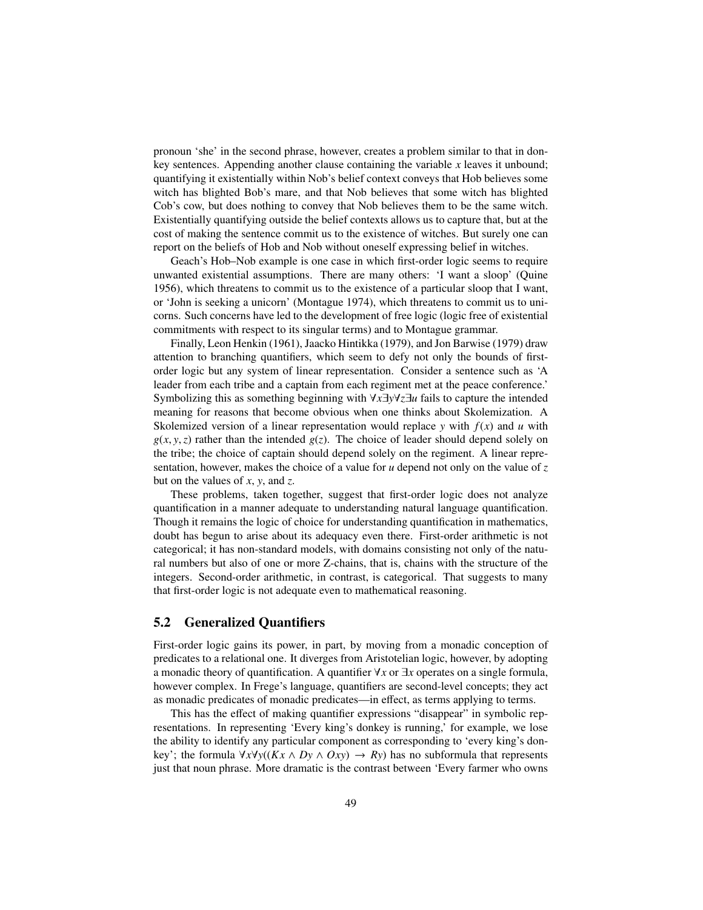pronoun 'she' in the second phrase, however, creates a problem similar to that in donkey sentences. Appending another clause containing the variable $x$ leaves it unbound; quantifying it existentially within Nob's belief context conveys that Hob believes some witch has blighted Bob's mare, and that Nob believes that some witch has blighted Cob's cow, but does nothing to convey that Nob believes them to be the same witch. Existentially quantifying outside the belief contexts allows us to capture that, but at the cost of making the sentence commit us to the existence of witches. But surely one can report on the beliefs of Hob and Nob without oneself expressing belief in witches.

Geach's Hob–Nob example is one case in which first-order logic seems to require unwanted existential assumptions. There are many others: 'I want a sloop' (Quine 1956), which threatens to commit us to the existence of a particular sloop that I want, or 'John is seeking a unicorn' (Montague 1974), which threatens to commit us to unicorns. Such concerns have led to the development of free logic (logic free of existential commitments with respect to its singular terms) and to Montague grammar.

Finally, Leon Henkin (1961), Jaacko Hintikka (1979), and Jon Barwise (1979) draw attention to branching quantifiers, which seem to defy not only the bounds of first-order logic but any system of linear representation. Consider a sentence such as 'A leader from each tribe and a captain from each regiment met at the peace conference.' Symbolizing this as something beginning with $\forall x \exists y \forall z \exists u$ fails to capture the intended meaning for reasons that become obvious when one thinks about Skolemization. A Skolemized version of a linear representation would replace $y$ with $f(x)$ and $u$ with $g(x, y, z)$ rather than the intended $g(z)$. The choice of leader should depend solely on the tribe; the choice of captain should depend solely on the regiment. A linear representation, however, makes the choice of a value for $u$ depend not only on the value of $z$ but on the values of $x$, $y$, and $z$.

These problems, taken together, suggest that first-order logic does not analyze quantification in a manner adequate to understanding natural language quantification. Though it remains the logic of choice for understanding quantification in mathematics, doubt has begun to arise about its adequacy even there. First-order arithmetic is not categorical; it has non-standard models, with domains consisting not only of the natural numbers but also of one or more Z-chains, that is, chains with the structure of the integers. Second-order arithmetic, in contrast, is categorical. That suggests to many that first-order logic is not adequate even to mathematical reasoning.

## 5.2 Generalized Quantifiers

First-order logic gains its power, in part, by moving from a monadic conception of predicates to a relational one. It diverges from Aristotelian logic, however, by adopting a monadic theory of quantification. A quantifier $\forall x$ or $\exists x$ operates on a single formula, however complex. In Frege's language, quantifiers are second-level concepts; they act as monadic predicates of monadic predicates—in effect, as terms applying to terms.

This has the effect of making quantifier expressions "disappear" in symbolic representations. In representing 'Every king's donkey is running,' for example, we lose the ability to identify any particular component as corresponding to 'every king's donkey'; the formula $\forall x \forall y((Kx \wedge Dy \wedge Oxy) \rightarrow Ry)$ has no subformula that represents just that noun phrase. More dramatic is the contrast between 'Every farmer who owns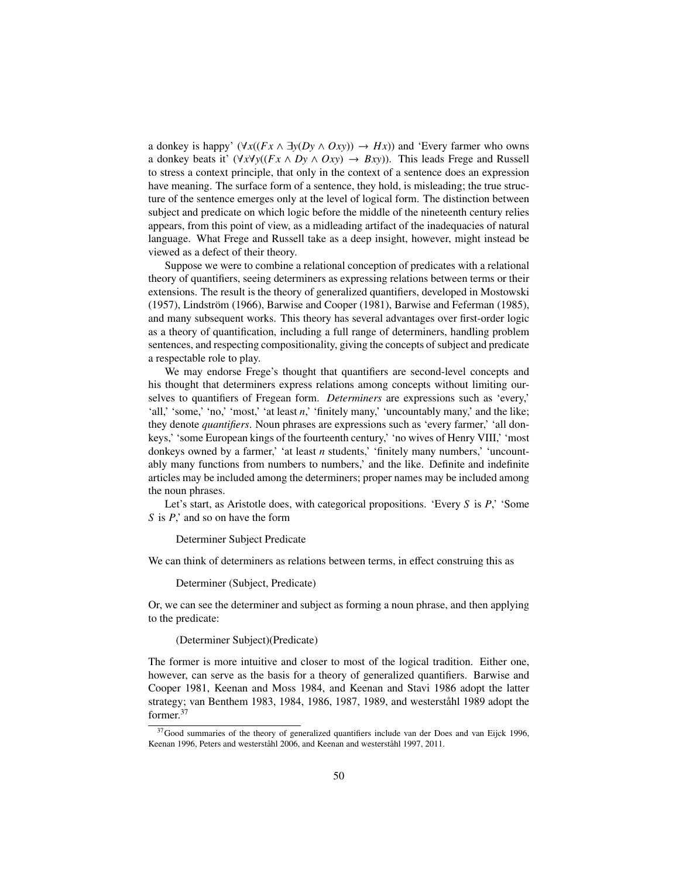a donkey is happy' ($\forall x((Fx \wedge \exists y(Dy \wedge Oxy)) \rightarrow Hx)$) and 'Every farmer who owns a donkey beats it' ($\forall x \forall y((Fx \wedge Dy \wedge Oxy) \rightarrow Bxy)$). This leads Frege and Russell to stress a context principle, that only in the context of a sentence does an expression have meaning. The surface form of a sentence, they hold, is misleading; the true structure of the sentence emerges only at the level of logical form. The distinction between subject and predicate on which logic before the middle of the nineteenth century relies appears, from this point of view, as a midleading artifact of the inadequacies of natural language. What Frege and Russell take as a deep insight, however, might instead be viewed as a defect of their theory.

Suppose we were to combine a relational conception of predicates with a relational theory of quantifiers, seeing determiners as expressing relations between terms or their extensions. The result is the theory of generalized quantifiers, developed in Mostowski (1957), Lindström (1966), Barwise and Cooper (1981), Barwise and Feferman (1985), and many subsequent works. This theory has several advantages over first-order logic as a theory of quantification, including a full range of determiners, handling problem sentences, and respecting compositionality, giving the concepts of subject and predicate a respectable role to play.

We may endorse Frege's thought that quantifiers are second-level concepts and his thought that determiners express relations among concepts without limiting ourselves to quantifiers of Fregean form. *Determiners* are expressions such as 'every,' 'all,' 'some,' 'no,' 'most,' 'at least *n*,' 'finitely many,' 'uncountably many,' and the like; they denote *quantifiers*. Noun phrases are expressions such as 'every farmer,' 'all donkeys,' 'some European kings of the fourteenth century,' 'no wives of Henry VIII,' 'most donkeys owned by a farmer,' 'at least *n* students,' 'finitely many numbers,' 'uncountably many functions from numbers to numbers,' and the like. Definite and indefinite articles may be included among the determiners; proper names may be included among the noun phrases.

Let's start, as Aristotle does, with categorical propositions. 'Every *S* is *P*,' 'Some *S* is *P*,' and so on have the form

Determiner Subject Predicate

We can think of determiners as relations between terms, in effect construing this as

Determiner (Subject, Predicate)

Or, we can see the determiner and subject as forming a noun phrase, and then applying to the predicate:

(Determiner Subject)(Predicate)

The former is more intuitive and closer to most of the logical tradition. Either one, however, can serve as the basis for a theory of generalized quantifiers. Barwise and Cooper 1981, Keenan and Moss 1984, and Keenan and Stavi 1986 adopt the latter strategy; van Benthem 1983, 1984, 1986, 1987, 1989, and westerståhl 1989 adopt the former.[37]

[37] Good summaries of the theory of generalized quantifiers include van der Does and van Eijck 1996, Keenan 1996, Peters and westerståhl 2006, and Keenan and westerståhl 1997, 2011.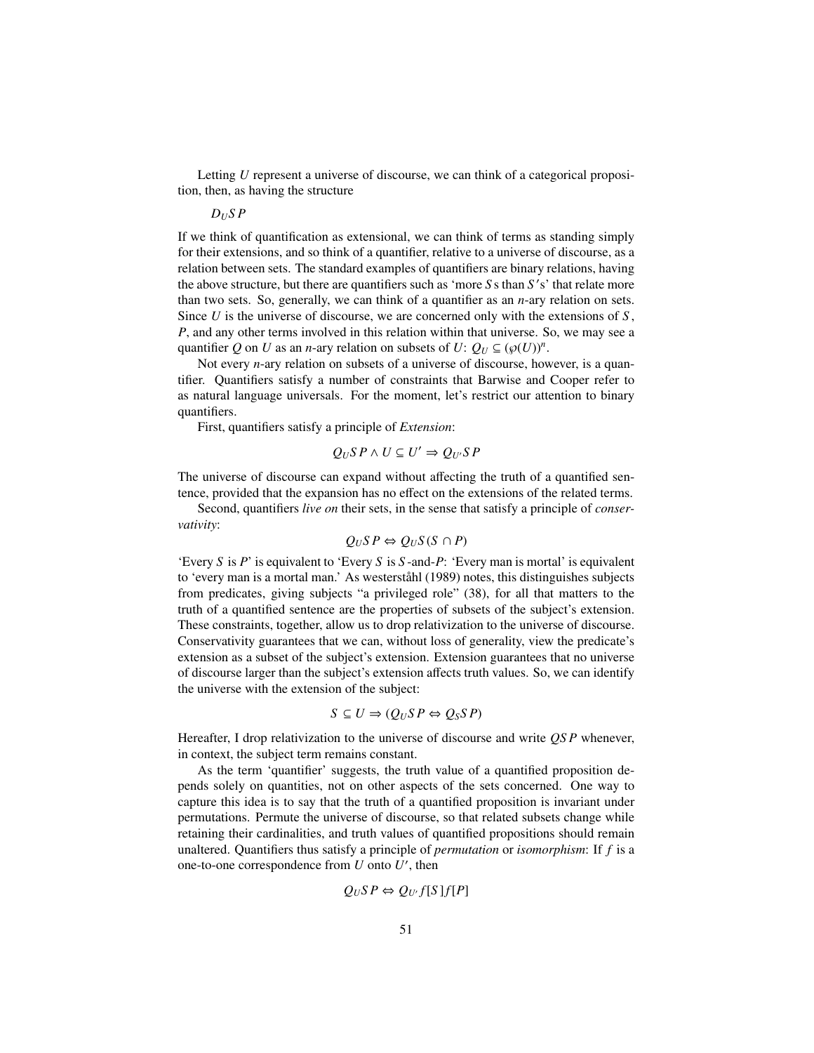Letting $U$ represent a universe of discourse, we can think of a categorical proposition, then, as having the structure

$D_U S P$

If we think of quantification as extensional, we can think of terms as standing simply for their extensions, and so think of a quantifier, relative to a universe of discourse, as a relation between sets. The standard examples of quantifiers are binary relations, having the above structure, but there are quantifiers such as 'more $S$s than $S'$s' that relate more than two sets. So, generally, we can think of a quantifier as an $n$-ary relation on sets. Since $U$ is the universe of discourse, we are concerned only with the extensions of $S$, $P$, and any other terms involved in this relation within that universe. So, we may see a quantifier $Q$ on $U$ as an $n$-ary relation on subsets of $U$: $Q_U \subseteq (\wp(U))^n$.

Not every $n$-ary relation on subsets of a universe of discourse, however, is a quantifier. Quantifiers satisfy a number of constraints that Barwise and Cooper refer to as natural language universals. For the moment, let's restrict our attention to binary quantifiers.

First, quantifiers satisfy a principle of *Extension*:

$$Q_U S P \wedge U \subseteq U' \Rightarrow Q_{U'} S P$$

The universe of discourse can expand without affecting the truth of a quantified sentence, provided that the expansion has no effect on the extensions of the related terms.

Second, quantifiers *live on* their sets, in the sense that satisfy a principle of *conservativity*:

$$Q_U S P \Leftrightarrow Q_U S (S \cap P)$$

'Every $S$ is $P$' is equivalent to 'Every $S$ is $S$-and-$P$: 'Every man is mortal' is equivalent to 'every man is a mortal man.' As westerståhl (1989) notes, this distinguishes subjects from predicates, giving subjects "a privileged role" (38), for all that matters to the truth of a quantified sentence are the properties of subsets of the subject's extension. These constraints, together, allow us to drop relativization to the universe of discourse. Conservativity guarantees that we can, without loss of generality, view the predicate's extension as a subset of the subject's extension. Extension guarantees that no universe of discourse larger than the subject's extension affects truth values. So, we can identify the universe with the extension of the subject:

$$S \subseteq U \Rightarrow (Q_U S P \Leftrightarrow Q_S S P)$$

Hereafter, I drop relativization to the universe of discourse and write $QSP$ whenever, in context, the subject term remains constant.

As the term 'quantifier' suggests, the truth value of a quantified proposition depends solely on quantities, not on other aspects of the sets concerned. One way to capture this idea is to say that the truth of a quantified proposition is invariant under permutations. Permute the universe of discourse, so that related subsets change while retaining their cardinalities, and truth values of quantified propositions should remain unaltered. Quantifiers thus satisfy a principle of *permutation* or *isomorphism*: If $f$ is a one-to-one correspondence from $U$ onto $U'$, then

$$Q_U S P \Leftrightarrow Q_{U'} f[S] f[P]$$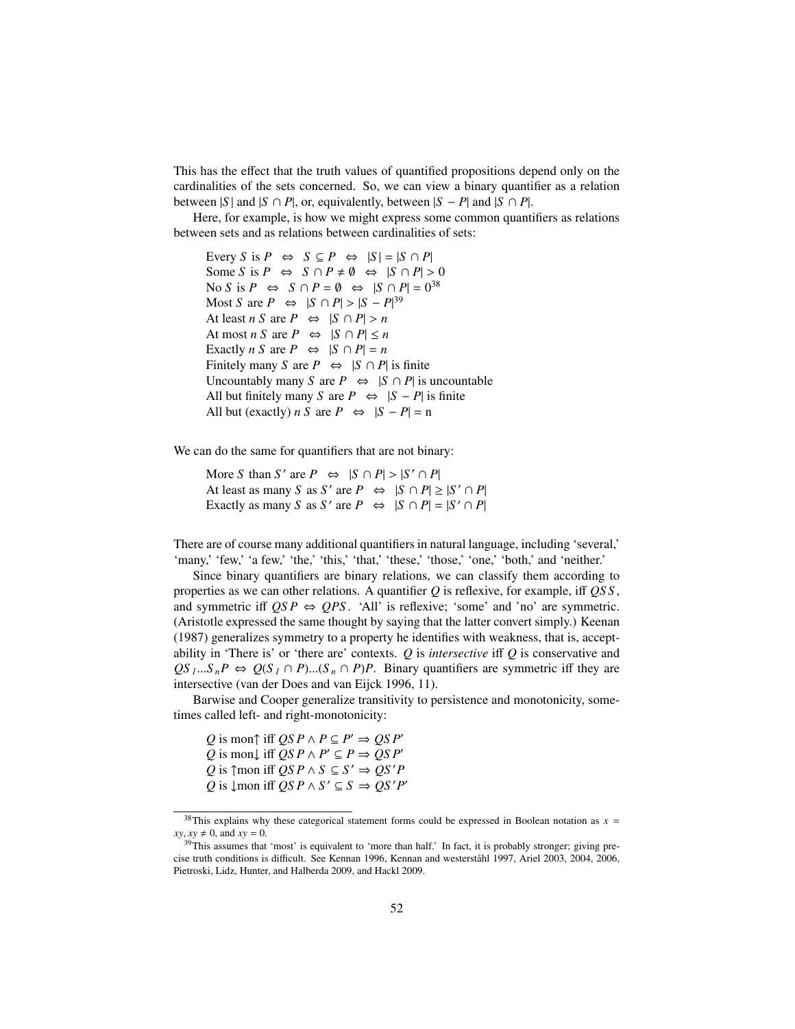This has the effect that the truth values of quantified propositions depend only on the cardinalities of the sets concerned. So, we can view a binary quantifier as a relation between $|S|$ and $|S \cap P|$, or, equivalently, between $|S - P|$ and $|S \cap P|$.

Here, for example, is how we might express some common quantifiers as relations between sets and as relations between cardinalities of sets:

Every $S$ is $P$ $\Leftrightarrow$ $S \subseteq P$ $\Leftrightarrow$ $|S| = |S \cap P|$
Some $S$ is $P$ $\Leftrightarrow$ $S \cap P \neq \emptyset$ $\Leftrightarrow$ $|S \cap P| > 0$
No $S$ is $P$ $\Leftrightarrow$ $S \cap P = \emptyset$ $\Leftrightarrow$ $|S \cap P| = 0$[38]
Most $S$ are $P$ $\Leftrightarrow$ $|S \cap P| > |S - P|$[39]
At least $n$ $S$ are $P$ $\Leftrightarrow$ $|S \cap P| > n$
At most $n$ $S$ are $P$ $\Leftrightarrow$ $|S \cap P| \leq n$
Exactly $n$ $S$ are $P$ $\Leftrightarrow$ $|S \cap P| = n$
Finitely many $S$ are $P$ $\Leftrightarrow$ $|S \cap P|$ is finite
Uncountably many $S$ are $P$ $\Leftrightarrow$ $|S \cap P|$ is uncountable
All but finitely many $S$ are $P$ $\Leftrightarrow$ $|S - P|$ is finite
All but (exactly) $n$ $S$ are $P$ $\Leftrightarrow$ $|S - P| = \text{n}$

We can do the same for quantifiers that are not binary:

More $S$ than $S'$ are $P$ $\Leftrightarrow$ $|S \cap P| > |S' \cap P|$
At least as many $S$ as $S'$ are $P$ $\Leftrightarrow$ $|S \cap P| \geq |S' \cap P|$
Exactly as many $S$ as $S'$ are $P$ $\Leftrightarrow$ $|S \cap P| = |S' \cap P|$

There are of course many additional quantifiers in natural language, including 'several,' 'many,' 'few,' 'a few,' 'the,' 'this,' 'that,' 'these,' 'those,' 'one,' 'both,' and 'neither.'

Since binary quantifiers are binary relations, we can classify them according to properties as we can other relations. A quantifier $Q$ is reflexive, for example, iff $QSS$, and symmetric iff $QSP \Leftrightarrow QPS$. 'All' is reflexive; 'some' and 'no' are symmetric. (Aristotle expressed the same thought by saying that the latter convert simply.) Keenan (1987) generalizes symmetry to a property he identifies with weakness, that is, acceptability in 'There is' or 'there are' contexts. $Q$ is *intersective* iff $Q$ is conservative and $QS_1...S_nP \Leftrightarrow Q(S_1 \cap P)...(S_n \cap P)P$. Binary quantifiers are symmetric iff they are intersective (van der Does and van Eijck 1996, 11).

Barwise and Cooper generalize transitivity to persistence and monotonicity, sometimes called left- and right-monotonicity:

$Q$ is mon$\uparrow$ iff $QSP \wedge P \subseteq P' \Rightarrow QSP'$
$Q$ is mon$\downarrow$ iff $QSP \wedge P' \subseteq P \Rightarrow QSP'$
$Q$ is $\uparrow$mon iff $QSP \wedge S \subseteq S' \Rightarrow QS'P$
$Q$ is $\downarrow$mon iff $QSP \wedge S' \subseteq S \Rightarrow QS'P'$

---

[38] This explains why these categorical statement forms could be expressed in Boolean notation as $x = xy$, $xy \neq 0$, and $xy = 0$.

[39] This assumes that 'most' is equivalent to 'more than half.' In fact, it is probably stronger; giving precise truth conditions is difficult. See Kennan 1996, Kennan and westerståhl 1997, Ariel 2003, 2004, 2006, Pietroski, Lidz, Hunter, and Halberda 2009, and Hackl 2009.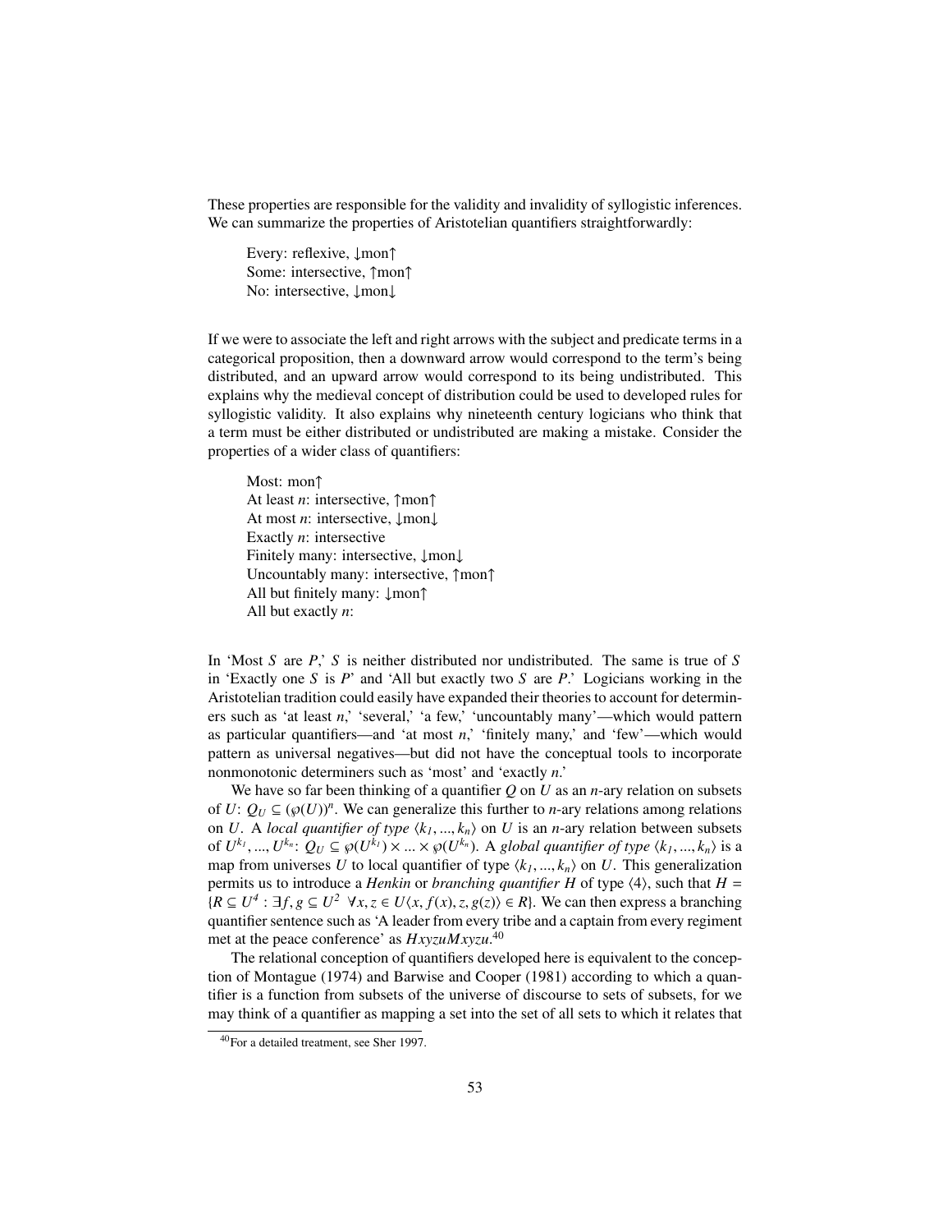These properties are responsible for the validity and invalidity of syllogistic inferences. We can summarize the properties of Aristotelian quantifiers straightforwardly:

> Every: reflexive, $\downarrow$mon$\uparrow$
> Some: intersective, $\uparrow$mon$\uparrow$
> No: intersective, $\downarrow$mon$\downarrow$

If we were to associate the left and right arrows with the subject and predicate terms in a categorical proposition, then a downward arrow would correspond to the term's being distributed, and an upward arrow would correspond to its being undistributed. This explains why the medieval concept of distribution could be used to developed rules for syllogistic validity. It also explains why nineteenth century logicians who think that a term must be either distributed or undistributed are making a mistake. Consider the properties of a wider class of quantifiers:

> Most: mon$\uparrow$
> At least *n*: intersective, $\uparrow$mon$\uparrow$
> At most *n*: intersective, $\downarrow$mon$\downarrow$
> Exactly *n*: intersective
> Finitely many: intersective, $\downarrow$mon$\downarrow$
> Uncountably many: intersective, $\uparrow$mon$\uparrow$
> All but finitely many: $\downarrow$mon$\uparrow$
> All but exactly *n*:

In 'Most *S* are *P*,' *S* is neither distributed nor undistributed. The same is true of *S* in 'Exactly one *S* is *P*' and 'All but exactly two *S* are *P*.' Logicians working in the Aristotelian tradition could easily have expanded their theories to account for determiners such as 'at least *n*,' 'several,' 'a few,' 'uncountably many'—which would pattern as particular quantifiers—and 'at most *n*,' 'finitely many,' and 'few'—which would pattern as universal negatives—but did not have the conceptual tools to incorporate nonmonotonic determiners such as 'most' and 'exactly *n*.'

We have so far been thinking of a quantifier $Q$ on $U$ as an $n$-ary relation on subsets of $U$: $Q_U \subseteq (\wp(U))^n$. We can generalize this further to $n$-ary relations among relations on $U$. A *local quantifier of type* $\langle k_1, ..., k_n \rangle$ on $U$ is an $n$-ary relation between subsets of $U^{k_1}, ..., U^{k_n}$: $Q_U \subseteq \wp(U^{k_1}) \times ... \times \wp(U^{k_n})$. A *global quantifier of type* $\langle k_1, ..., k_n \rangle$ is a map from universes $U$ to local quantifier of type $\langle k_1, ..., k_n \rangle$ on $U$. This generalization permits us to introduce a *Henkin* or *branching quantifier* $H$ of type $\langle 4 \rangle$, such that $H = \{R \subseteq U^4 : \exists f, g \subseteq U^2 \ \ \forall x, z \in U \langle x, f(x), z, g(z) \rangle \in R\}$. We can then express a branching quantifier sentence such as 'A leader from every tribe and a captain from every regiment met at the peace conference' as $HxyzuMxyzu$.[40]

The relational conception of quantifiers developed here is equivalent to the conception of Montague (1974) and Barwise and Cooper (1981) according to which a quantifier is a function from subsets of the universe of discourse to sets of subsets, for we may think of a quantifier as mapping a set into the set of all sets to which it relates that

[40] For a detailed treatment, see Sher 1997.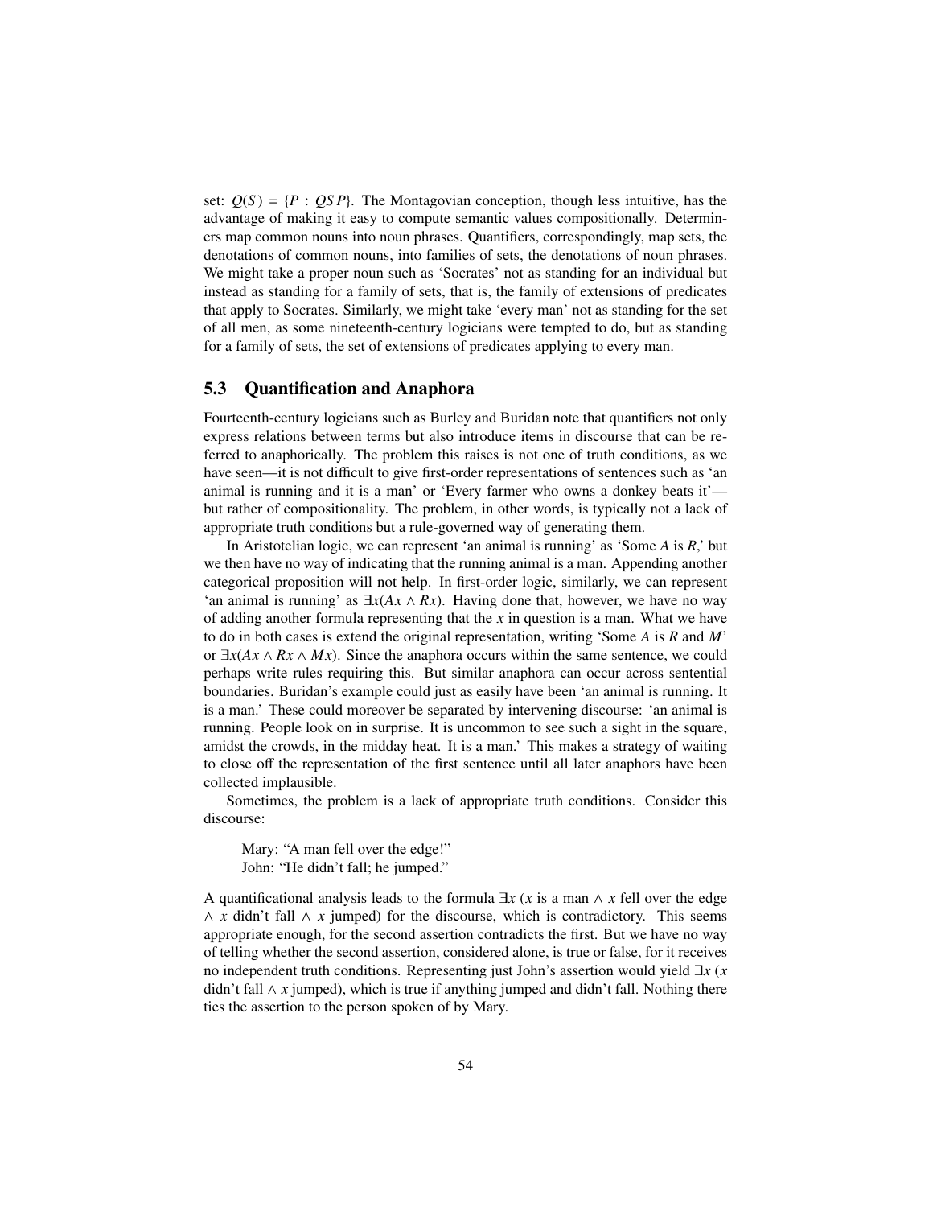set: $Q(S) = \{P : QSP\}$. The Montagovian conception, though less intuitive, has the advantage of making it easy to compute semantic values compositionally. Determiners map common nouns into noun phrases. Quantifiers, correspondingly, map sets, the denotations of common nouns, into families of sets, the denotations of noun phrases. We might take a proper noun such as 'Socrates' not as standing for an individual but instead as standing for a family of sets, that is, the family of extensions of predicates that apply to Socrates. Similarly, we might take 'every man' not as standing for the set of all men, as some nineteenth-century logicians were tempted to do, but as standing for a family of sets, the set of extensions of predicates applying to every man.

## 5.3 Quantification and Anaphora

Fourteenth-century logicians such as Burley and Buridan note that quantifiers not only express relations between terms but also introduce items in discourse that can be referred to anaphorically. The problem this raises is not one of truth conditions, as we have seen—it is not difficult to give first-order representations of sentences such as 'an animal is running and it is a man' or 'Every farmer who owns a donkey beats it'—but rather of compositionality. The problem, in other words, is typically not a lack of appropriate truth conditions but a rule-governed way of generating them.

In Aristotelian logic, we can represent 'an animal is running' as 'Some *A* is *R*,' but we then have no way of indicating that the running animal is a man. Appending another categorical proposition will not help. In first-order logic, similarly, we can represent 'an animal is running' as $\exists x(Ax \wedge Rx)$. Having done that, however, we have no way of adding another formula representing that the *x* in question is a man. What we have to do in both cases is extend the original representation, writing 'Some *A* is *R* and *M*' or $\exists x(Ax \wedge Rx \wedge Mx)$. Since the anaphora occurs within the same sentence, we could perhaps write rules requiring this. But similar anaphora can occur across sentential boundaries. Buridan's example could just as easily have been 'an animal is running. It is a man.' These could moreover be separated by intervening discourse: 'an animal is running. People look on in surprise. It is uncommon to see such a sight in the square, amidst the crowds, in the midday heat. It is a man.' This makes a strategy of waiting to close off the representation of the first sentence until all later anaphors have been collected implausible.

Sometimes, the problem is a lack of appropriate truth conditions. Consider this discourse:

> Mary: "A man fell over the edge!"
> John: "He didn't fall; he jumped."

A quantificational analysis leads to the formula $\exists x$ ($x$ is a man $\wedge$ $x$ fell over the edge $\wedge$ $x$ didn't fall $\wedge$ $x$ jumped) for the discourse, which is contradictory. This seems appropriate enough, for the second assertion contradicts the first. But we have no way of telling whether the second assertion, considered alone, is true or false, for it receives no independent truth conditions. Representing just John's assertion would yield $\exists x$ ($x$ didn't fall $\wedge$ $x$ jumped), which is true if anything jumped and didn't fall. Nothing there ties the assertion to the person spoken of by Mary.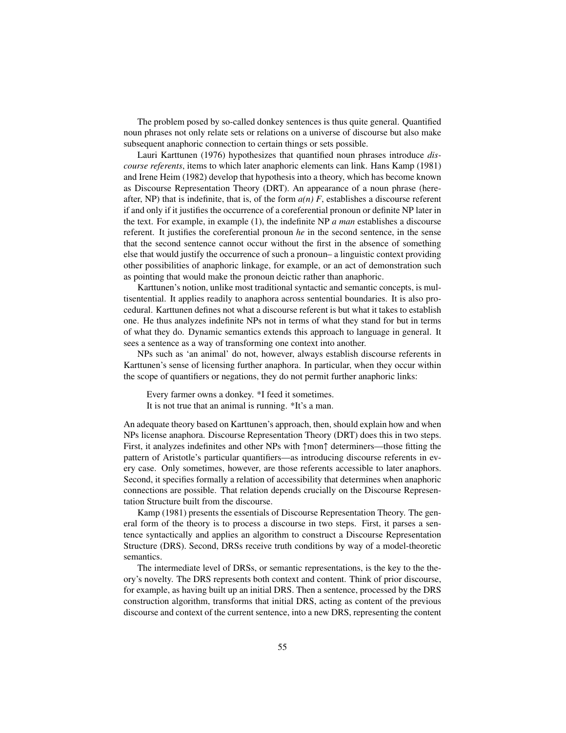The problem posed by so-called donkey sentences is thus quite general. Quantified noun phrases not only relate sets or relations on a universe of discourse but also make subsequent anaphoric connection to certain things or sets possible.

Lauri Karttunen (1976) hypothesizes that quantified noun phrases introduce *discourse referents*, items to which later anaphoric elements can link. Hans Kamp (1981) and Irene Heim (1982) develop that hypothesis into a theory, which has become known as Discourse Representation Theory (DRT). An appearance of a noun phrase (hereafter, NP) that is indefinite, that is, of the form *a(n) F*, establishes a discourse referent if and only if it justifies the occurrence of a coreferential pronoun or definite NP later in the text. For example, in example (1), the indefinite NP *a man* establishes a discourse referent. It justifies the coreferential pronoun *he* in the second sentence, in the sense that the second sentence cannot occur without the first in the absence of something else that would justify the occurrence of such a pronoun– a linguistic context providing other possibilities of anaphoric linkage, for example, or an act of demonstration such as pointing that would make the pronoun deictic rather than anaphoric.

Karttunen's notion, unlike most traditional syntactic and semantic concepts, is multisentential. It applies readily to anaphora across sentential boundaries. It is also procedural. Karttunen defines not what a discourse referent is but what it takes to establish one. He thus analyzes indefinite NPs not in terms of what they stand for but in terms of what they do. Dynamic semantics extends this approach to language in general. It sees a sentence as a way of transforming one context into another.

NPs such as 'an animal' do not, however, always establish discourse referents in Karttunen's sense of licensing further anaphora. In particular, when they occur within the scope of quantifiers or negations, they do not permit further anaphoric links:

> Every farmer owns a donkey. *I feed it sometimes.
> It is not true that an animal is running. *It's a man.

An adequate theory based on Karttunen's approach, then, should explain how and when NPs license anaphora. Discourse Representation Theory (DRT) does this in two steps. First, it analyzes indefinites and other NPs with ↑mon↑ determiners—those fitting the pattern of Aristotle's particular quantifiers—as introducing discourse referents in every case. Only sometimes, however, are those referents accessible to later anaphors. Second, it specifies formally a relation of accessibility that determines when anaphoric connections are possible. That relation depends crucially on the Discourse Representation Structure built from the discourse.

Kamp (1981) presents the essentials of Discourse Representation Theory. The general form of the theory is to process a discourse in two steps. First, it parses a sentence syntactically and applies an algorithm to construct a Discourse Representation Structure (DRS). Second, DRSs receive truth conditions by way of a model-theoretic semantics.

The intermediate level of DRSs, or semantic representations, is the key to the theory's novelty. The DRS represents both context and content. Think of prior discourse, for example, as having built up an initial DRS. Then a sentence, processed by the DRS construction algorithm, transforms that initial DRS, acting as content of the previous discourse and context of the current sentence, into a new DRS, representing the content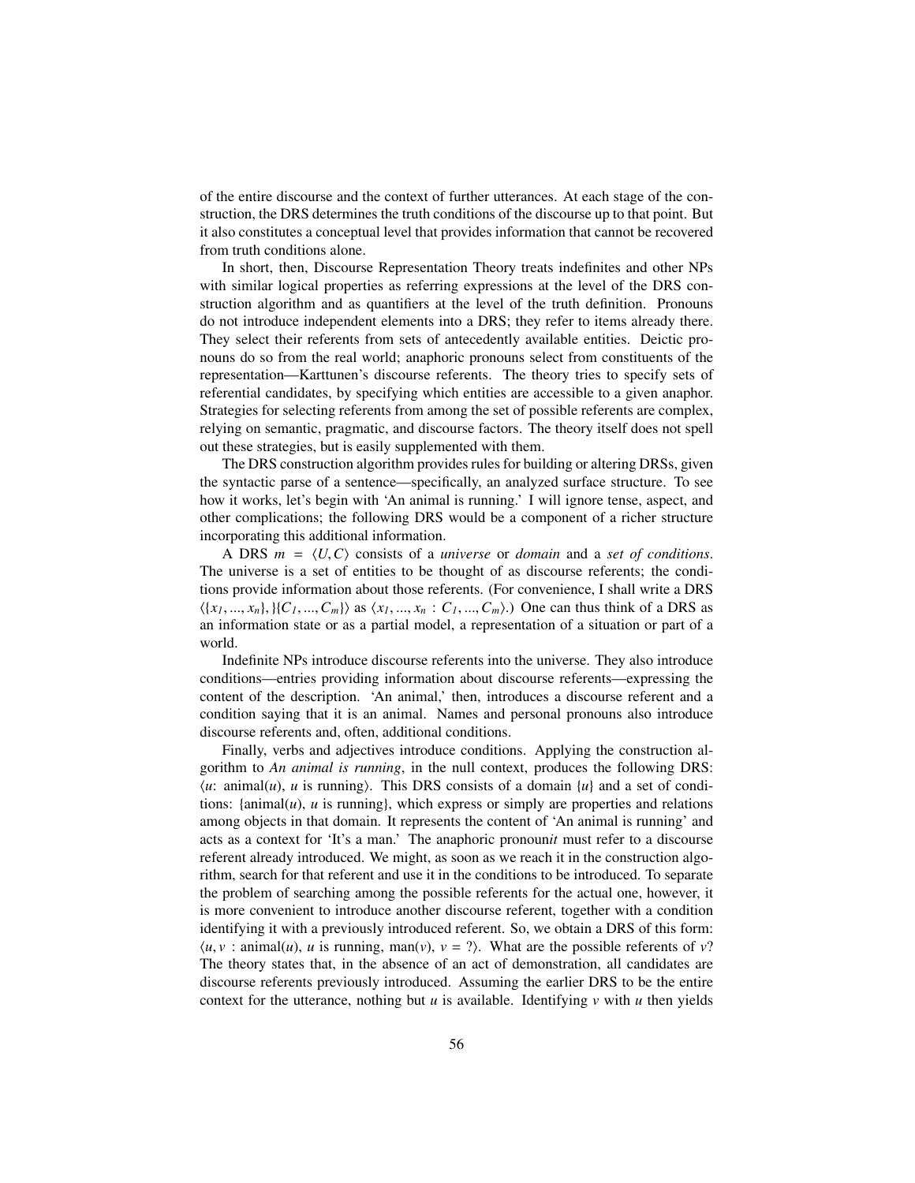of the entire discourse and the context of further utterances. At each stage of the construction, the DRS determines the truth conditions of the discourse up to that point. But it also constitutes a conceptual level that provides information that cannot be recovered from truth conditions alone.

In short, then, Discourse Representation Theory treats indefinites and other NPs with similar logical properties as referring expressions at the level of the DRS construction algorithm and as quantifiers at the level of the truth definition. Pronouns do not introduce independent elements into a DRS; they refer to items already there. They select their referents from sets of antecedently available entities. Deictic pronouns do so from the real world; anaphoric pronouns select from constituents of the representation—Karttunen's discourse referents. The theory tries to specify sets of referential candidates, by specifying which entities are accessible to a given anaphor. Strategies for selecting referents from among the set of possible referents are complex, relying on semantic, pragmatic, and discourse factors. The theory itself does not spell out these strategies, but is easily supplemented with them.

The DRS construction algorithm provides rules for building or altering DRSs, given the syntactic parse of a sentence—specifically, an analyzed surface structure. To see how it works, let's begin with 'An animal is running.' I will ignore tense, aspect, and other complications; the following DRS would be a component of a richer structure incorporating this additional information.

A DRS $m = \langle U, C \rangle$ consists of a *universe* or *domain* and a *set of conditions*. The universe is a set of entities to be thought of as discourse referents; the conditions provide information about those referents. (For convenience, I shall write a DRS $\langle \{x_1, ..., x_n\}, \}\{C_1, ..., C_m\} \rangle$ as $\langle x_1, ..., x_n : C_1, ..., C_m \rangle$.) One can thus think of a DRS as an information state or as a partial model, a representation of a situation or part of a world.

Indefinite NPs introduce discourse referents into the universe. They also introduce conditions—entries providing information about discourse referents—expressing the content of the description. 'An animal,' then, introduces a discourse referent and a condition saying that it is an animal. Names and personal pronouns also introduce discourse referents and, often, additional conditions.

Finally, verbs and adjectives introduce conditions. Applying the construction algorithm to *An animal is running*, in the null context, produces the following DRS: $\langle u$: animal($u$), $u$ is running$\rangle$. This DRS consists of a domain $\{u\}$ and a set of conditions: {animal($u$), $u$ is running}, which express or simply are properties and relations among objects in that domain. It represents the content of 'An animal is running' and acts as a context for 'It's a man.' The anaphoric pronoun*it* must refer to a discourse referent already introduced. We might, as soon as we reach it in the construction algorithm, search for that referent and use it in the conditions to be introduced. To separate the problem of searching among the possible referents for the actual one, however, it is more convenient to introduce another discourse referent, together with a condition identifying it with a previously introduced referent. So, we obtain a DRS of this form: $\langle u, v$ : animal($u$), $u$ is running, man($v$), $v$ = ?$\rangle$. What are the possible referents of $v$? The theory states that, in the absence of an act of demonstration, all candidates are discourse referents previously introduced. Assuming the earlier DRS to be the entire context for the utterance, nothing but $u$ is available. Identifying $v$ with $u$ then yields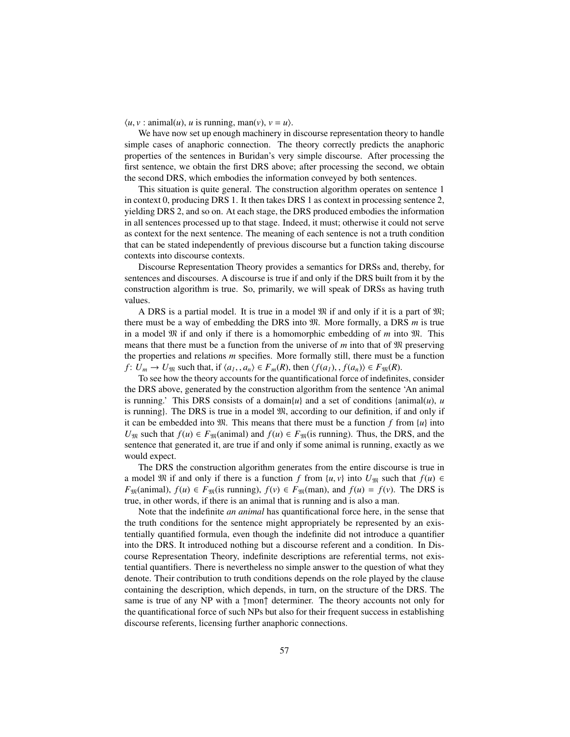$\langle u, v$ : animal($u$), $u$ is running, man($v$), $v = u\rangle$.

We have now set up enough machinery in discourse representation theory to handle simple cases of anaphoric connection. The theory correctly predicts the anaphoric properties of the sentences in Buridan's very simple discourse. After processing the first sentence, we obtain the first DRS above; after processing the second, we obtain the second DRS, which embodies the information conveyed by both sentences.

This situation is quite general. The construction algorithm operates on sentence 1 in context 0, producing DRS 1. It then takes DRS 1 as context in processing sentence 2, yielding DRS 2, and so on. At each stage, the DRS produced embodies the information in all sentences processed up to that stage. Indeed, it must; otherwise it could not serve as context for the next sentence. The meaning of each sentence is not a truth condition that can be stated independently of previous discourse but a function taking discourse contexts into discourse contexts.

Discourse Representation Theory provides a semantics for DRSs and, thereby, for sentences and discourses. A discourse is true if and only if the DRS built from it by the construction algorithm is true. So, primarily, we will speak of DRSs as having truth values.

A DRS is a partial model. It is true in a model $\mathfrak{M}$ if and only if it is a part of $\mathfrak{M}$; there must be a way of embedding the DRS into $\mathfrak{M}$. More formally, a DRS $m$ is true in a model $\mathfrak{M}$ if and only if there is a homomorphic embedding of $m$ into $\mathfrak{M}$. This means that there must be a function from the universe of $m$ into that of $\mathfrak{M}$ preserving the properties and relations $m$ specifies. More formally still, there must be a function $f\colon U_m \to U_{\mathfrak{M}}$ such that, if $\langle a_1, , a_n\rangle \in F_m(R)$, then $\langle f(a_1), , f(a_n)\rangle \in F_{\mathfrak{M}}(R)$.

To see how the theory accounts for the quantificational force of indefinites, consider the DRS above, generated by the construction algorithm from the sentence 'An animal is running.' This DRS consists of a domain$\{u\}$ and a set of conditions {animal($u$), $u$ is running}. The DRS is true in a model $\mathfrak{M}$, according to our definition, if and only if it can be embedded into $\mathfrak{M}$. This means that there must be a function $f$ from $\{u\}$ into $U_{\mathfrak{M}}$ such that $f(u) \in F_{\mathfrak{M}}(\text{animal})$ and $f(u) \in F_{\mathfrak{M}}(\text{is running})$. Thus, the DRS, and the sentence that generated it, are true if and only if some animal is running, exactly as we would expect.

The DRS the construction algorithm generates from the entire discourse is true in a model $\mathfrak{M}$ if and only if there is a function $f$ from $\{u, v\}$ into $U_{\mathfrak{M}}$ such that $f(u) \in F_{\mathfrak{M}}(\text{animal})$, $f(u) \in F_{\mathfrak{M}}(\text{is running})$, $f(v) \in F_{\mathfrak{M}}(\text{man})$, and $f(u) = f(v)$. The DRS is true, in other words, if there is an animal that is running and is also a man.

Note that the indefinite *an animal* has quantificational force here, in the sense that the truth conditions for the sentence might appropriately be represented by an existentially quantified formula, even though the indefinite did not introduce a quantifier into the DRS. It introduced nothing but a discourse referent and a condition. In Discourse Representation Theory, indefinite descriptions are referential terms, not existential quantifiers. There is nevertheless no simple answer to the question of what they denote. Their contribution to truth conditions depends on the role played by the clause containing the description, which depends, in turn, on the structure of the DRS. The same is true of any NP with a ↑mon↑ determiner. The theory accounts not only for the quantificational force of such NPs but also for their frequent success in establishing discourse referents, licensing further anaphoric connections.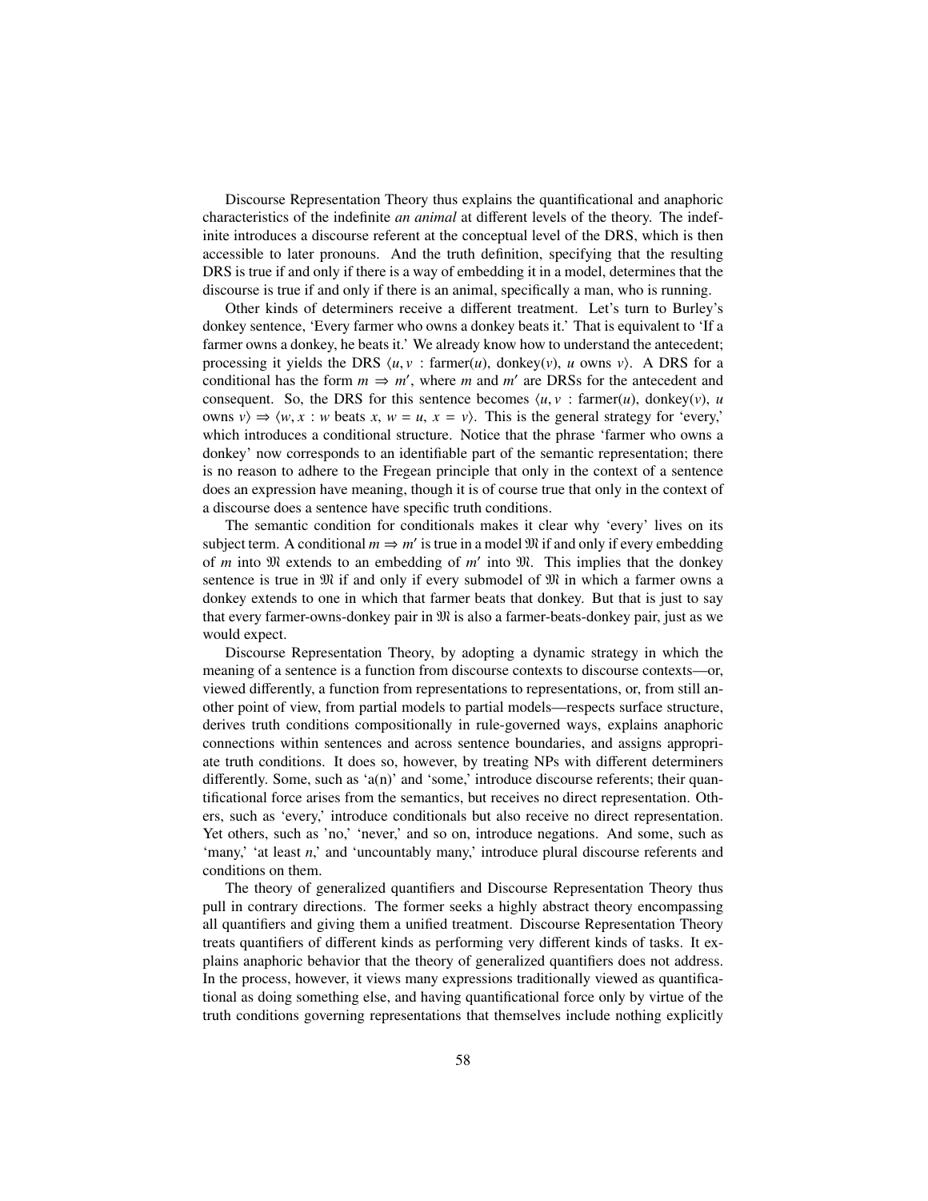Discourse Representation Theory thus explains the quantificational and anaphoric characteristics of the indefinite *an animal* at different levels of the theory. The indefinite introduces a discourse referent at the conceptual level of the DRS, which is then accessible to later pronouns. And the truth definition, specifying that the resulting DRS is true if and only if there is a way of embedding it in a model, determines that the discourse is true if and only if there is an animal, specifically a man, who is running.

Other kinds of determiners receive a different treatment. Let's turn to Burley's donkey sentence, 'Every farmer who owns a donkey beats it.' That is equivalent to 'If a farmer owns a donkey, he beats it.' We already know how to understand the antecedent; processing it yields the DRS $\langle u, v$ : farmer($u$), donkey($v$), $u$ owns $v\rangle$. A DRS for a conditional has the form $m \Rightarrow m'$, where $m$ and $m'$ are DRSs for the antecedent and consequent. So, the DRS for this sentence becomes $\langle u, v$ : farmer($u$), donkey($v$), $u$ owns $v\rangle \Rightarrow \langle w, x$ : $w$ beats $x$, $w = u$, $x = v\rangle$. This is the general strategy for 'every,' which introduces a conditional structure. Notice that the phrase 'farmer who owns a donkey' now corresponds to an identifiable part of the semantic representation; there is no reason to adhere to the Fregean principle that only in the context of a sentence does an expression have meaning, though it is of course true that only in the context of a discourse does a sentence have specific truth conditions.

The semantic condition for conditionals makes it clear why 'every' lives on its subject term. A conditional $m \Rightarrow m'$ is true in a model $\mathfrak{M}$ if and only if every embedding of $m$ into $\mathfrak{M}$ extends to an embedding of $m'$ into $\mathfrak{M}$. This implies that the donkey sentence is true in $\mathfrak{M}$ if and only if every submodel of $\mathfrak{M}$ in which a farmer owns a donkey extends to one in which that farmer beats that donkey. But that is just to say that every farmer-owns-donkey pair in $\mathfrak{M}$ is also a farmer-beats-donkey pair, just as we would expect.

Discourse Representation Theory, by adopting a dynamic strategy in which the meaning of a sentence is a function from discourse contexts to discourse contexts—or, viewed differently, a function from representations to representations, or, from still another point of view, from partial models to partial models—respects surface structure, derives truth conditions compositionally in rule-governed ways, explains anaphoric connections within sentences and across sentence boundaries, and assigns appropriate truth conditions. It does so, however, by treating NPs with different determiners differently. Some, such as 'a(n)' and 'some,' introduce discourse referents; their quantificational force arises from the semantics, but receives no direct representation. Others, such as 'every,' introduce conditionals but also receive no direct representation. Yet others, such as 'no,' 'never,' and so on, introduce negations. And some, such as 'many,' 'at least $n$,' and 'uncountably many,' introduce plural discourse referents and conditions on them.

The theory of generalized quantifiers and Discourse Representation Theory thus pull in contrary directions. The former seeks a highly abstract theory encompassing all quantifiers and giving them a unified treatment. Discourse Representation Theory treats quantifiers of different kinds as performing very different kinds of tasks. It explains anaphoric behavior that the theory of generalized quantifiers does not address. In the process, however, it views many expressions traditionally viewed as quantificational as doing something else, and having quantificational force only by virtue of the truth conditions governing representations that themselves include nothing explicitly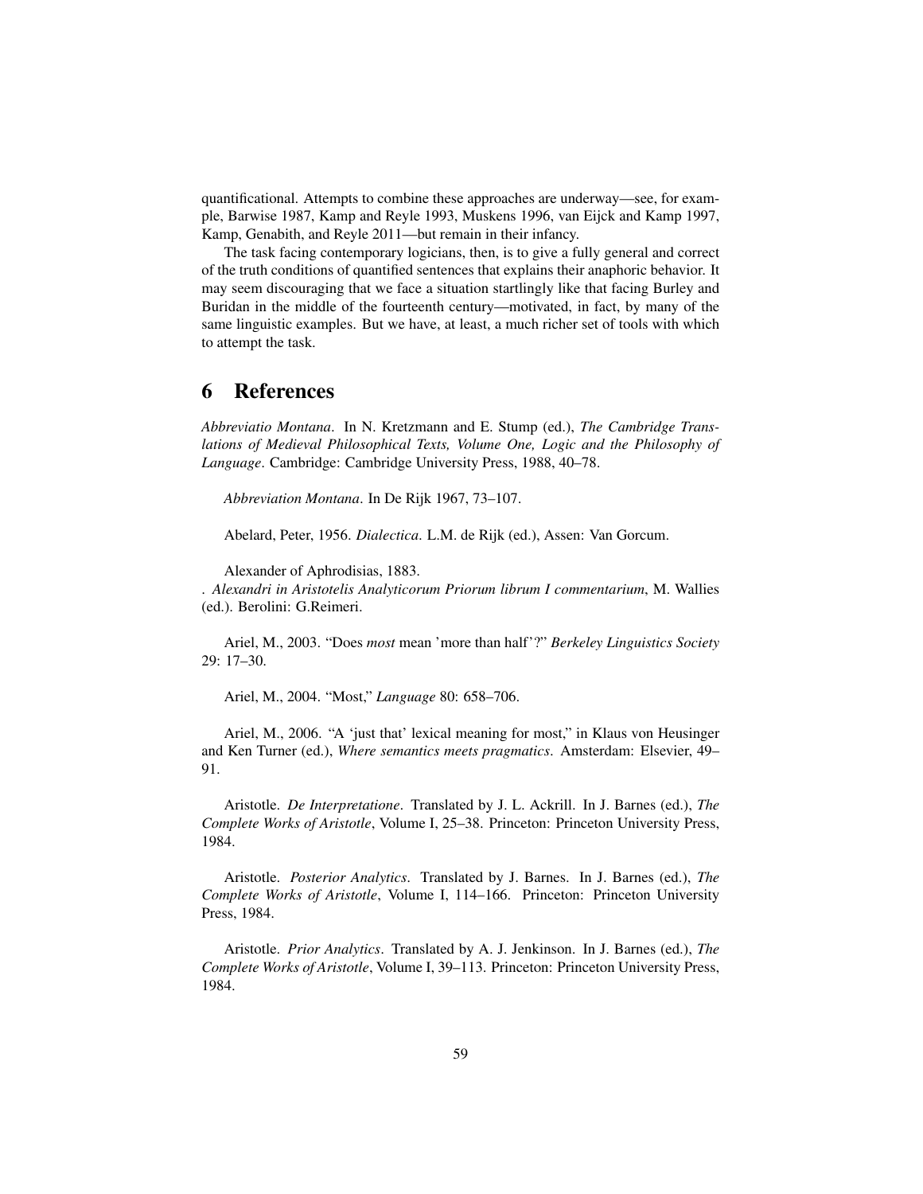quantificational. Attempts to combine these approaches are underway—see, for example, Barwise 1987, Kamp and Reyle 1993, Muskens 1996, van Eijck and Kamp 1997, Kamp, Genabith, and Reyle 2011—but remain in their infancy.

The task facing contemporary logicians, then, is to give a fully general and correct of the truth conditions of quantified sentences that explains their anaphoric behavior. It may seem discouraging that we face a situation startlingly like that facing Burley and Buridan in the middle of the fourteenth century—motivated, in fact, by many of the same linguistic examples. But we have, at least, a much richer set of tools with which to attempt the task.

# 6 References

*Abbreviatio Montana*. In N. Kretzmann and E. Stump (ed.), *The Cambridge Translations of Medieval Philosophical Texts, Volume One, Logic and the Philosophy of Language*. Cambridge: Cambridge University Press, 1988, 40–78.

*Abbreviation Montana*. In De Rijk 1967, 73–107.

Abelard, Peter, 1956. *Dialectica*. L.M. de Rijk (ed.), Assen: Van Gorcum.

Alexander of Aphrodisias, 1883.
. *Alexandri in Aristotelis Analyticorum Priorum librum I commentarium*, M. Wallies (ed.). Berolini: G.Reimeri.

Ariel, M., 2003. "Does *most* mean 'more than half'?" *Berkeley Linguistics Society* 29: 17–30.

Ariel, M., 2004. "Most," *Language* 80: 658–706.

Ariel, M., 2006. "A 'just that' lexical meaning for most," in Klaus von Heusinger and Ken Turner (ed.), *Where semantics meets pragmatics*. Amsterdam: Elsevier, 49–91.

Aristotle. *De Interpretatione*. Translated by J. L. Ackrill. In J. Barnes (ed.), *The Complete Works of Aristotle*, Volume I, 25–38. Princeton: Princeton University Press, 1984.

Aristotle. *Posterior Analytics*. Translated by J. Barnes. In J. Barnes (ed.), *The Complete Works of Aristotle*, Volume I, 114–166. Princeton: Princeton University Press, 1984.

Aristotle. *Prior Analytics*. Translated by A. J. Jenkinson. In J. Barnes (ed.), *The Complete Works of Aristotle*, Volume I, 39–113. Princeton: Princeton University Press, 1984.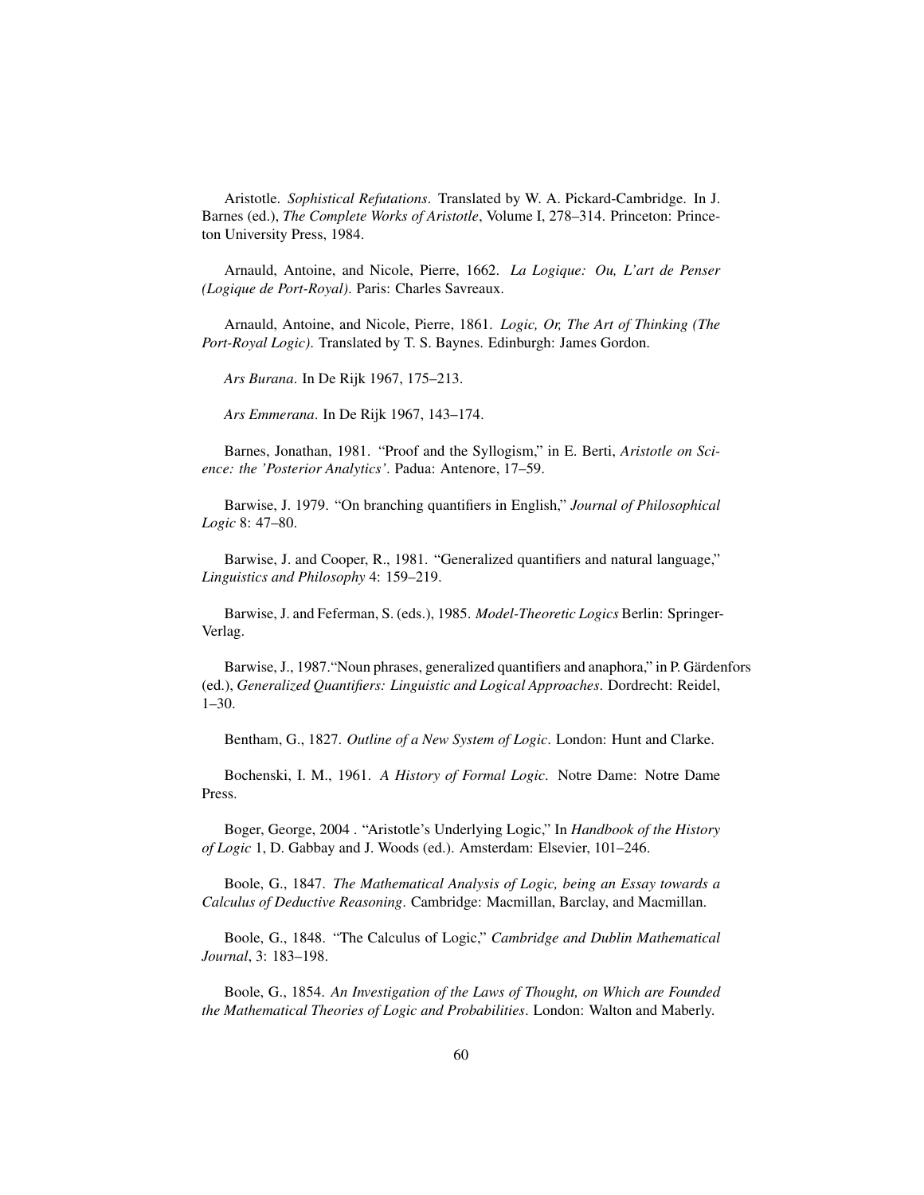Aristotle. *Sophistical Refutations*. Translated by W. A. Pickard-Cambridge. In J. Barnes (ed.), *The Complete Works of Aristotle*, Volume I, 278–314. Princeton: Princeton University Press, 1984.

Arnauld, Antoine, and Nicole, Pierre, 1662. *La Logique: Ou, L'art de Penser (Logique de Port-Royal)*. Paris: Charles Savreaux.

Arnauld, Antoine, and Nicole, Pierre, 1861. *Logic, Or, The Art of Thinking (The Port-Royal Logic)*. Translated by T. S. Baynes. Edinburgh: James Gordon.

*Ars Burana*. In De Rijk 1967, 175–213.

*Ars Emmerana*. In De Rijk 1967, 143–174.

Barnes, Jonathan, 1981. "Proof and the Syllogism," in E. Berti, *Aristotle on Science: the 'Posterior Analytics'*. Padua: Antenore, 17–59.

Barwise, J. 1979. "On branching quantifiers in English," *Journal of Philosophical Logic* 8: 47–80.

Barwise, J. and Cooper, R., 1981. "Generalized quantifiers and natural language," *Linguistics and Philosophy* 4: 159–219.

Barwise, J. and Feferman, S. (eds.), 1985. *Model-Theoretic Logics* Berlin: Springer-Verlag.

Barwise, J., 1987."Noun phrases, generalized quantifiers and anaphora," in P. Gärdenfors (ed.), *Generalized Quantifiers: Linguistic and Logical Approaches*. Dordrecht: Reidel, 1–30.

Bentham, G., 1827. *Outline of a New System of Logic*. London: Hunt and Clarke.

Bochenski, I. M., 1961. *A History of Formal Logic*. Notre Dame: Notre Dame Press.

Boger, George, 2004 . "Aristotle's Underlying Logic," In *Handbook of the History of Logic* 1, D. Gabbay and J. Woods (ed.). Amsterdam: Elsevier, 101–246.

Boole, G., 1847. *The Mathematical Analysis of Logic, being an Essay towards a Calculus of Deductive Reasoning*. Cambridge: Macmillan, Barclay, and Macmillan.

Boole, G., 1848. "The Calculus of Logic," *Cambridge and Dublin Mathematical Journal*, 3: 183–198.

Boole, G., 1854. *An Investigation of the Laws of Thought, on Which are Founded the Mathematical Theories of Logic and Probabilities*. London: Walton and Maberly.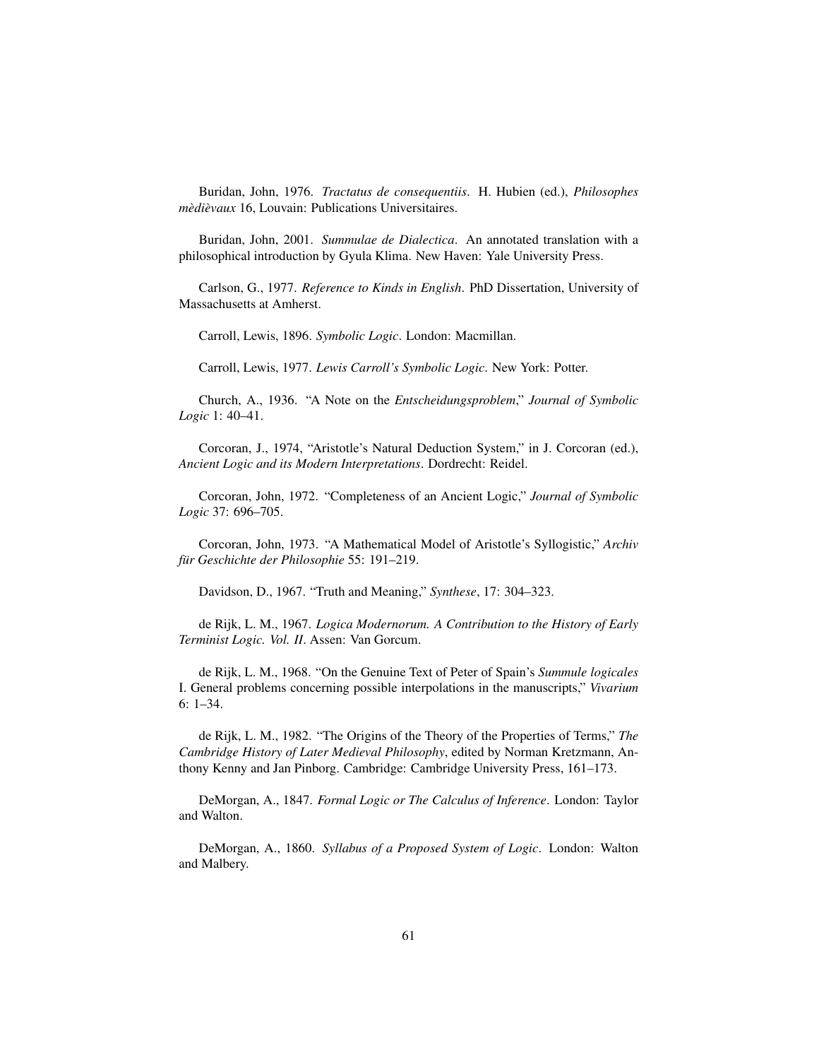Buridan, John, 1976. *Tractatus de consequentiis*. H. Hubien (ed.), *Philosophes mèdièvaux* 16, Louvain: Publications Universitaires.

Buridan, John, 2001. *Summulae de Dialectica*. An annotated translation with a philosophical introduction by Gyula Klima. New Haven: Yale University Press.

Carlson, G., 1977. *Reference to Kinds in English*. PhD Dissertation, University of Massachusetts at Amherst.

Carroll, Lewis, 1896. *Symbolic Logic*. London: Macmillan.

Carroll, Lewis, 1977. *Lewis Carroll's Symbolic Logic*. New York: Potter.

Church, A., 1936. "A Note on the *Entscheidungsproblem*," *Journal of Symbolic Logic* 1: 40–41.

Corcoran, J., 1974, "Aristotle's Natural Deduction System," in J. Corcoran (ed.), *Ancient Logic and its Modern Interpretations*. Dordrecht: Reidel.

Corcoran, John, 1972. "Completeness of an Ancient Logic," *Journal of Symbolic Logic* 37: 696–705.

Corcoran, John, 1973. "A Mathematical Model of Aristotle's Syllogistic," *Archiv für Geschichte der Philosophie* 55: 191–219.

Davidson, D., 1967. "Truth and Meaning," *Synthese*, 17: 304–323.

de Rijk, L. M., 1967. *Logica Modernorum. A Contribution to the History of Early Terminist Logic. Vol. II*. Assen: Van Gorcum.

de Rijk, L. M., 1968. "On the Genuine Text of Peter of Spain's *Summule logicales* I. General problems concerning possible interpolations in the manuscripts," *Vivarium* 6: 1–34.

de Rijk, L. M., 1982. "The Origins of the Theory of the Properties of Terms," *The Cambridge History of Later Medieval Philosophy*, edited by Norman Kretzmann, Anthony Kenny and Jan Pinborg. Cambridge: Cambridge University Press, 161–173.

DeMorgan, A., 1847. *Formal Logic or The Calculus of Inference*. London: Taylor and Walton.

DeMorgan, A., 1860. *Syllabus of a Proposed System of Logic*. London: Walton and Malbery.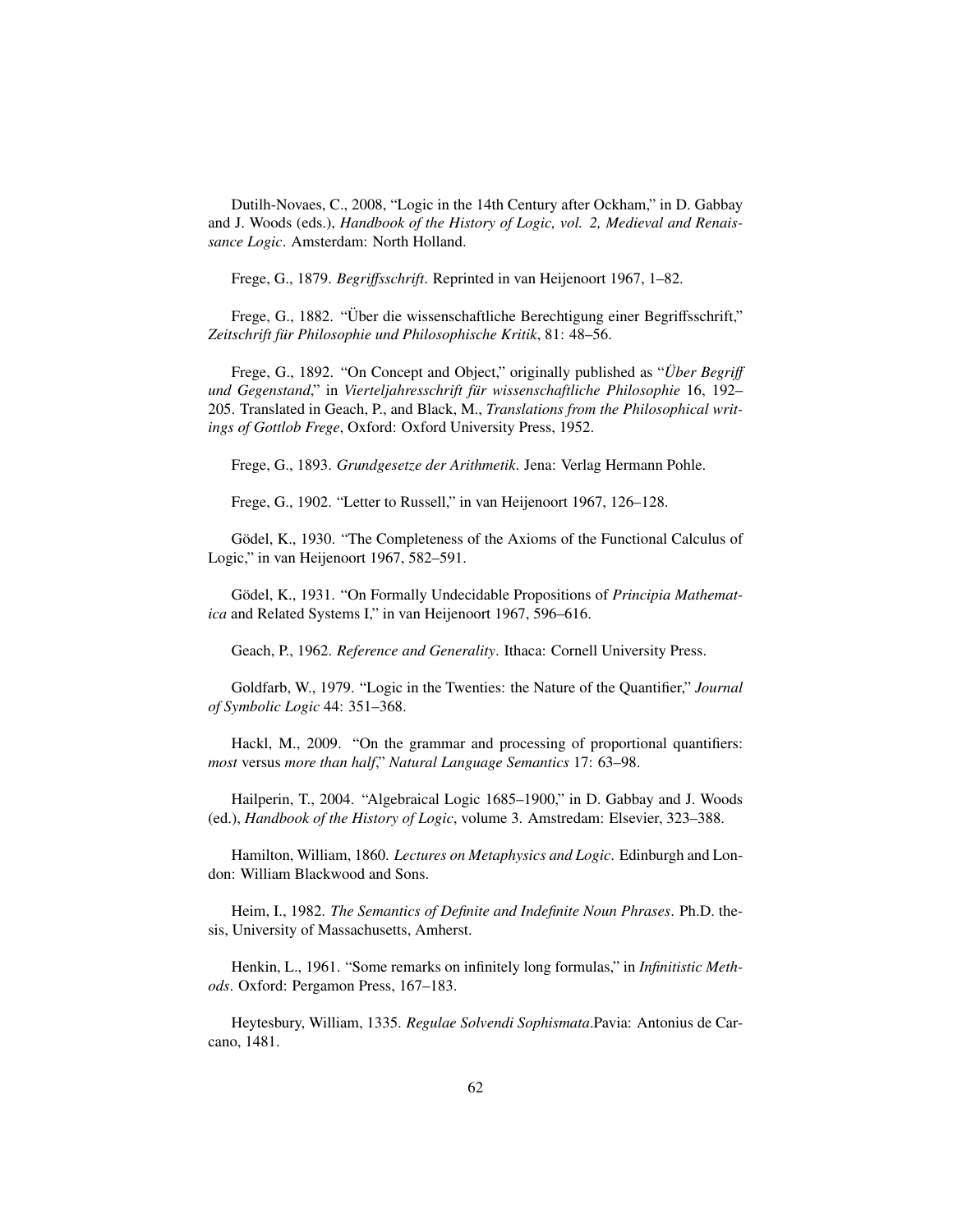Dutilh-Novaes, C., 2008, "Logic in the 14th Century after Ockham," in D. Gabbay and J. Woods (eds.), *Handbook of the History of Logic, vol. 2, Medieval and Renaissance Logic*. Amsterdam: North Holland.

Frege, G., 1879. *Begriffsschrift*. Reprinted in van Heijenoort 1967, 1–82.

Frege, G., 1882. "Über die wissenschaftliche Berechtigung einer Begriffsschrift," *Zeitschrift für Philosophie und Philosophische Kritik*, 81: 48–56.

Frege, G., 1892. "On Concept and Object," originally published as "*Über Begriff und Gegenstand*," in *Vierteljahresschrift für wissenschaftliche Philosophie* 16, 192–205. Translated in Geach, P., and Black, M., *Translations from the Philosophical writings of Gottlob Frege*, Oxford: Oxford University Press, 1952.

Frege, G., 1893. *Grundgesetze der Arithmetik*. Jena: Verlag Hermann Pohle.

Frege, G., 1902. "Letter to Russell," in van Heijenoort 1967, 126–128.

Gödel, K., 1930. "The Completeness of the Axioms of the Functional Calculus of Logic," in van Heijenoort 1967, 582–591.

Gödel, K., 1931. "On Formally Undecidable Propositions of *Principia Mathematica* and Related Systems I," in van Heijenoort 1967, 596–616.

Geach, P., 1962. *Reference and Generality*. Ithaca: Cornell University Press.

Goldfarb, W., 1979. "Logic in the Twenties: the Nature of the Quantifier," *Journal of Symbolic Logic* 44: 351–368.

Hackl, M., 2009. "On the grammar and processing of proportional quantifiers: *most* versus *more than half*," *Natural Language Semantics* 17: 63–98.

Hailperin, T., 2004. "Algebraical Logic 1685–1900," in D. Gabbay and J. Woods (ed.), *Handbook of the History of Logic*, volume 3. Amstredam: Elsevier, 323–388.

Hamilton, William, 1860. *Lectures on Metaphysics and Logic*. Edinburgh and London: William Blackwood and Sons.

Heim, I., 1982. *The Semantics of Definite and Indefinite Noun Phrases*. Ph.D. thesis, University of Massachusetts, Amherst.

Henkin, L., 1961. "Some remarks on infinitely long formulas," in *Infinitistic Methods*. Oxford: Pergamon Press, 167–183.

Heytesbury, William, 1335. *Regulae Solvendi Sophismata*.Pavia: Antonius de Carcano, 1481.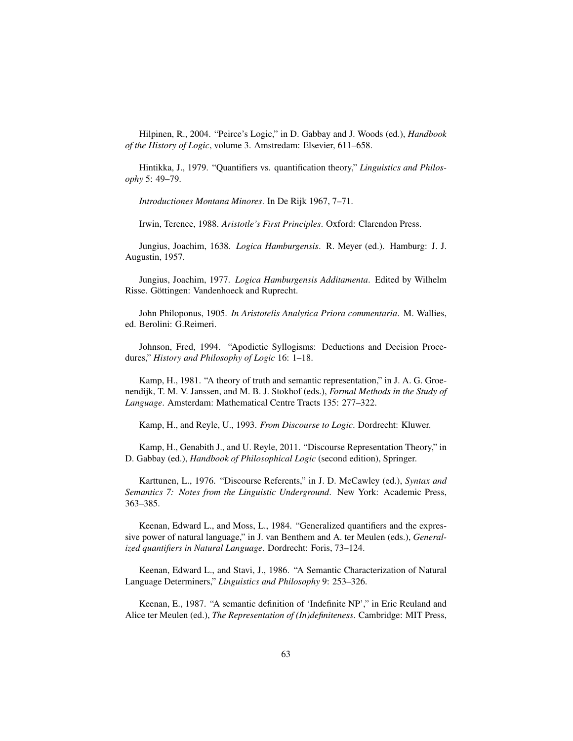Hilpinen, R., 2004. "Peirce's Logic," in D. Gabbay and J. Woods (ed.), *Handbook of the History of Logic*, volume 3. Amstredam: Elsevier, 611–658.

Hintikka, J., 1979. "Quantifiers vs. quantification theory," *Linguistics and Philosophy* 5: 49–79.

*Introductiones Montana Minores*. In De Rijk 1967, 7–71.

Irwin, Terence, 1988. *Aristotle's First Principles*. Oxford: Clarendon Press.

Jungius, Joachim, 1638. *Logica Hamburgensis*. R. Meyer (ed.). Hamburg: J. J. Augustin, 1957.

Jungius, Joachim, 1977. *Logica Hamburgensis Additamenta*. Edited by Wilhelm Risse. Göttingen: Vandenhoeck and Ruprecht.

John Philoponus, 1905. *In Aristotelis Analytica Priora commentaria*. M. Wallies, ed. Berolini: G.Reimeri.

Johnson, Fred, 1994. "Apodictic Syllogisms: Deductions and Decision Procedures," *History and Philosophy of Logic* 16: 1–18.

Kamp, H., 1981. "A theory of truth and semantic representation," in J. A. G. Groenendijk, T. M. V. Janssen, and M. B. J. Stokhof (eds.), *Formal Methods in the Study of Language*. Amsterdam: Mathematical Centre Tracts 135: 277–322.

Kamp, H., and Reyle, U., 1993. *From Discourse to Logic*. Dordrecht: Kluwer.

Kamp, H., Genabith J., and U. Reyle, 2011. "Discourse Representation Theory," in D. Gabbay (ed.), *Handbook of Philosophical Logic* (second edition), Springer.

Karttunen, L., 1976. "Discourse Referents," in J. D. McCawley (ed.), *Syntax and Semantics 7: Notes from the Linguistic Underground*. New York: Academic Press, 363–385.

Keenan, Edward L., and Moss, L., 1984. "Generalized quantifiers and the expressive power of natural language," in J. van Benthem and A. ter Meulen (eds.), *Generalized quantifiers in Natural Language*. Dordrecht: Foris, 73–124.

Keenan, Edward L., and Stavi, J., 1986. "A Semantic Characterization of Natural Language Determiners," *Linguistics and Philosophy* 9: 253–326.

Keenan, E., 1987. "A semantic definition of 'Indefinite NP'," in Eric Reuland and Alice ter Meulen (ed.), *The Representation of (In)definiteness*. Cambridge: MIT Press,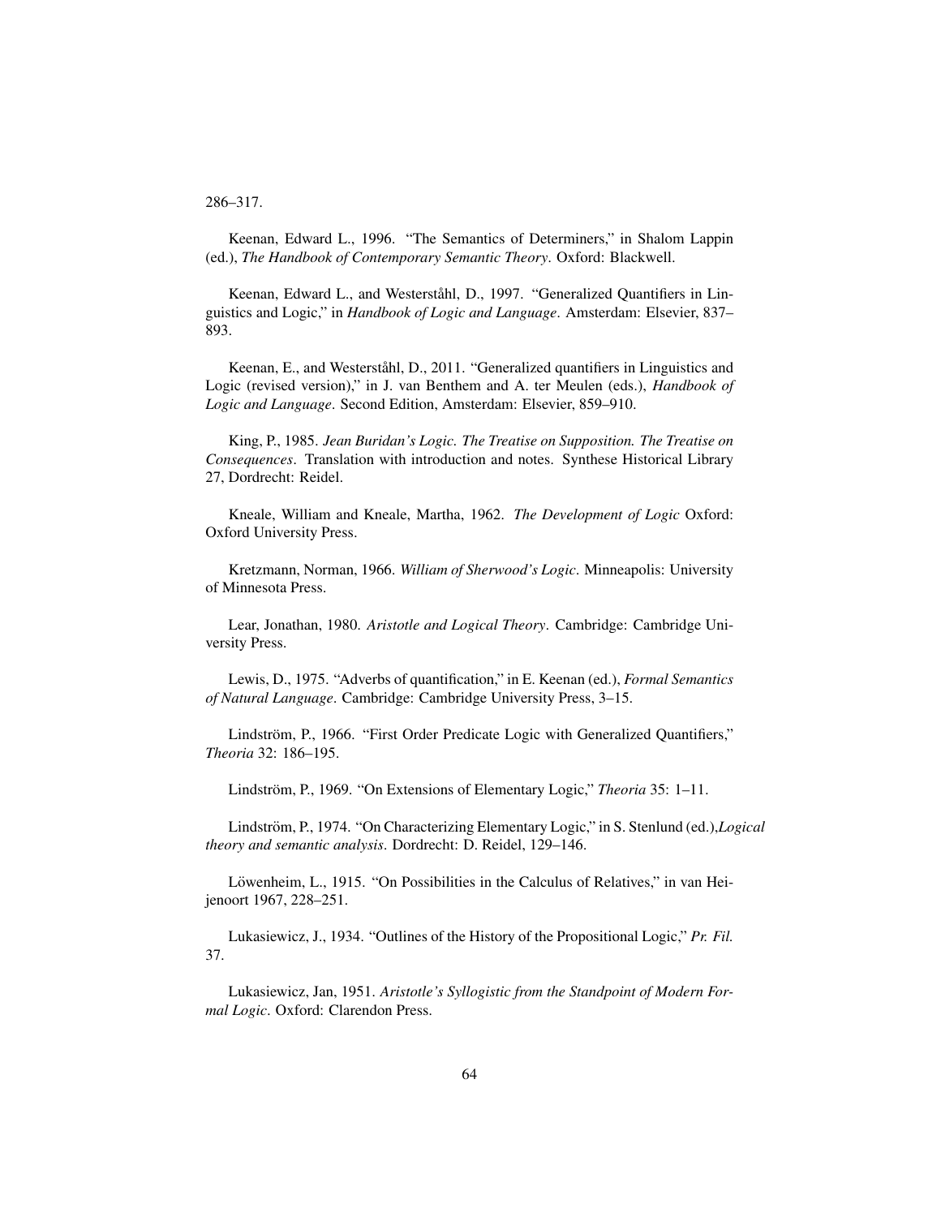286–317.

Keenan, Edward L., 1996. "The Semantics of Determiners," in Shalom Lappin (ed.), *The Handbook of Contemporary Semantic Theory*. Oxford: Blackwell.

Keenan, Edward L., and Westerståhl, D., 1997. "Generalized Quantifiers in Linguistics and Logic," in *Handbook of Logic and Language*. Amsterdam: Elsevier, 837–893.

Keenan, E., and Westerståhl, D., 2011. "Generalized quantifiers in Linguistics and Logic (revised version)," in J. van Benthem and A. ter Meulen (eds.), *Handbook of Logic and Language*. Second Edition, Amsterdam: Elsevier, 859–910.

King, P., 1985. *Jean Buridan's Logic. The Treatise on Supposition. The Treatise on Consequences*. Translation with introduction and notes. Synthese Historical Library 27, Dordrecht: Reidel.

Kneale, William and Kneale, Martha, 1962. *The Development of Logic* Oxford: Oxford University Press.

Kretzmann, Norman, 1966. *William of Sherwood's Logic*. Minneapolis: University of Minnesota Press.

Lear, Jonathan, 1980. *Aristotle and Logical Theory*. Cambridge: Cambridge University Press.

Lewis, D., 1975. "Adverbs of quantification," in E. Keenan (ed.), *Formal Semantics of Natural Language*. Cambridge: Cambridge University Press, 3–15.

Lindström, P., 1966. "First Order Predicate Logic with Generalized Quantifiers," *Theoria* 32: 186–195.

Lindström, P., 1969. "On Extensions of Elementary Logic," *Theoria* 35: 1–11.

Lindström, P., 1974. "On Characterizing Elementary Logic," in S. Stenlund (ed.),*Logical theory and semantic analysis*. Dordrecht: D. Reidel, 129–146.

Löwenheim, L., 1915. "On Possibilities in the Calculus of Relatives," in van Heijenoort 1967, 228–251.

Lukasiewicz, J., 1934. "Outlines of the History of the Propositional Logic," *Pr. Fil.* 37.

Lukasiewicz, Jan, 1951. *Aristotle's Syllogistic from the Standpoint of Modern Formal Logic*. Oxford: Clarendon Press.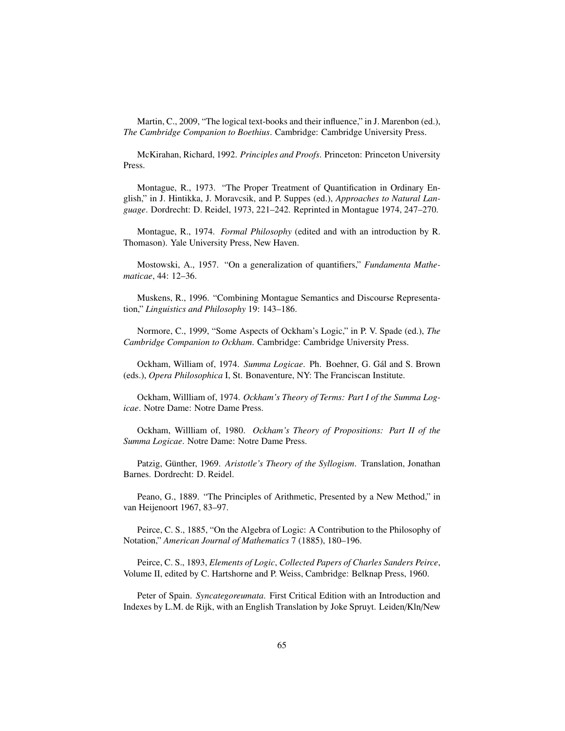Martin, C., 2009, "The logical text-books and their influence," in J. Marenbon (ed.), *The Cambridge Companion to Boethius*. Cambridge: Cambridge University Press.

McKirahan, Richard, 1992. *Principles and Proofs*. Princeton: Princeton University Press.

Montague, R., 1973. "The Proper Treatment of Quantification in Ordinary English," in J. Hintikka, J. Moravcsik, and P. Suppes (ed.), *Approaches to Natural Language*. Dordrecht: D. Reidel, 1973, 221–242. Reprinted in Montague 1974, 247–270.

Montague, R., 1974. *Formal Philosophy* (edited and with an introduction by R. Thomason). Yale University Press, New Haven.

Mostowski, A., 1957. "On a generalization of quantifiers," *Fundamenta Mathematicae*, 44: 12–36.

Muskens, R., 1996. "Combining Montague Semantics and Discourse Representation," *Linguistics and Philosophy* 19: 143–186.

Normore, C., 1999, "Some Aspects of Ockham's Logic," in P. V. Spade (ed.), *The Cambridge Companion to Ockham*. Cambridge: Cambridge University Press.

Ockham, William of, 1974. *Summa Logicae*. Ph. Boehner, G. Gál and S. Brown (eds.), *Opera Philosophica* I, St. Bonaventure, NY: The Franciscan Institute.

Ockham, Willliam of, 1974. *Ockham's Theory of Terms: Part I of the Summa Logicae*. Notre Dame: Notre Dame Press.

Ockham, Willliam of, 1980. *Ockham's Theory of Propositions: Part II of the Summa Logicae*. Notre Dame: Notre Dame Press.

Patzig, Günther, 1969. *Aristotle's Theory of the Syllogism*. Translation, Jonathan Barnes. Dordrecht: D. Reidel.

Peano, G., 1889. "The Principles of Arithmetic, Presented by a New Method," in van Heijenoort 1967, 83–97.

Peirce, C. S., 1885, "On the Algebra of Logic: A Contribution to the Philosophy of Notation," *American Journal of Mathematics* 7 (1885), 180–196.

Peirce, C. S., 1893, *Elements of Logic*, *Collected Papers of Charles Sanders Peirce*, Volume II, edited by C. Hartshorne and P. Weiss, Cambridge: Belknap Press, 1960.

Peter of Spain. *Syncategoreumata*. First Critical Edition with an Introduction and Indexes by L.M. de Rijk, with an English Translation by Joke Spruyt. Leiden/Kln/New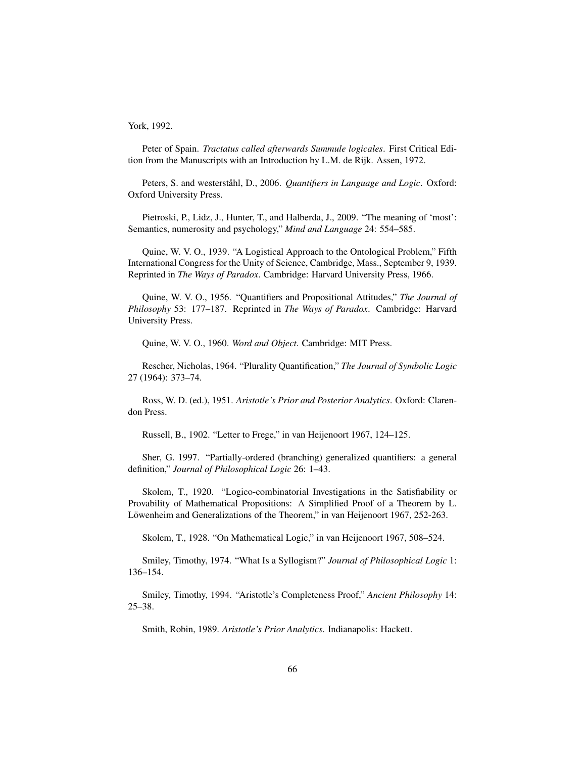York, 1992.

Peter of Spain. *Tractatus called afterwards Summule logicales*. First Critical Edition from the Manuscripts with an Introduction by L.M. de Rijk. Assen, 1972.

Peters, S. and westerståhl, D., 2006. *Quantifiers in Language and Logic*. Oxford: Oxford University Press.

Pietroski, P., Lidz, J., Hunter, T., and Halberda, J., 2009. "The meaning of 'most': Semantics, numerosity and psychology," *Mind and Language* 24: 554–585.

Quine, W. V. O., 1939. "A Logistical Approach to the Ontological Problem," Fifth International Congress for the Unity of Science, Cambridge, Mass., September 9, 1939. Reprinted in *The Ways of Paradox*. Cambridge: Harvard University Press, 1966.

Quine, W. V. O., 1956. "Quantifiers and Propositional Attitudes," *The Journal of Philosophy* 53: 177–187. Reprinted in *The Ways of Paradox*. Cambridge: Harvard University Press.

Quine, W. V. O., 1960. *Word and Object*. Cambridge: MIT Press.

Rescher, Nicholas, 1964. "Plurality Quantification," *The Journal of Symbolic Logic* 27 (1964): 373–74.

Ross, W. D. (ed.), 1951. *Aristotle's Prior and Posterior Analytics*. Oxford: Clarendon Press.

Russell, B., 1902. "Letter to Frege," in van Heijenoort 1967, 124–125.

Sher, G. 1997. "Partially-ordered (branching) generalized quantifiers: a general definition," *Journal of Philosophical Logic* 26: 1–43.

Skolem, T., 1920. "Logico-combinatorial Investigations in the Satisfiability or Provability of Mathematical Propositions: A Simplified Proof of a Theorem by L. Löwenheim and Generalizations of the Theorem," in van Heijenoort 1967, 252-263.

Skolem, T., 1928. "On Mathematical Logic," in van Heijenoort 1967, 508–524.

Smiley, Timothy, 1974. "What Is a Syllogism?" *Journal of Philosophical Logic* 1: 136–154.

Smiley, Timothy, 1994. "Aristotle's Completeness Proof," *Ancient Philosophy* 14: 25–38.

Smith, Robin, 1989. *Aristotle's Prior Analytics*. Indianapolis: Hackett.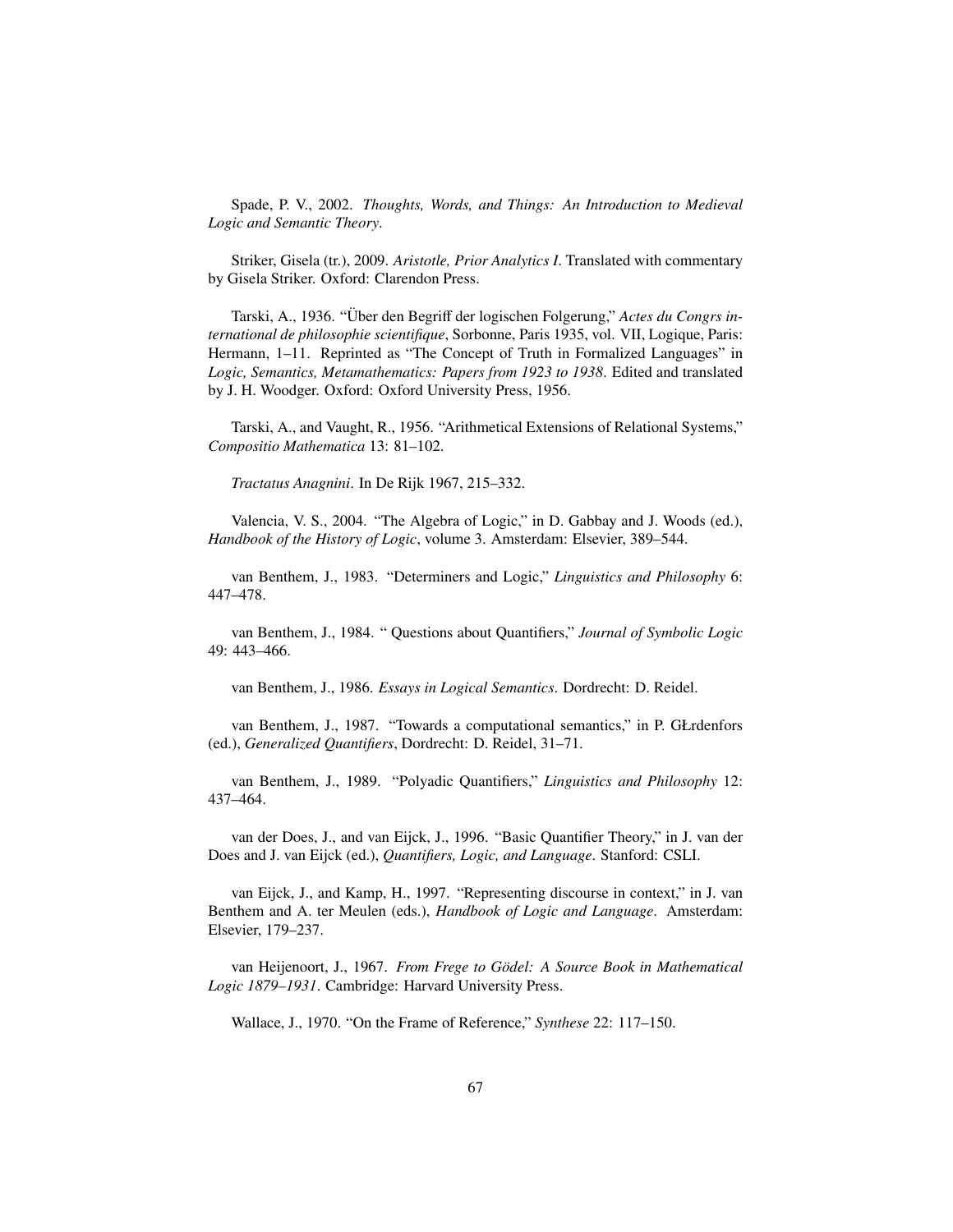Spade, P. V., 2002. *Thoughts, Words, and Things: An Introduction to Medieval Logic and Semantic Theory*.

Striker, Gisela (tr.), 2009. *Aristotle, Prior Analytics I*. Translated with commentary by Gisela Striker. Oxford: Clarendon Press.

Tarski, A., 1936. "Über den Begriff der logischen Folgerung," *Actes du Congrs international de philosophie scientifique*, Sorbonne, Paris 1935, vol. VII, Logique, Paris: Hermann, 1–11. Reprinted as "The Concept of Truth in Formalized Languages" in *Logic, Semantics, Metamathematics: Papers from 1923 to 1938*. Edited and translated by J. H. Woodger. Oxford: Oxford University Press, 1956.

Tarski, A., and Vaught, R., 1956. "Arithmetical Extensions of Relational Systems," *Compositio Mathematica* 13: 81–102.

*Tractatus Anagnini*. In De Rijk 1967, 215–332.

Valencia, V. S., 2004. "The Algebra of Logic," in D. Gabbay and J. Woods (ed.), *Handbook of the History of Logic*, volume 3. Amsterdam: Elsevier, 389–544.

van Benthem, J., 1983. "Determiners and Logic," *Linguistics and Philosophy* 6: 447–478.

van Benthem, J., 1984. " Questions about Quantifiers," *Journal of Symbolic Logic* 49: 443–466.

van Benthem, J., 1986. *Essays in Logical Semantics*. Dordrecht: D. Reidel.

van Benthem, J., 1987. "Towards a computational semantics," in P. GŁrdenfors (ed.), *Generalized Quantifiers*, Dordrecht: D. Reidel, 31–71.

van Benthem, J., 1989. "Polyadic Quantifiers," *Linguistics and Philosophy* 12: 437–464.

van der Does, J., and van Eijck, J., 1996. "Basic Quantifier Theory," in J. van der Does and J. van Eijck (ed.), *Quantifiers, Logic, and Language*. Stanford: CSLI.

van Eijck, J., and Kamp, H., 1997. "Representing discourse in context," in J. van Benthem and A. ter Meulen (eds.), *Handbook of Logic and Language*. Amsterdam: Elsevier, 179–237.

van Heijenoort, J., 1967. *From Frege to Gödel: A Source Book in Mathematical Logic 1879–1931*. Cambridge: Harvard University Press.

Wallace, J., 1970. "On the Frame of Reference," *Synthese* 22: 117–150.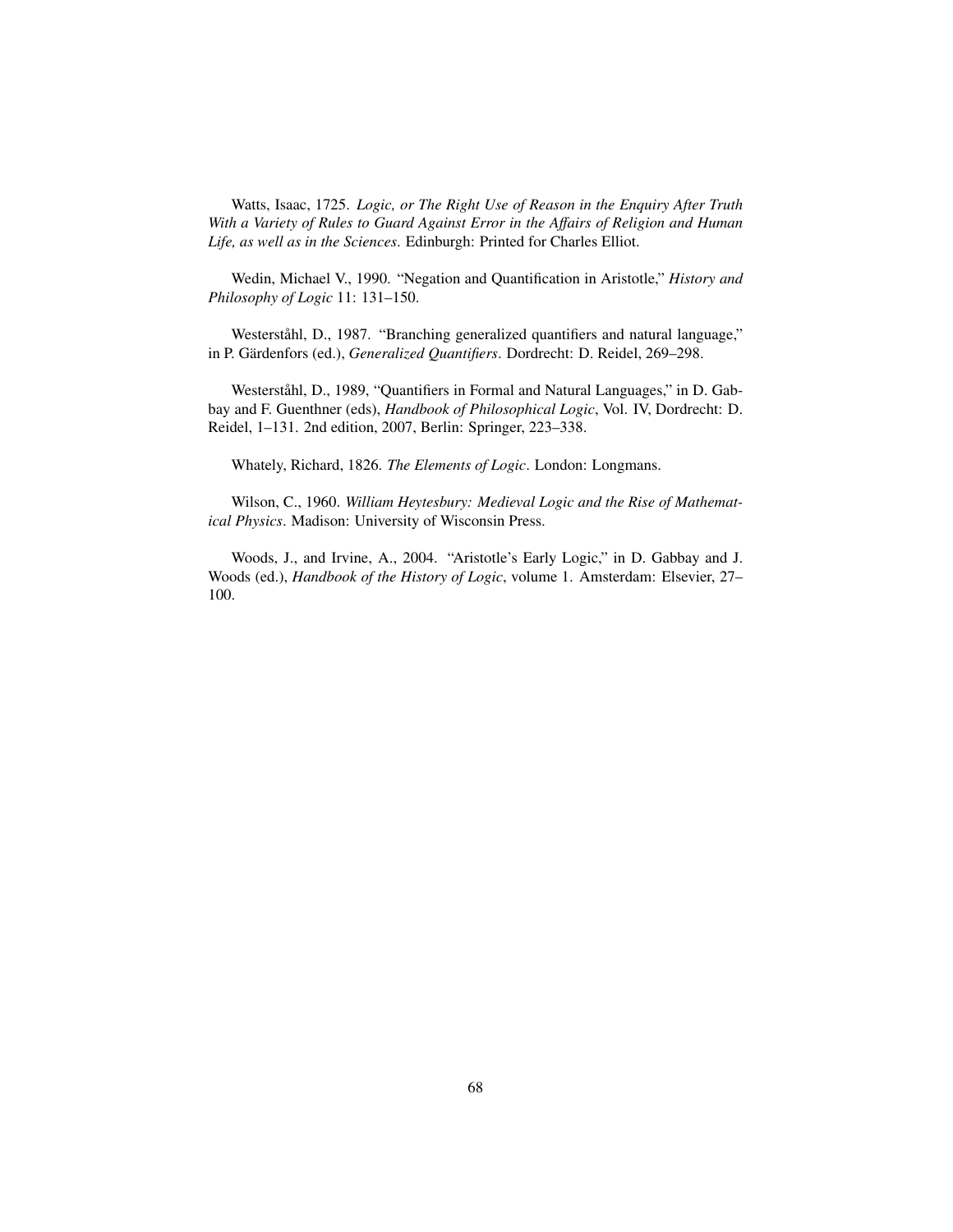Watts, Isaac, 1725. *Logic, or The Right Use of Reason in the Enquiry After Truth With a Variety of Rules to Guard Against Error in the Affairs of Religion and Human Life, as well as in the Sciences*. Edinburgh: Printed for Charles Elliot.

Wedin, Michael V., 1990. "Negation and Quantification in Aristotle," *History and Philosophy of Logic* 11: 131–150.

Westerståhl, D., 1987. "Branching generalized quantifiers and natural language," in P. Gärdenfors (ed.), *Generalized Quantifiers*. Dordrecht: D. Reidel, 269–298.

Westerståhl, D., 1989, "Quantifiers in Formal and Natural Languages," in D. Gabbay and F. Guenthner (eds), *Handbook of Philosophical Logic*, Vol. IV, Dordrecht: D. Reidel, 1–131. 2nd edition, 2007, Berlin: Springer, 223–338.

Whately, Richard, 1826. *The Elements of Logic*. London: Longmans.

Wilson, C., 1960. *William Heytesbury: Medieval Logic and the Rise of Mathematical Physics*. Madison: University of Wisconsin Press.

Woods, J., and Irvine, A., 2004. "Aristotle's Early Logic," in D. Gabbay and J. Woods (ed.), *Handbook of the History of Logic*, volume 1. Amsterdam: Elsevier, 27–100.